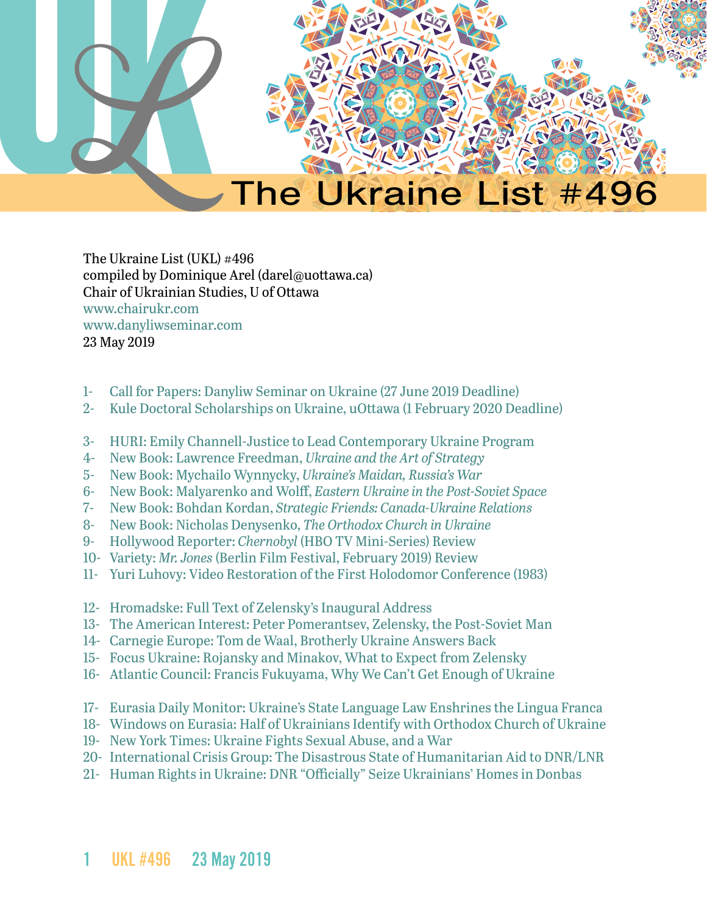# The Ukraine List #496

The Ukraine List (UKL) #496
compiled by Dominique Arel (darel@uottawa.ca)
Chair of Ukrainian Studies, U of Ottawa
www.chairukr.com
www.danyliwseminar.com
23 May 2019

1- Call for Papers: Danyliw Seminar on Ukraine (27 June 2019 Deadline)
2- Kule Doctoral Scholarships on Ukraine, uOttawa (1 February 2020 Deadline)

3- HURI: Emily Channell-Justice to Lead Contemporary Ukraine Program
4- New Book: Lawrence Freedman, *Ukraine and the Art of Strategy*
5- New Book: Mychailo Wynnycky, *Ukraine's Maidan, Russia's War*
6- New Book: Malyarenko and Wolff, *Eastern Ukraine in the Post-Soviet Space*
7- New Book: Bohdan Kordan, *Strategic Friends: Canada-Ukraine Relations*
8- New Book: Nicholas Denysenko, *The Orthodox Church in Ukraine*
9- Hollywood Reporter: *Chernobyl* (HBO TV Mini-Series) Review
10- Variety: *Mr. Jones* (Berlin Film Festival, February 2019) Review
11- Yuri Luhovy: Video Restoration of the First Holodomor Conference (1983)

12- Hromadske: Full Text of Zelensky's Inaugural Address
13- The American Interest: Peter Pomerantsev, Zelensky, the Post-Soviet Man
14- Carnegie Europe: Tom de Waal, Brotherly Ukraine Answers Back
15- Focus Ukraine: Rojansky and Minakov, What to Expect from Zelensky
16- Atlantic Council: Francis Fukuyama, Why We Can't Get Enough of Ukraine

17- Eurasia Daily Monitor: Ukraine's State Language Law Enshrines the Lingua Franca
18- Windows on Eurasia: Half of Ukrainians Identify with Orthodox Church of Ukraine
19- New York Times: Ukraine Fights Sexual Abuse, and a War
20- International Crisis Group: The Disastrous State of Humanitarian Aid to DNR/LNR
21- Human Rights in Ukraine: DNR "Officially" Seize Ukrainians' Homes in Donbas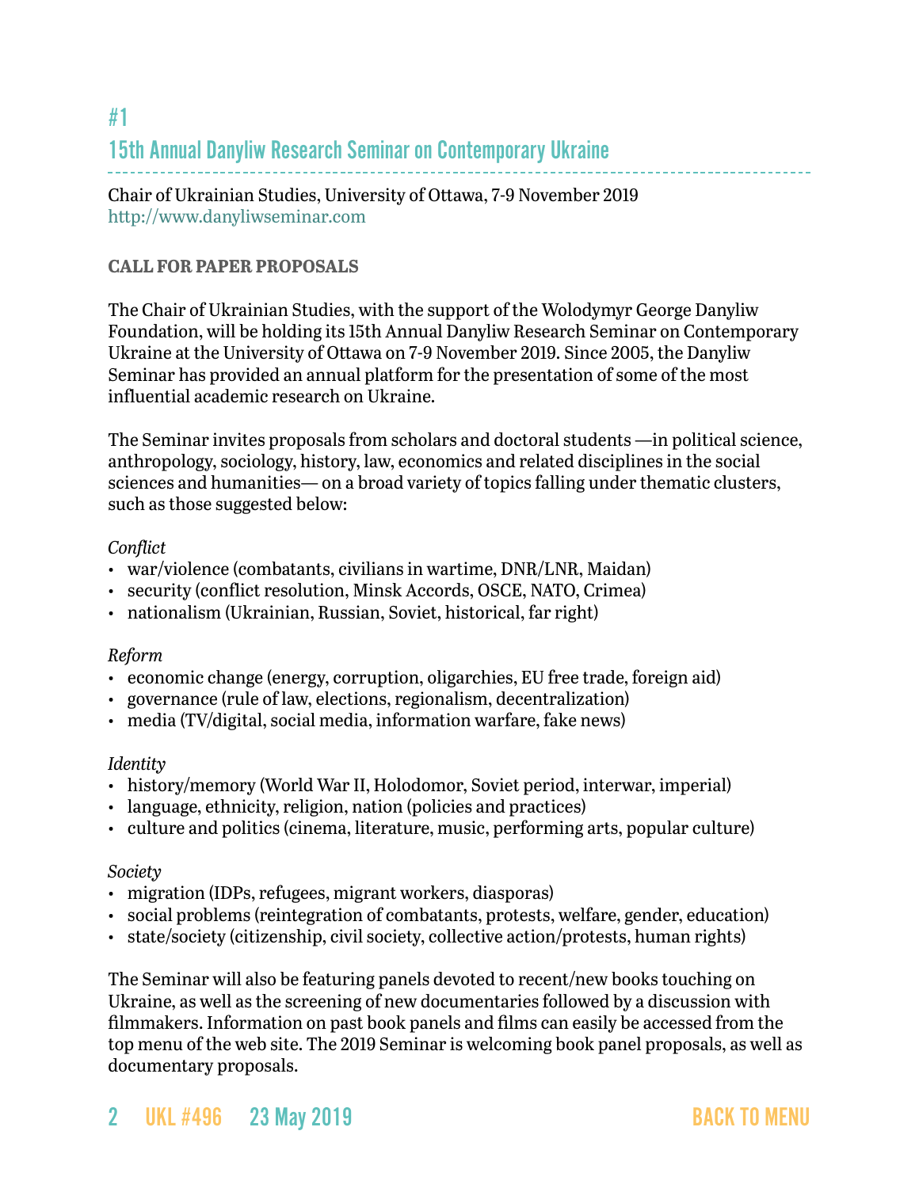## #1

## 15th Annual Danyliw Research Seminar on Contemporary Ukraine

Chair of Ukrainian Studies, University of Ottawa, 7-9 November 2019
http://www.danyliwseminar.com

**CALL FOR PAPER PROPOSALS**

The Chair of Ukrainian Studies, with the support of the Wolodymyr George Danyliw Foundation, will be holding its 15th Annual Danyliw Research Seminar on Contemporary Ukraine at the University of Ottawa on 7-9 November 2019. Since 2005, the Danyliw Seminar has provided an annual platform for the presentation of some of the most influential academic research on Ukraine.

The Seminar invites proposals from scholars and doctoral students —in political science, anthropology, sociology, history, law, economics and related disciplines in the social sciences and humanities— on a broad variety of topics falling under thematic clusters, such as those suggested below:

*Conflict*

- war/violence (combatants, civilians in wartime, DNR/LNR, Maidan)
- security (conflict resolution, Minsk Accords, OSCE, NATO, Crimea)
- nationalism (Ukrainian, Russian, Soviet, historical, far right)

*Reform*

- economic change (energy, corruption, oligarchies, EU free trade, foreign aid)
- governance (rule of law, elections, regionalism, decentralization)
- media (TV/digital, social media, information warfare, fake news)

*Identity*

- history/memory (World War II, Holodomor, Soviet period, interwar, imperial)
- language, ethnicity, religion, nation (policies and practices)
- culture and politics (cinema, literature, music, performing arts, popular culture)

*Society*

- migration (IDPs, refugees, migrant workers, diasporas)
- social problems (reintegration of combatants, protests, welfare, gender, education)
- state/society (citizenship, civil society, collective action/protests, human rights)

The Seminar will also be featuring panels devoted to recent/new books touching on Ukraine, as well as the screening of new documentaries followed by a discussion with filmmakers. Information on past book panels and films can easily be accessed from the top menu of the web site. The 2019 Seminar is welcoming book panel proposals, as well as documentary proposals.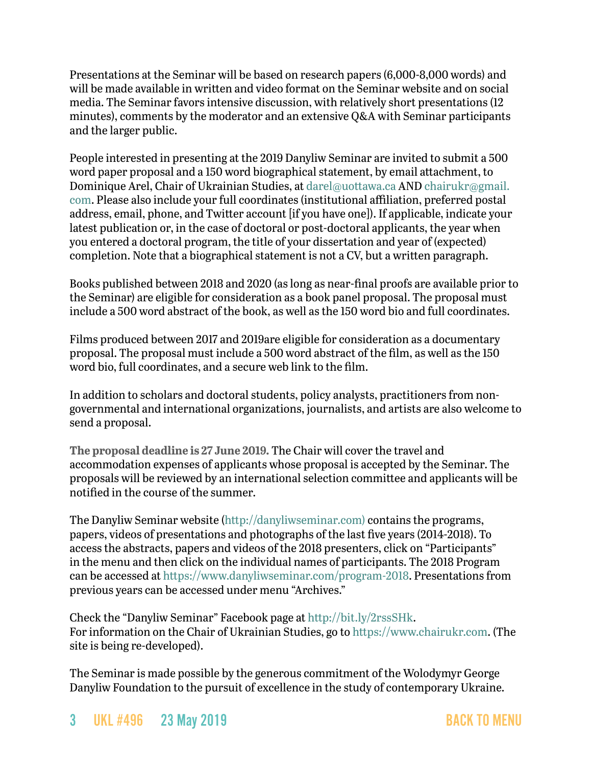Presentations at the Seminar will be based on research papers (6,000-8,000 words) and will be made available in written and video format on the Seminar website and on social media. The Seminar favors intensive discussion, with relatively short presentations (12 minutes), comments by the moderator and an extensive Q&A with Seminar participants and the larger public.

People interested in presenting at the 2019 Danyliw Seminar are invited to submit a 500 word paper proposal and a 150 word biographical statement, by email attachment, to Dominique Arel, Chair of Ukrainian Studies, at darel@uottawa.ca AND chairukr@gmail.com. Please also include your full coordinates (institutional affiliation, preferred postal address, email, phone, and Twitter account [if you have one]). If applicable, indicate your latest publication or, in the case of doctoral or post-doctoral applicants, the year when you entered a doctoral program, the title of your dissertation and year of (expected) completion. Note that a biographical statement is not a CV, but a written paragraph.

Books published between 2018 and 2020 (as long as near-final proofs are available prior to the Seminar) are eligible for consideration as a book panel proposal. The proposal must include a 500 word abstract of the book, as well as the 150 word bio and full coordinates.

Films produced between 2017 and 2019are eligible for consideration as a documentary proposal. The proposal must include a 500 word abstract of the film, as well as the 150 word bio, full coordinates, and a secure web link to the film.

In addition to scholars and doctoral students, policy analysts, practitioners from non-governmental and international organizations, journalists, and artists are also welcome to send a proposal.

**The proposal deadline is 27 June 2019.** The Chair will cover the travel and accommodation expenses of applicants whose proposal is accepted by the Seminar. The proposals will be reviewed by an international selection committee and applicants will be notified in the course of the summer.

The Danyliw Seminar website (http://danyliwseminar.com) contains the programs, papers, videos of presentations and photographs of the last five years (2014-2018). To access the abstracts, papers and videos of the 2018 presenters, click on "Participants" in the menu and then click on the individual names of participants. The 2018 Program can be accessed at https://www.danyliwseminar.com/program-2018. Presentations from previous years can be accessed under menu "Archives."

Check the "Danyliw Seminar" Facebook page at http://bit.ly/2rssSHk.
For information on the Chair of Ukrainian Studies, go to https://www.chairukr.com. (The site is being re-developed).

The Seminar is made possible by the generous commitment of the Wolodymyr George Danyliw Foundation to the pursuit of excellence in the study of contemporary Ukraine.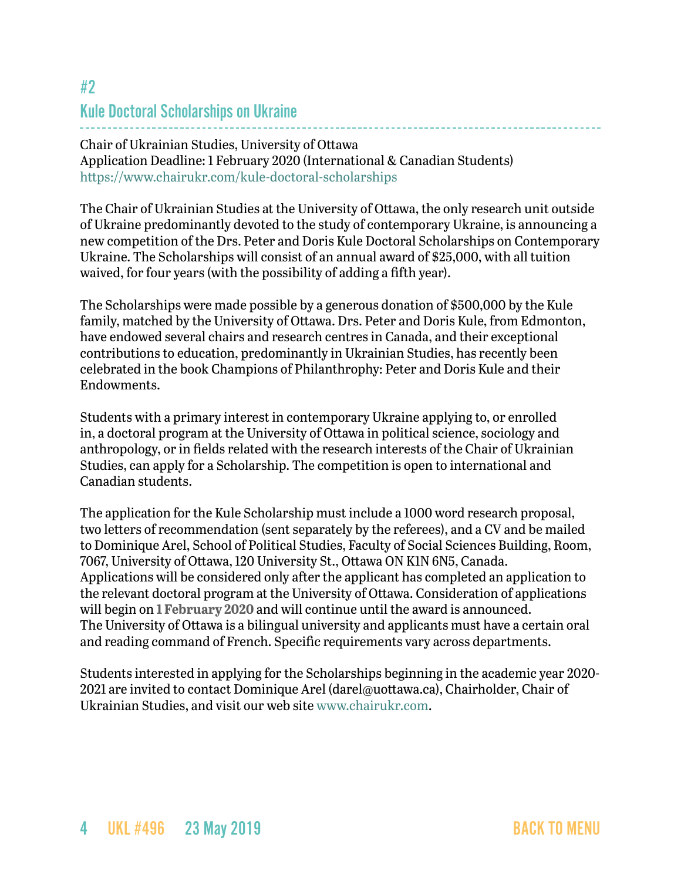## #2
## Kule Doctoral Scholarships on Ukraine

Chair of Ukrainian Studies, University of Ottawa
Application Deadline: 1 February 2020 (International & Canadian Students)
https://www.chairukr.com/kule-doctoral-scholarships

The Chair of Ukrainian Studies at the University of Ottawa, the only research unit outside of Ukraine predominantly devoted to the study of contemporary Ukraine, is announcing a new competition of the Drs. Peter and Doris Kule Doctoral Scholarships on Contemporary Ukraine. The Scholarships will consist of an annual award of $25,000, with all tuition waived, for four years (with the possibility of adding a fifth year).

The Scholarships were made possible by a generous donation of $500,000 by the Kule family, matched by the University of Ottawa. Drs. Peter and Doris Kule, from Edmonton, have endowed several chairs and research centres in Canada, and their exceptional contributions to education, predominantly in Ukrainian Studies, has recently been celebrated in the book Champions of Philanthrophy: Peter and Doris Kule and their Endowments.

Students with a primary interest in contemporary Ukraine applying to, or enrolled in, a doctoral program at the University of Ottawa in political science, sociology and anthropology, or in fields related with the research interests of the Chair of Ukrainian Studies, can apply for a Scholarship. The competition is open to international and Canadian students.

The application for the Kule Scholarship must include a 1000 word research proposal, two letters of recommendation (sent separately by the referees), and a CV and be mailed to Dominique Arel, School of Political Studies, Faculty of Social Sciences Building, Room, 7067, University of Ottawa, 120 University St., Ottawa ON K1N 6N5, Canada. Applications will be considered only after the applicant has completed an application to the relevant doctoral program at the University of Ottawa. Consideration of applications will begin on **1 February 2020** and will continue until the award is announced. The University of Ottawa is a bilingual university and applicants must have a certain oral and reading command of French. Specific requirements vary across departments.

Students interested in applying for the Scholarships beginning in the academic year 2020-2021 are invited to contact Dominique Arel (darel@uottawa.ca), Chairholder, Chair of Ukrainian Studies, and visit our web site www.chairukr.com.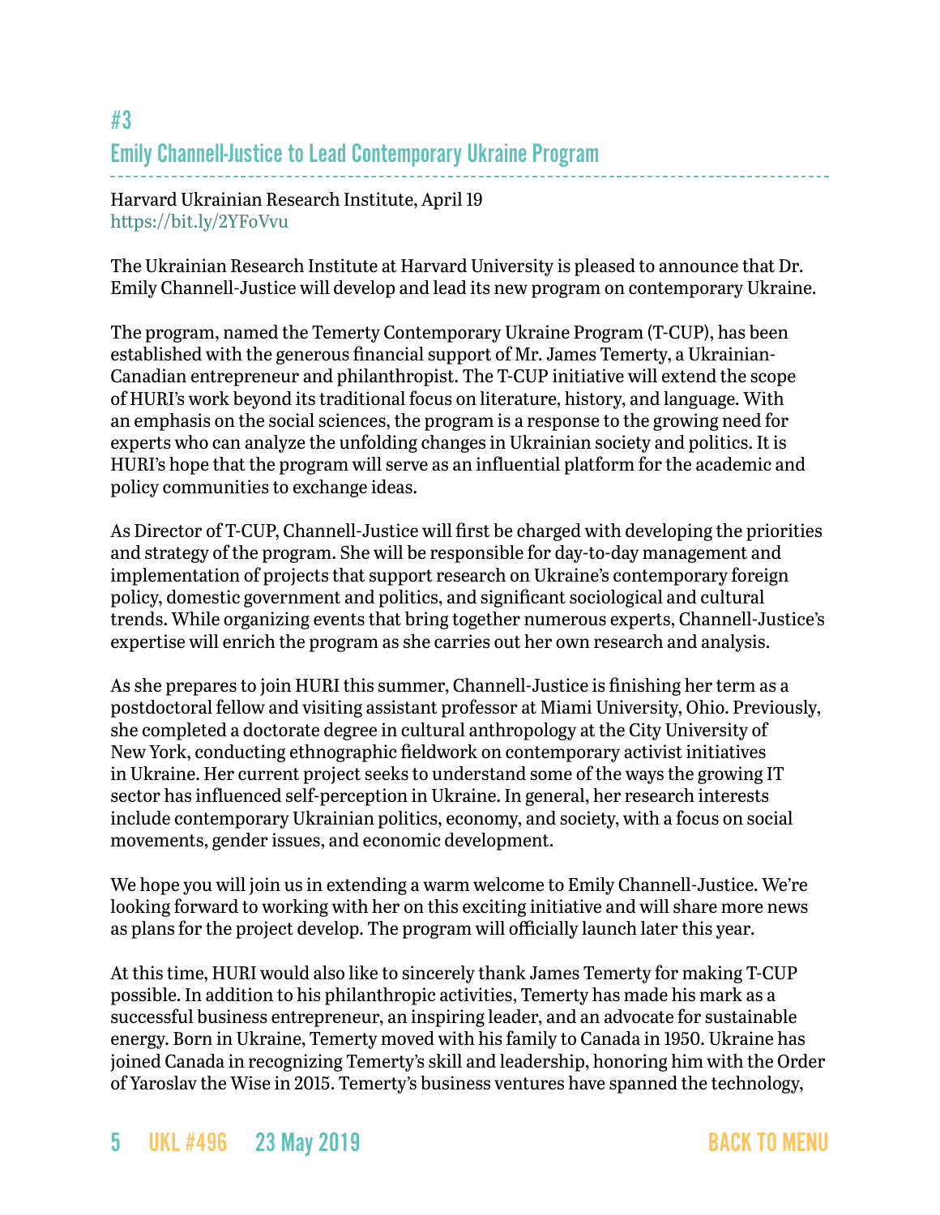## #3
## Emily Channell-Justice to Lead Contemporary Ukraine Program

Harvard Ukrainian Research Institute, April 19
https://bit.ly/2YFoVvu

The Ukrainian Research Institute at Harvard University is pleased to announce that Dr. Emily Channell-Justice will develop and lead its new program on contemporary Ukraine.

The program, named the Temerty Contemporary Ukraine Program (T-CUP), has been established with the generous financial support of Mr. James Temerty, a Ukrainian-Canadian entrepreneur and philanthropist. The T-CUP initiative will extend the scope of HURI's work beyond its traditional focus on literature, history, and language. With an emphasis on the social sciences, the program is a response to the growing need for experts who can analyze the unfolding changes in Ukrainian society and politics. It is HURI's hope that the program will serve as an influential platform for the academic and policy communities to exchange ideas.

As Director of T-CUP, Channell-Justice will first be charged with developing the priorities and strategy of the program. She will be responsible for day-to-day management and implementation of projects that support research on Ukraine's contemporary foreign policy, domestic government and politics, and significant sociological and cultural trends. While organizing events that bring together numerous experts, Channell-Justice's expertise will enrich the program as she carries out her own research and analysis.

As she prepares to join HURI this summer, Channell-Justice is finishing her term as a postdoctoral fellow and visiting assistant professor at Miami University, Ohio. Previously, she completed a doctorate degree in cultural anthropology at the City University of New York, conducting ethnographic fieldwork on contemporary activist initiatives in Ukraine. Her current project seeks to understand some of the ways the growing IT sector has influenced self-perception in Ukraine. In general, her research interests include contemporary Ukrainian politics, economy, and society, with a focus on social movements, gender issues, and economic development.

We hope you will join us in extending a warm welcome to Emily Channell-Justice. We're looking forward to working with her on this exciting initiative and will share more news as plans for the project develop. The program will officially launch later this year.

At this time, HURI would also like to sincerely thank James Temerty for making T-CUP possible. In addition to his philanthropic activities, Temerty has made his mark as a successful business entrepreneur, an inspiring leader, and an advocate for sustainable energy. Born in Ukraine, Temerty moved with his family to Canada in 1950. Ukraine has joined Canada in recognizing Temerty's skill and leadership, honoring him with the Order of Yaroslav the Wise in 2015. Temerty's business ventures have spanned the technology,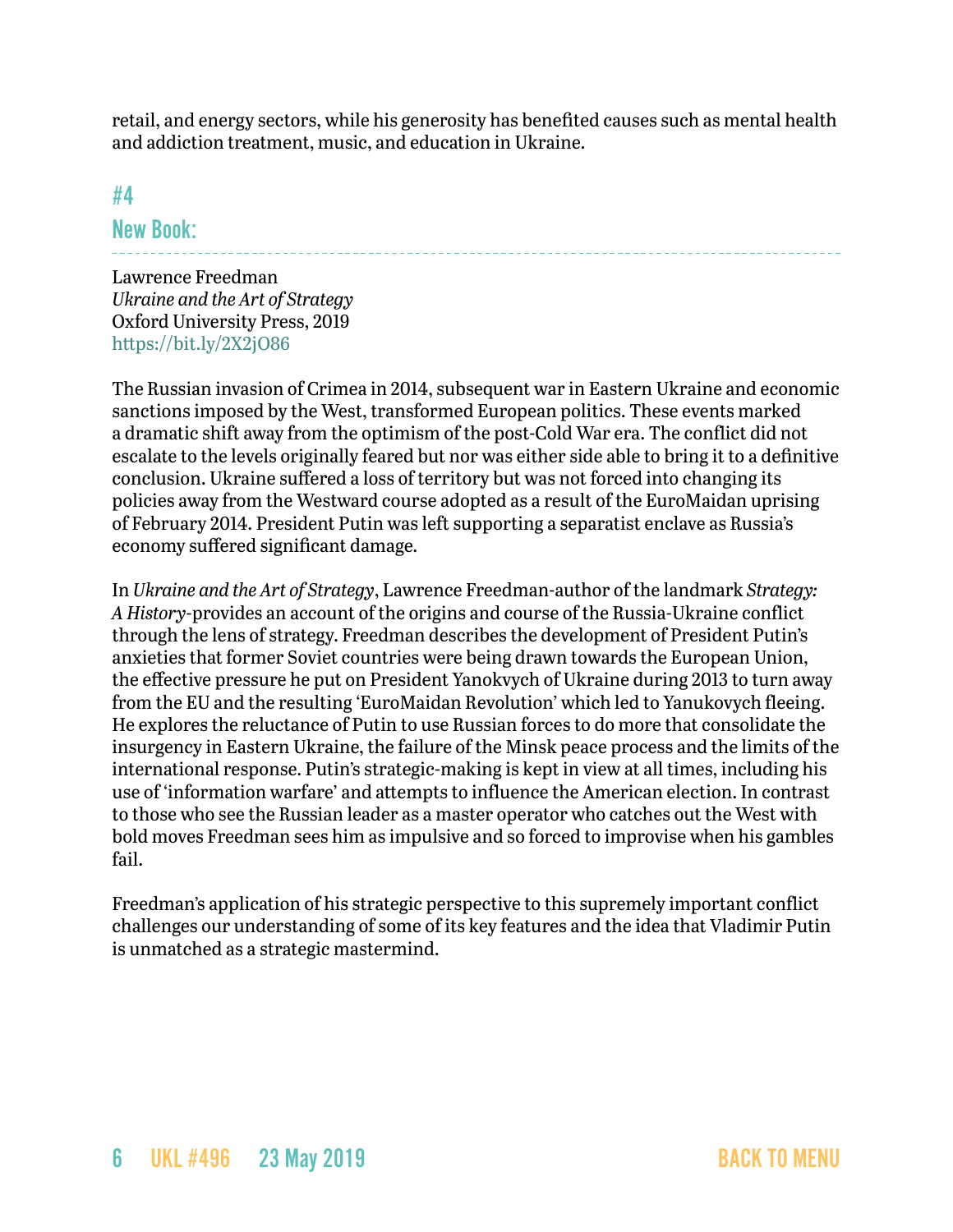retail, and energy sectors, while his generosity has benefited causes such as mental health and addiction treatment, music, and education in Ukraine.

## #4
## New Book:

Lawrence Freedman
*Ukraine and the Art of Strategy*
Oxford University Press, 2019
https://bit.ly/2X2jO86

The Russian invasion of Crimea in 2014, subsequent war in Eastern Ukraine and economic sanctions imposed by the West, transformed European politics. These events marked a dramatic shift away from the optimism of the post-Cold War era. The conflict did not escalate to the levels originally feared but nor was either side able to bring it to a definitive conclusion. Ukraine suffered a loss of territory but was not forced into changing its policies away from the Westward course adopted as a result of the EuroMaidan uprising of February 2014. President Putin was left supporting a separatist enclave as Russia's economy suffered significant damage.

In *Ukraine and the Art of Strategy*, Lawrence Freedman-author of the landmark *Strategy: A History*-provides an account of the origins and course of the Russia-Ukraine conflict through the lens of strategy. Freedman describes the development of President Putin's anxieties that former Soviet countries were being drawn towards the European Union, the effective pressure he put on President Yanokvych of Ukraine during 2013 to turn away from the EU and the resulting 'EuroMaidan Revolution' which led to Yanukovych fleeing. He explores the reluctance of Putin to use Russian forces to do more that consolidate the insurgency in Eastern Ukraine, the failure of the Minsk peace process and the limits of the international response. Putin's strategic-making is kept in view at all times, including his use of 'information warfare' and attempts to influence the American election. In contrast to those who see the Russian leader as a master operator who catches out the West with bold moves Freedman sees him as impulsive and so forced to improvise when his gambles fail.

Freedman's application of his strategic perspective to this supremely important conflict challenges our understanding of some of its key features and the idea that Vladimir Putin is unmatched as a strategic mastermind.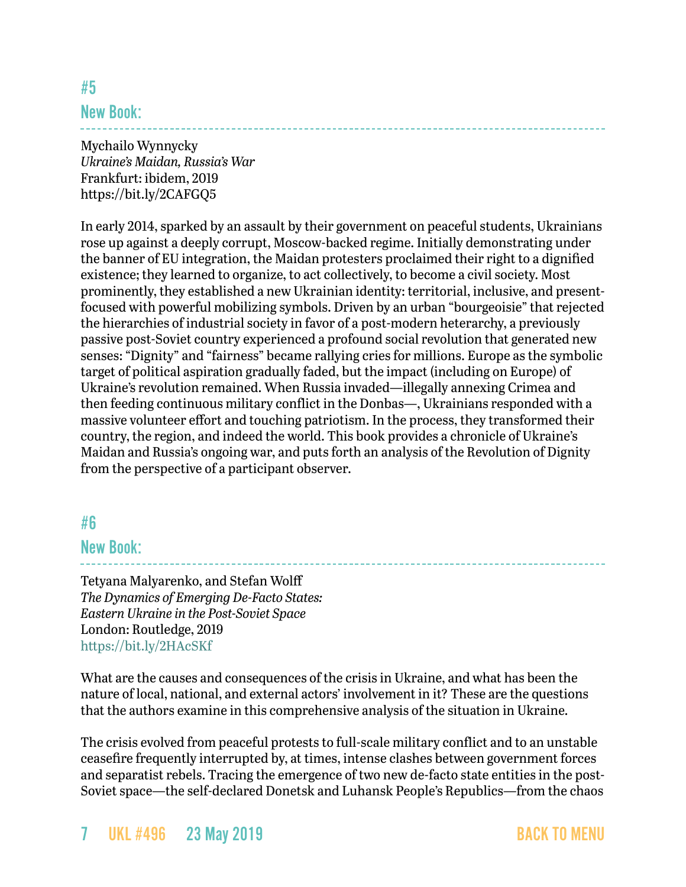## #5

## New Book:

Mychailo Wynnycky
*Ukraine's Maidan, Russia's War*
Frankfurt: ibidem, 2019
https://bit.ly/2CAFGQ5

In early 2014, sparked by an assault by their government on peaceful students, Ukrainians rose up against a deeply corrupt, Moscow-backed regime. Initially demonstrating under the banner of EU integration, the Maidan protesters proclaimed their right to a dignified existence; they learned to organize, to act collectively, to become a civil society. Most prominently, they established a new Ukrainian identity: territorial, inclusive, and present-focused with powerful mobilizing symbols. Driven by an urban "bourgeoisie" that rejected the hierarchies of industrial society in favor of a post-modern heterarchy, a previously passive post-Soviet country experienced a profound social revolution that generated new senses: "Dignity" and "fairness" became rallying cries for millions. Europe as the symbolic target of political aspiration gradually faded, but the impact (including on Europe) of Ukraine's revolution remained. When Russia invaded—illegally annexing Crimea and then feeding continuous military conflict in the Donbas—, Ukrainians responded with a massive volunteer effort and touching patriotism. In the process, they transformed their country, the region, and indeed the world. This book provides a chronicle of Ukraine's Maidan and Russia's ongoing war, and puts forth an analysis of the Revolution of Dignity from the perspective of a participant observer.

## #6

## New Book:

Tetyana Malyarenko, and Stefan Wolff
*The Dynamics of Emerging De-Facto States: Eastern Ukraine in the Post-Soviet Space*
London: Routledge, 2019
https://bit.ly/2HAcSKf

What are the causes and consequences of the crisis in Ukraine, and what has been the nature of local, national, and external actors' involvement in it? These are the questions that the authors examine in this comprehensive analysis of the situation in Ukraine.

The crisis evolved from peaceful protests to full-scale military conflict and to an unstable ceasefire frequently interrupted by, at times, intense clashes between government forces and separatist rebels. Tracing the emergence of two new de-facto state entities in the post-Soviet space—the self-declared Donetsk and Luhansk People's Republics—from the chaos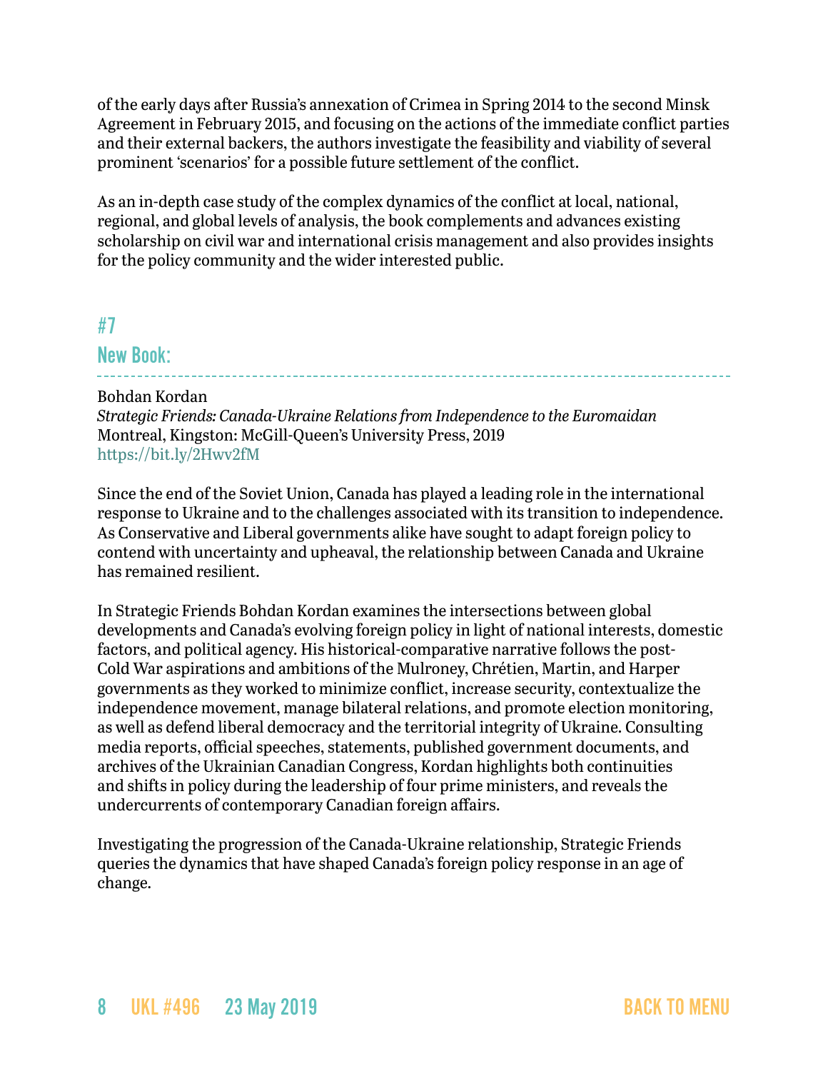of the early days after Russia's annexation of Crimea in Spring 2014 to the second Minsk Agreement in February 2015, and focusing on the actions of the immediate conflict parties and their external backers, the authors investigate the feasibility and viability of several prominent 'scenarios' for a possible future settlement of the conflict.

As an in-depth case study of the complex dynamics of the conflict at local, national, regional, and global levels of analysis, the book complements and advances existing scholarship on civil war and international crisis management and also provides insights for the policy community and the wider interested public.

## #7

## New Book:

Bohdan Kordan
*Strategic Friends: Canada-Ukraine Relations from Independence to the Euromaidan*
Montreal, Kingston: McGill-Queen's University Press, 2019
https://bit.ly/2Hwv2fM

Since the end of the Soviet Union, Canada has played a leading role in the international response to Ukraine and to the challenges associated with its transition to independence. As Conservative and Liberal governments alike have sought to adapt foreign policy to contend with uncertainty and upheaval, the relationship between Canada and Ukraine has remained resilient.

In Strategic Friends Bohdan Kordan examines the intersections between global developments and Canada's evolving foreign policy in light of national interests, domestic factors, and political agency. His historical-comparative narrative follows the post-Cold War aspirations and ambitions of the Mulroney, Chrétien, Martin, and Harper governments as they worked to minimize conflict, increase security, contextualize the independence movement, manage bilateral relations, and promote election monitoring, as well as defend liberal democracy and the territorial integrity of Ukraine. Consulting media reports, official speeches, statements, published government documents, and archives of the Ukrainian Canadian Congress, Kordan highlights both continuities and shifts in policy during the leadership of four prime ministers, and reveals the undercurrents of contemporary Canadian foreign affairs.

Investigating the progression of the Canada-Ukraine relationship, Strategic Friends queries the dynamics that have shaped Canada's foreign policy response in an age of change.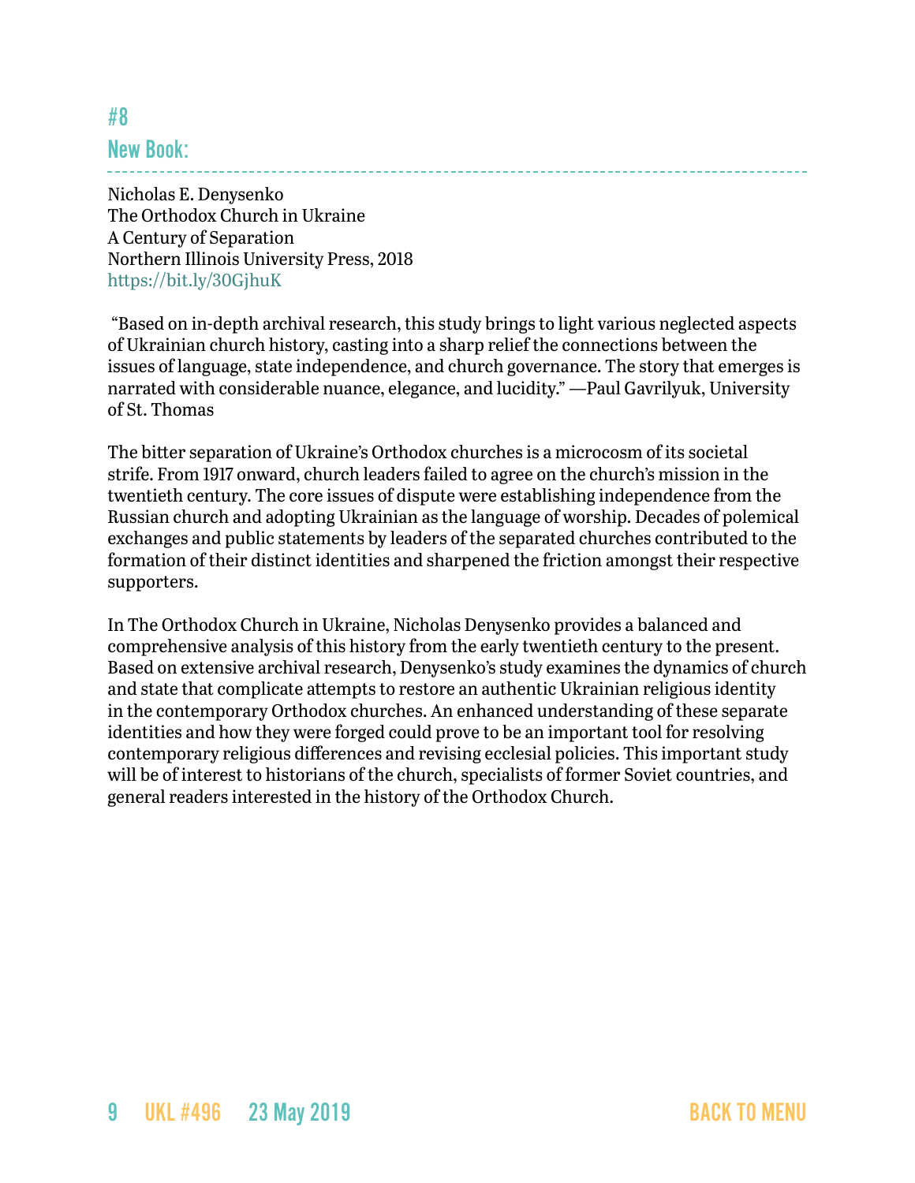## #8
## New Book:

Nicholas E. Denysenko
The Orthodox Church in Ukraine
A Century of Separation
Northern Illinois University Press, 2018
https://bit.ly/30GjhuK

"Based on in-depth archival research, this study brings to light various neglected aspects of Ukrainian church history, casting into a sharp relief the connections between the issues of language, state independence, and church governance. The story that emerges is narrated with considerable nuance, elegance, and lucidity." —Paul Gavrilyuk, University of St. Thomas

The bitter separation of Ukraine's Orthodox churches is a microcosm of its societal strife. From 1917 onward, church leaders failed to agree on the church's mission in the twentieth century. The core issues of dispute were establishing independence from the Russian church and adopting Ukrainian as the language of worship. Decades of polemical exchanges and public statements by leaders of the separated churches contributed to the formation of their distinct identities and sharpened the friction amongst their respective supporters.

In The Orthodox Church in Ukraine, Nicholas Denysenko provides a balanced and comprehensive analysis of this history from the early twentieth century to the present. Based on extensive archival research, Denysenko's study examines the dynamics of church and state that complicate attempts to restore an authentic Ukrainian religious identity in the contemporary Orthodox churches. An enhanced understanding of these separate identities and how they were forged could prove to be an important tool for resolving contemporary religious differences and revising ecclesial policies. This important study will be of interest to historians of the church, specialists of former Soviet countries, and general readers interested in the history of the Orthodox Church.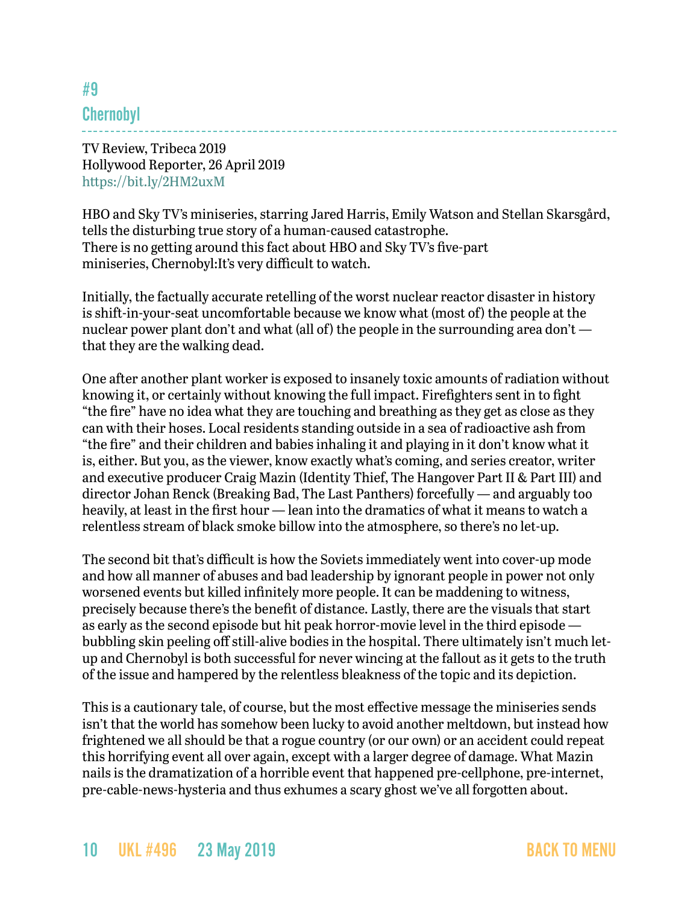## #9

## Chernobyl

TV Review, Tribeca 2019
Hollywood Reporter, 26 April 2019
https://bit.ly/2HM2uxM

HBO and Sky TV's miniseries, starring Jared Harris, Emily Watson and Stellan Skarsgård, tells the disturbing true story of a human-caused catastrophe.
There is no getting around this fact about HBO and Sky TV's five-part miniseries, Chernobyl:It's very difficult to watch.

Initially, the factually accurate retelling of the worst nuclear reactor disaster in history is shift-in-your-seat uncomfortable because we know what (most of) the people at the nuclear power plant don't and what (all of) the people in the surrounding area don't — that they are the walking dead.

One after another plant worker is exposed to insanely toxic amounts of radiation without knowing it, or certainly without knowing the full impact. Firefighters sent in to fight "the fire" have no idea what they are touching and breathing as they get as close as they can with their hoses. Local residents standing outside in a sea of radioactive ash from "the fire" and their children and babies inhaling it and playing in it don't know what it is, either. But you, as the viewer, know exactly what's coming, and series creator, writer and executive producer Craig Mazin (Identity Thief, The Hangover Part II & Part III) and director Johan Renck (Breaking Bad, The Last Panthers) forcefully — and arguably too heavily, at least in the first hour — lean into the dramatics of what it means to watch a relentless stream of black smoke billow into the atmosphere, so there's no let-up.

The second bit that's difficult is how the Soviets immediately went into cover-up mode and how all manner of abuses and bad leadership by ignorant people in power not only worsened events but killed infinitely more people. It can be maddening to witness, precisely because there's the benefit of distance. Lastly, there are the visuals that start as early as the second episode but hit peak horror-movie level in the third episode — bubbling skin peeling off still-alive bodies in the hospital. There ultimately isn't much let-up and Chernobyl is both successful for never wincing at the fallout as it gets to the truth of the issue and hampered by the relentless bleakness of the topic and its depiction.

This is a cautionary tale, of course, but the most effective message the miniseries sends isn't that the world has somehow been lucky to avoid another meltdown, but instead how frightened we all should be that a rogue country (or our own) or an accident could repeat this horrifying event all over again, except with a larger degree of damage. What Mazin nails is the dramatization of a horrible event that happened pre-cellphone, pre-internet, pre-cable-news-hysteria and thus exhumes a scary ghost we've all forgotten about.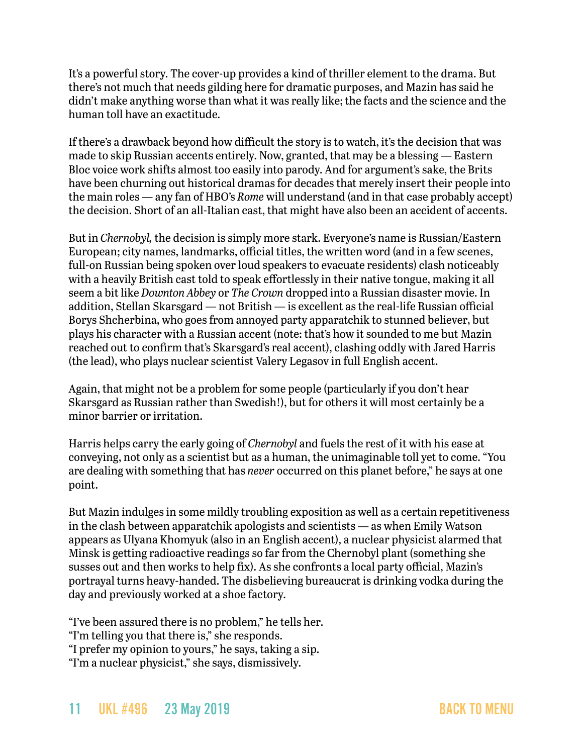It's a powerful story. The cover-up provides a kind of thriller element to the drama. But there's not much that needs gilding here for dramatic purposes, and Mazin has said he didn't make anything worse than what it was really like; the facts and the science and the human toll have an exactitude.

If there's a drawback beyond how difficult the story is to watch, it's the decision that was made to skip Russian accents entirely. Now, granted, that may be a blessing — Eastern Bloc voice work shifts almost too easily into parody. And for argument's sake, the Brits have been churning out historical dramas for decades that merely insert their people into the main roles — any fan of HBO's *Rome* will understand (and in that case probably accept) the decision. Short of an all-Italian cast, that might have also been an accident of accents.

But in *Chernobyl,* the decision is simply more stark. Everyone's name is Russian/Eastern European; city names, landmarks, official titles, the written word (and in a few scenes, full-on Russian being spoken over loud speakers to evacuate residents) clash noticeably with a heavily British cast told to speak effortlessly in their native tongue, making it all seem a bit like *Downton Abbey* or *The Crown* dropped into a Russian disaster movie. In addition, Stellan Skarsgard — not British — is excellent as the real-life Russian official Borys Shcherbina, who goes from annoyed party apparatchik to stunned believer, but plays his character with a Russian accent (note: that's how it sounded to me but Mazin reached out to confirm that's Skarsgard's real accent), clashing oddly with Jared Harris (the lead), who plays nuclear scientist Valery Legasov in full English accent.

Again, that might not be a problem for some people (particularly if you don't hear Skarsgard as Russian rather than Swedish!), but for others it will most certainly be a minor barrier or irritation.

Harris helps carry the early going of *Chernobyl* and fuels the rest of it with his ease at conveying, not only as a scientist but as a human, the unimaginable toll yet to come. "You are dealing with something that has *never* occurred on this planet before," he says at one point.

But Mazin indulges in some mildly troubling exposition as well as a certain repetitiveness in the clash between apparatchik apologists and scientists — as when Emily Watson appears as Ulyana Khomyuk (also in an English accent), a nuclear physicist alarmed that Minsk is getting radioactive readings so far from the Chernobyl plant (something she susses out and then works to help fix). As she confronts a local party official, Mazin's portrayal turns heavy-handed. The disbelieving bureaucrat is drinking vodka during the day and previously worked at a shoe factory.

"I've been assured there is no problem," he tells her.
"I'm telling you that there is," she responds.
"I prefer my opinion to yours," he says, taking a sip.
"I'm a nuclear physicist," she says, dismissively.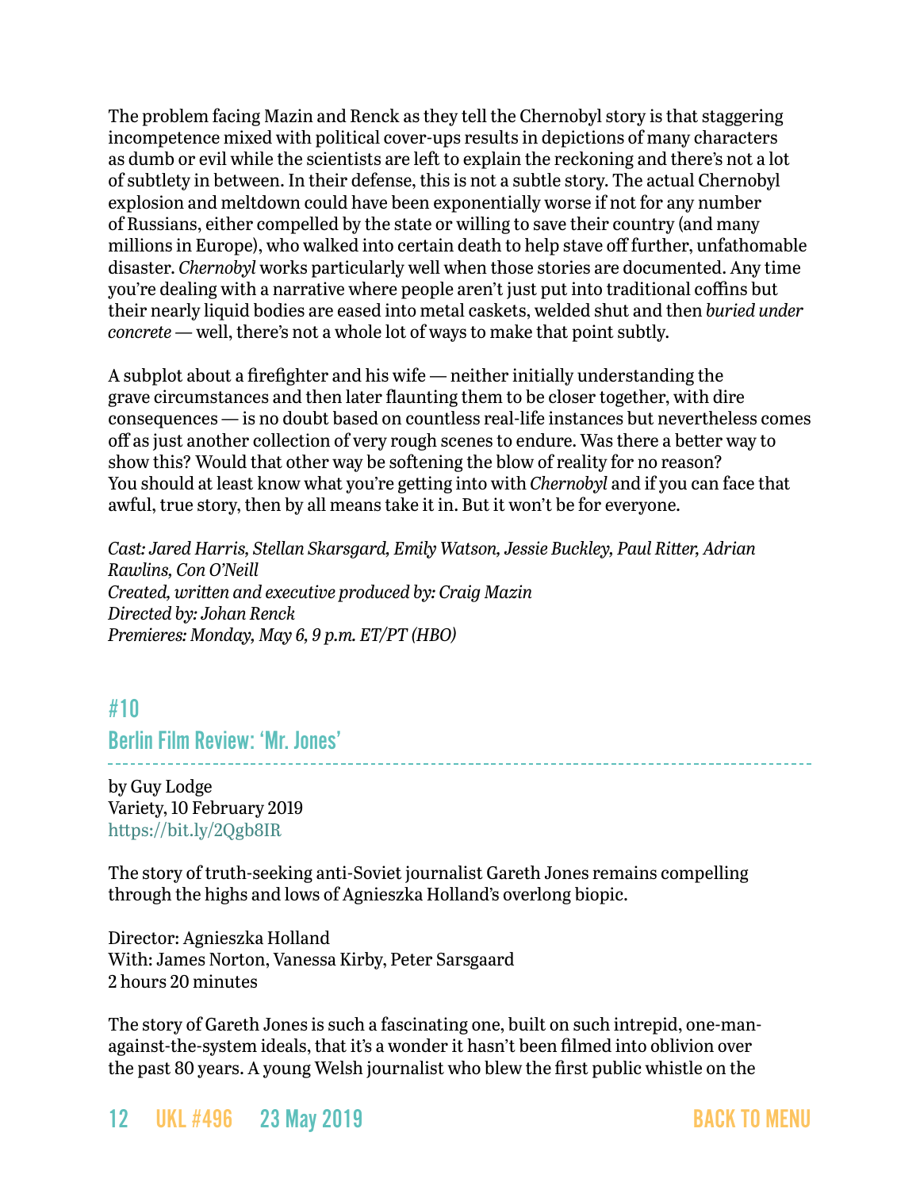The problem facing Mazin and Renck as they tell the Chernobyl story is that staggering incompetence mixed with political cover-ups results in depictions of many characters as dumb or evil while the scientists are left to explain the reckoning and there's not a lot of subtlety in between. In their defense, this is not a subtle story. The actual Chernobyl explosion and meltdown could have been exponentially worse if not for any number of Russians, either compelled by the state or willing to save their country (and many millions in Europe), who walked into certain death to help stave off further, unfathomable disaster. *Chernobyl* works particularly well when those stories are documented. Any time you're dealing with a narrative where people aren't just put into traditional coffins but their nearly liquid bodies are eased into metal caskets, welded shut and then *buried under concrete* — well, there's not a whole lot of ways to make that point subtly.

A subplot about a firefighter and his wife — neither initially understanding the grave circumstances and then later flaunting them to be closer together, with dire consequences — is no doubt based on countless real-life instances but nevertheless comes off as just another collection of very rough scenes to endure. Was there a better way to show this? Would that other way be softening the blow of reality for no reason? You should at least know what you're getting into with *Chernobyl* and if you can face that awful, true story, then by all means take it in. But it won't be for everyone.

*Cast: Jared Harris, Stellan Skarsgard, Emily Watson, Jessie Buckley, Paul Ritter, Adrian Rawlins, Con O'Neill*
*Created, written and executive produced by: Craig Mazin*
*Directed by: Johan Renck*
*Premieres: Monday, May 6, 9 p.m. ET/PT (HBO)*

## #10
## Berlin Film Review: 'Mr. Jones'

by Guy Lodge
Variety, 10 February 2019
https://bit.ly/2Qgb8IR

The story of truth-seeking anti-Soviet journalist Gareth Jones remains compelling through the highs and lows of Agnieszka Holland's overlong biopic.

Director: Agnieszka Holland
With: James Norton, Vanessa Kirby, Peter Sarsgaard
2 hours 20 minutes

The story of Gareth Jones is such a fascinating one, built on such intrepid, one-man-against-the-system ideals, that it's a wonder it hasn't been filmed into oblivion over the past 80 years. A young Welsh journalist who blew the first public whistle on the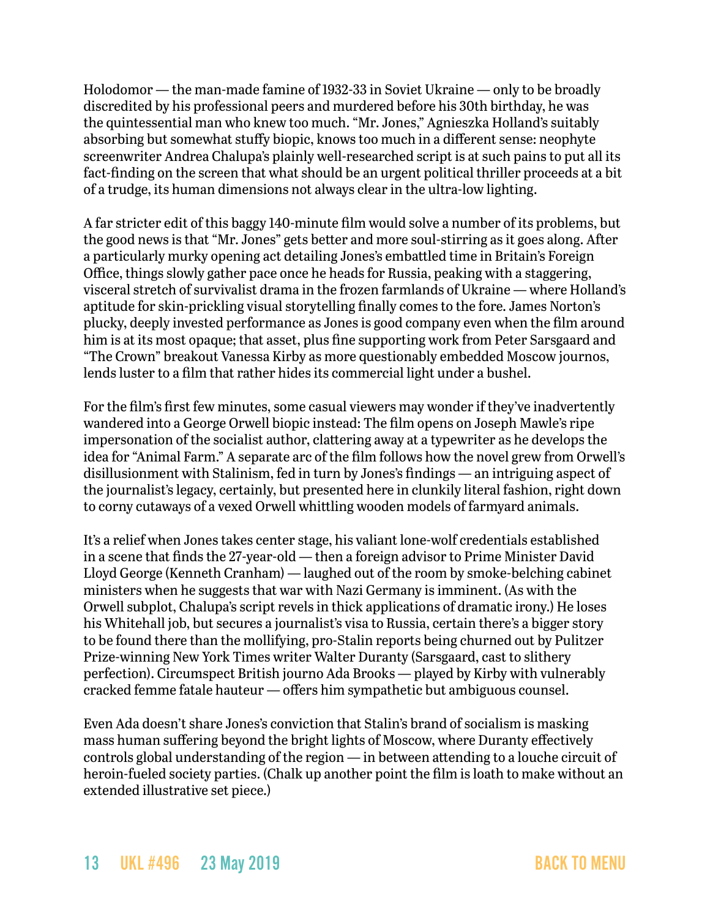Holodomor — the man-made famine of 1932-33 in Soviet Ukraine — only to be broadly discredited by his professional peers and murdered before his 30th birthday, he was the quintessential man who knew too much. "Mr. Jones," Agnieszka Holland's suitably absorbing but somewhat stuffy biopic, knows too much in a different sense: neophyte screenwriter Andrea Chalupa's plainly well-researched script is at such pains to put all its fact-finding on the screen that what should be an urgent political thriller proceeds at a bit of a trudge, its human dimensions not always clear in the ultra-low lighting.

A far stricter edit of this baggy 140-minute film would solve a number of its problems, but the good news is that "Mr. Jones" gets better and more soul-stirring as it goes along. After a particularly murky opening act detailing Jones's embattled time in Britain's Foreign Office, things slowly gather pace once he heads for Russia, peaking with a staggering, visceral stretch of survivalist drama in the frozen farmlands of Ukraine — where Holland's aptitude for skin-prickling visual storytelling finally comes to the fore. James Norton's plucky, deeply invested performance as Jones is good company even when the film around him is at its most opaque; that asset, plus fine supporting work from Peter Sarsgaard and "The Crown" breakout Vanessa Kirby as more questionably embedded Moscow journos, lends luster to a film that rather hides its commercial light under a bushel.

For the film's first few minutes, some casual viewers may wonder if they've inadvertently wandered into a George Orwell biopic instead: The film opens on Joseph Mawle's ripe impersonation of the socialist author, clattering away at a typewriter as he develops the idea for "Animal Farm." A separate arc of the film follows how the novel grew from Orwell's disillusionment with Stalinism, fed in turn by Jones's findings — an intriguing aspect of the journalist's legacy, certainly, but presented here in clunkily literal fashion, right down to corny cutaways of a vexed Orwell whittling wooden models of farmyard animals.

It's a relief when Jones takes center stage, his valiant lone-wolf credentials established in a scene that finds the 27-year-old — then a foreign advisor to Prime Minister David Lloyd George (Kenneth Cranham) — laughed out of the room by smoke-belching cabinet ministers when he suggests that war with Nazi Germany is imminent. (As with the Orwell subplot, Chalupa's script revels in thick applications of dramatic irony.) He loses his Whitehall job, but secures a journalist's visa to Russia, certain there's a bigger story to be found there than the mollifying, pro-Stalin reports being churned out by Pulitzer Prize-winning New York Times writer Walter Duranty (Sarsgaard, cast to slithery perfection). Circumspect British journo Ada Brooks — played by Kirby with vulnerably cracked femme fatale hauteur — offers him sympathetic but ambiguous counsel.

Even Ada doesn't share Jones's conviction that Stalin's brand of socialism is masking mass human suffering beyond the bright lights of Moscow, where Duranty effectively controls global understanding of the region — in between attending to a louche circuit of heroin-fueled society parties. (Chalk up another point the film is loath to make without an extended illustrative set piece.)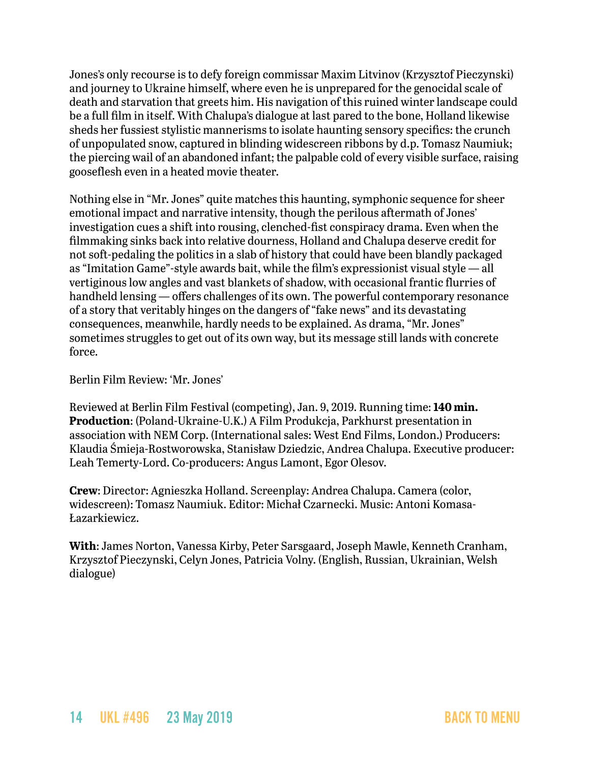Jones's only recourse is to defy foreign commissar Maxim Litvinov (Krzysztof Pieczynski) and journey to Ukraine himself, where even he is unprepared for the genocidal scale of death and starvation that greets him. His navigation of this ruined winter landscape could be a full film in itself. With Chalupa's dialogue at last pared to the bone, Holland likewise sheds her fussiest stylistic mannerisms to isolate haunting sensory specifics: the crunch of unpopulated snow, captured in blinding widescreen ribbons by d.p. Tomasz Naumiuk; the piercing wail of an abandoned infant; the palpable cold of every visible surface, raising gooseflesh even in a heated movie theater.

Nothing else in "Mr. Jones" quite matches this haunting, symphonic sequence for sheer emotional impact and narrative intensity, though the perilous aftermath of Jones' investigation cues a shift into rousing, clenched-fist conspiracy drama. Even when the filmmaking sinks back into relative dourness, Holland and Chalupa deserve credit for not soft-pedaling the politics in a slab of history that could have been blandly packaged as "Imitation Game"-style awards bait, while the film's expressionist visual style — all vertiginous low angles and vast blankets of shadow, with occasional frantic flurries of handheld lensing — offers challenges of its own. The powerful contemporary resonance of a story that veritably hinges on the dangers of "fake news" and its devastating consequences, meanwhile, hardly needs to be explained. As drama, "Mr. Jones" sometimes struggles to get out of its own way, but its message still lands with concrete force.

Berlin Film Review: 'Mr. Jones'

Reviewed at Berlin Film Festival (competing), Jan. 9, 2019. Running time: **140 min.**
**Production**: (Poland-Ukraine-U.K.) A Film Produkcja, Parkhurst presentation in association with NEM Corp. (International sales: West End Films, London.) Producers: Klaudia Śmieja-Rostworowska, Stanisław Dziedzic, Andrea Chalupa. Executive producer: Leah Temerty-Lord. Co-producers: Angus Lamont, Egor Olesov.

**Crew**: Director: Agnieszka Holland. Screenplay: Andrea Chalupa. Camera (color, widescreen): Tomasz Naumiuk. Editor: Michał Czarnecki. Music: Antoni Komasa-Łazarkiewicz.

**With**: James Norton, Vanessa Kirby, Peter Sarsgaard, Joseph Mawle, Kenneth Cranham, Krzysztof Pieczynski, Celyn Jones, Patricia Volny. (English, Russian, Ukrainian, Welsh dialogue)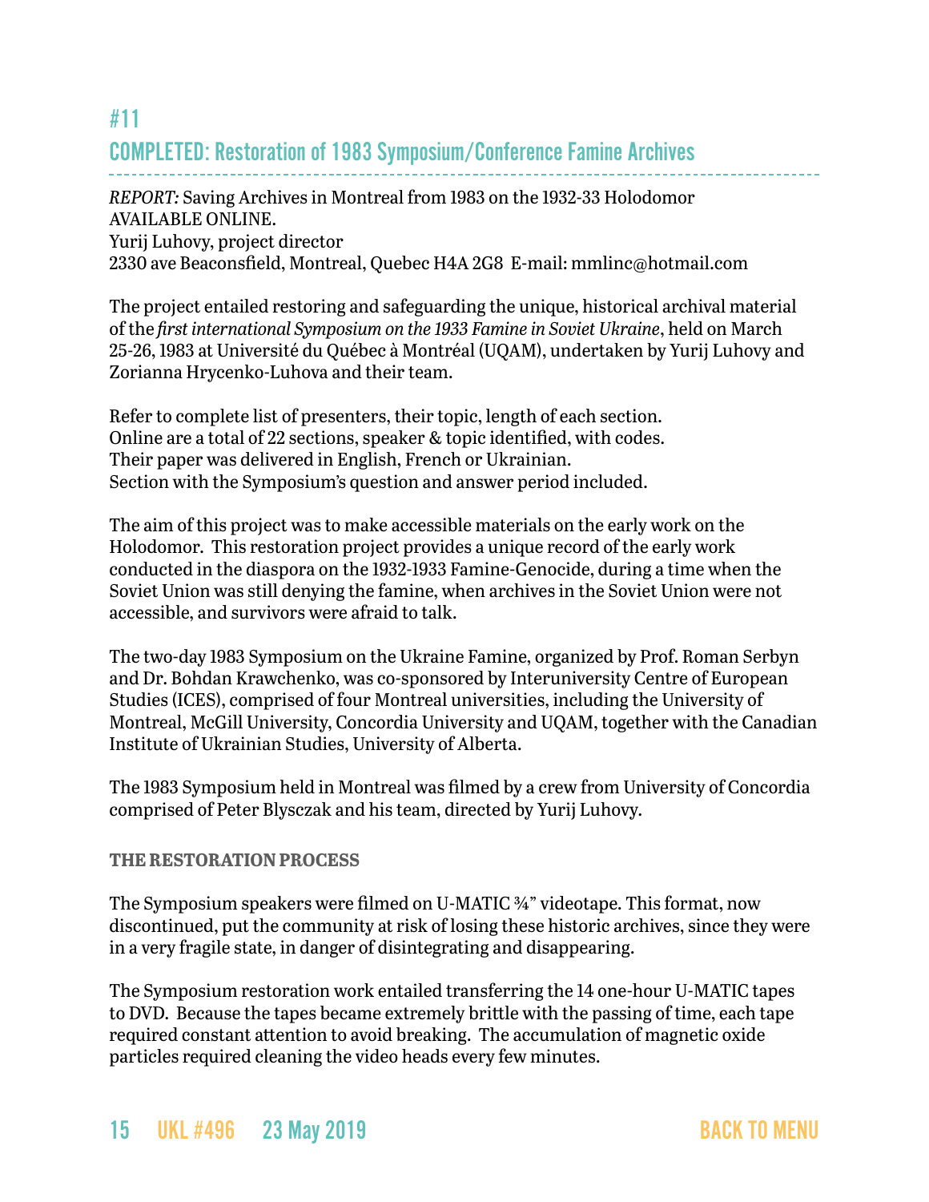## #11

## COMPLETED: Restoration of 1983 Symposium/Conference Famine Archives

*REPORT:* Saving Archives in Montreal from 1983 on the 1932-33 Holodomor
AVAILABLE ONLINE.
Yurij Luhovy, project director
2330 ave Beaconsfield, Montreal, Quebec H4A 2G8 E-mail: mmlinc@hotmail.com

The project entailed restoring and safeguarding the unique, historical archival material of the *first international Symposium on the 1933 Famine in Soviet Ukraine*, held on March 25-26, 1983 at Université du Québec à Montréal (UQAM), undertaken by Yurij Luhovy and Zorianna Hrycenko-Luhova and their team.

Refer to complete list of presenters, their topic, length of each section.
Online are a total of 22 sections, speaker & topic identified, with codes.
Their paper was delivered in English, French or Ukrainian.
Section with the Symposium's question and answer period included.

The aim of this project was to make accessible materials on the early work on the Holodomor. This restoration project provides a unique record of the early work conducted in the diaspora on the 1932-1933 Famine-Genocide, during a time when the Soviet Union was still denying the famine, when archives in the Soviet Union were not accessible, and survivors were afraid to talk.

The two-day 1983 Symposium on the Ukraine Famine, organized by Prof. Roman Serbyn and Dr. Bohdan Krawchenko, was co-sponsored by Interuniversity Centre of European Studies (ICES), comprised of four Montreal universities, including the University of Montreal, McGill University, Concordia University and UQAM, together with the Canadian Institute of Ukrainian Studies, University of Alberta.

The 1983 Symposium held in Montreal was filmed by a crew from University of Concordia comprised of Peter Blysczak and his team, directed by Yurij Luhovy.

**THE RESTORATION PROCESS**

The Symposium speakers were filmed on U-MATIC ¾" videotape. This format, now discontinued, put the community at risk of losing these historic archives, since they were in a very fragile state, in danger of disintegrating and disappearing.

The Symposium restoration work entailed transferring the 14 one-hour U-MATIC tapes to DVD. Because the tapes became extremely brittle with the passing of time, each tape required constant attention to avoid breaking. The accumulation of magnetic oxide particles required cleaning the video heads every few minutes.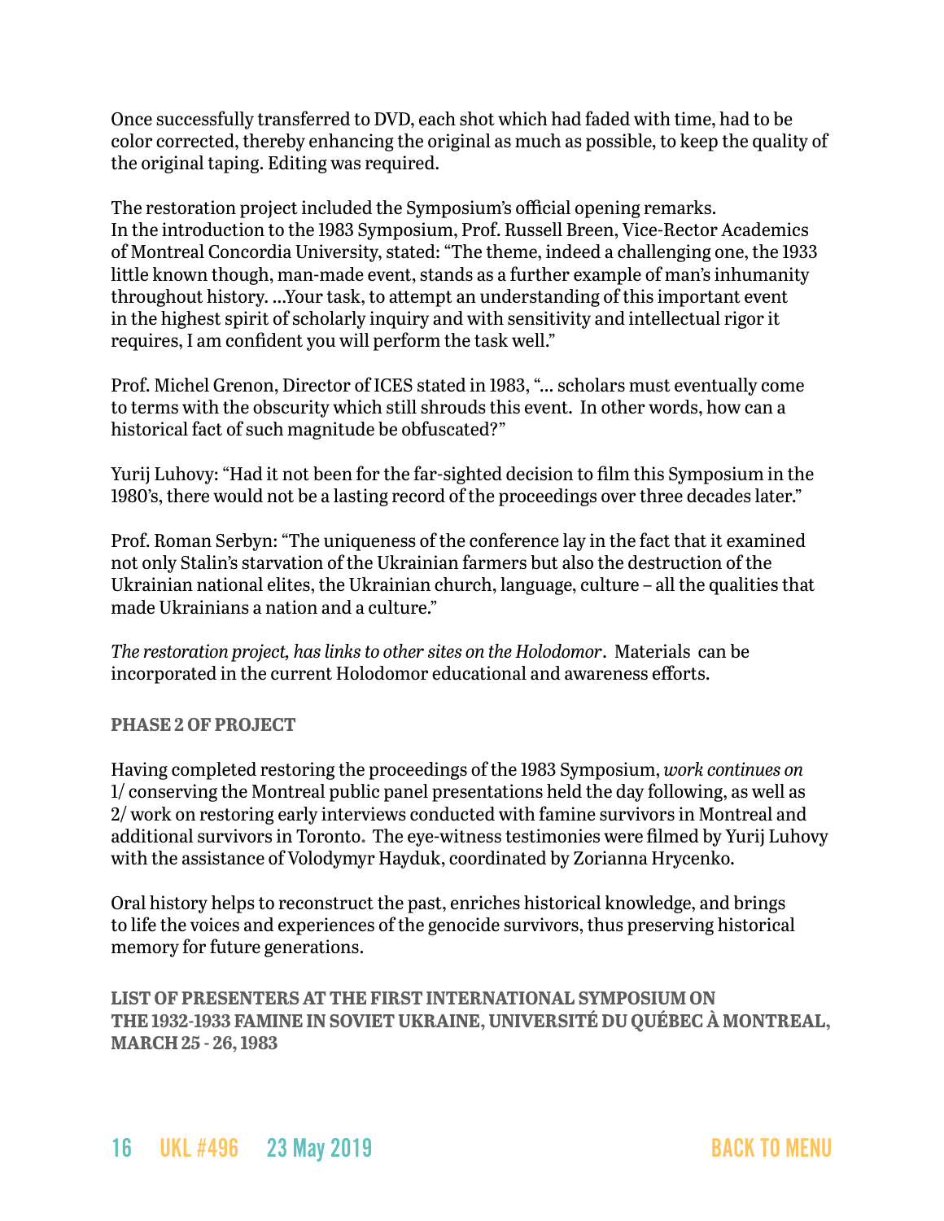Once successfully transferred to DVD, each shot which had faded with time, had to be color corrected, thereby enhancing the original as much as possible, to keep the quality of the original taping. Editing was required.

The restoration project included the Symposium's official opening remarks. In the introduction to the 1983 Symposium, Prof. Russell Breen, Vice-Rector Academics of Montreal Concordia University, stated: "The theme, indeed a challenging one, the 1933 little known though, man-made event, stands as a further example of man's inhumanity throughout history. ...Your task, to attempt an understanding of this important event in the highest spirit of scholarly inquiry and with sensitivity and intellectual rigor it requires, I am confident you will perform the task well."

Prof. Michel Grenon, Director of ICES stated in 1983, "... scholars must eventually come to terms with the obscurity which still shrouds this event. In other words, how can a historical fact of such magnitude be obfuscated?"

Yurij Luhovy: "Had it not been for the far-sighted decision to film this Symposium in the 1980's, there would not be a lasting record of the proceedings over three decades later."

Prof. Roman Serbyn: "The uniqueness of the conference lay in the fact that it examined not only Stalin's starvation of the Ukrainian farmers but also the destruction of the Ukrainian national elites, the Ukrainian church, language, culture – all the qualities that made Ukrainians a nation and a culture."

*The restoration project, has links to other sites on the Holodomor*. Materials can be incorporated in the current Holodomor educational and awareness efforts.

**PHASE 2 OF PROJECT**

Having completed restoring the proceedings of the 1983 Symposium, *work continues on* 1/ conserving the Montreal public panel presentations held the day following, as well as 2/ work on restoring early interviews conducted with famine survivors in Montreal and additional survivors in Toronto. The eye-witness testimonies were filmed by Yurij Luhovy with the assistance of Volodymyr Hayduk, coordinated by Zorianna Hrycenko.

Oral history helps to reconstruct the past, enriches historical knowledge, and brings to life the voices and experiences of the genocide survivors, thus preserving historical memory for future generations.

**LIST OF PRESENTERS AT THE FIRST INTERNATIONAL SYMPOSIUM ON THE 1932-1933 FAMINE IN SOVIET UKRAINE, UNIVERSITÉ DU QUÉBEC À MONTREAL, MARCH 25 - 26, 1983**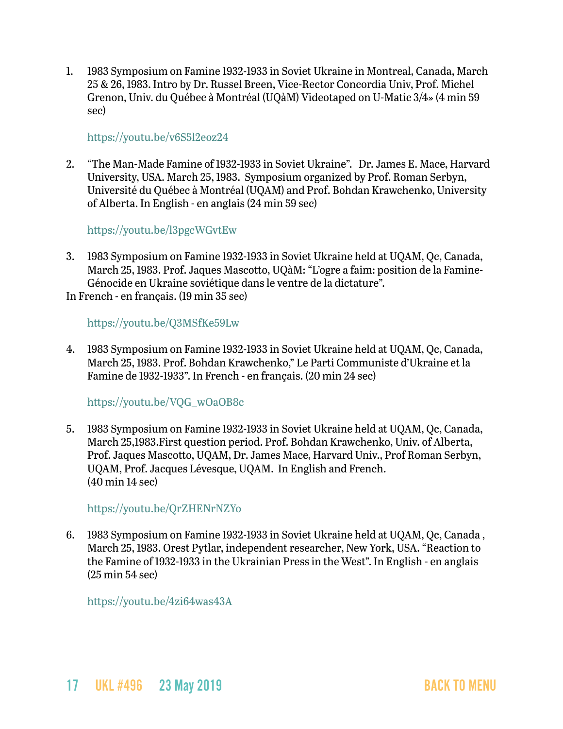1. 1983 Symposium on Famine 1932-1933 in Soviet Ukraine in Montreal, Canada, March 25 & 26, 1983. Intro by Dr. Russel Breen, Vice-Rector Concordia Univ, Prof. Michel Grenon, Univ. du Québec à Montréal (UQàM) Videotaped on U-Matic 3/4» (4 min 59 sec)

   https://youtu.be/v6S5l2eoz24

2. "The Man-Made Famine of 1932-1933 in Soviet Ukraine". Dr. James E. Mace, Harvard University, USA. March 25, 1983. Symposium organized by Prof. Roman Serbyn, Université du Québec à Montréal (UQAM) and Prof. Bohdan Krawchenko, University of Alberta. In English - en anglais (24 min 59 sec)

   https://youtu.be/l3pgcWGvtEw

3. 1983 Symposium on Famine 1932-1933 in Soviet Ukraine held at UQAM, Qc, Canada, March 25, 1983. Prof. Jaques Mascotto, UQàM: "L'ogre a faim: position de la Famine-Génocide en Ukraine soviétique dans le ventre de la dictature".
In French - en français. (19 min 35 sec)

   https://youtu.be/Q3MSfKe59Lw

4. 1983 Symposium on Famine 1932-1933 in Soviet Ukraine held at UQAM, Qc, Canada, March 25, 1983. Prof. Bohdan Krawchenko," Le Parti Communiste d'Ukraine et la Famine de 1932-1933". In French - en français. (20 min 24 sec)

   https://youtu.be/VQG_wOaOB8c

5. 1983 Symposium on Famine 1932-1933 in Soviet Ukraine held at UQAM, Qc, Canada, March 25,1983.First question period. Prof. Bohdan Krawchenko, Univ. of Alberta, Prof. Jaques Mascotto, UQAM, Dr. James Mace, Harvard Univ., Prof Roman Serbyn, UQAM, Prof. Jacques Lévesque, UQAM. In English and French.
   (40 min 14 sec)

   https://youtu.be/QrZHENrNZYo

6. 1983 Symposium on Famine 1932-1933 in Soviet Ukraine held at UQAM, Qc, Canada , March 25, 1983. Orest Pytlar, independent researcher, New York, USA. "Reaction to the Famine of 1932-1933 in the Ukrainian Press in the West". In English - en anglais (25 min 54 sec)

   https://youtu.be/4zi64was43A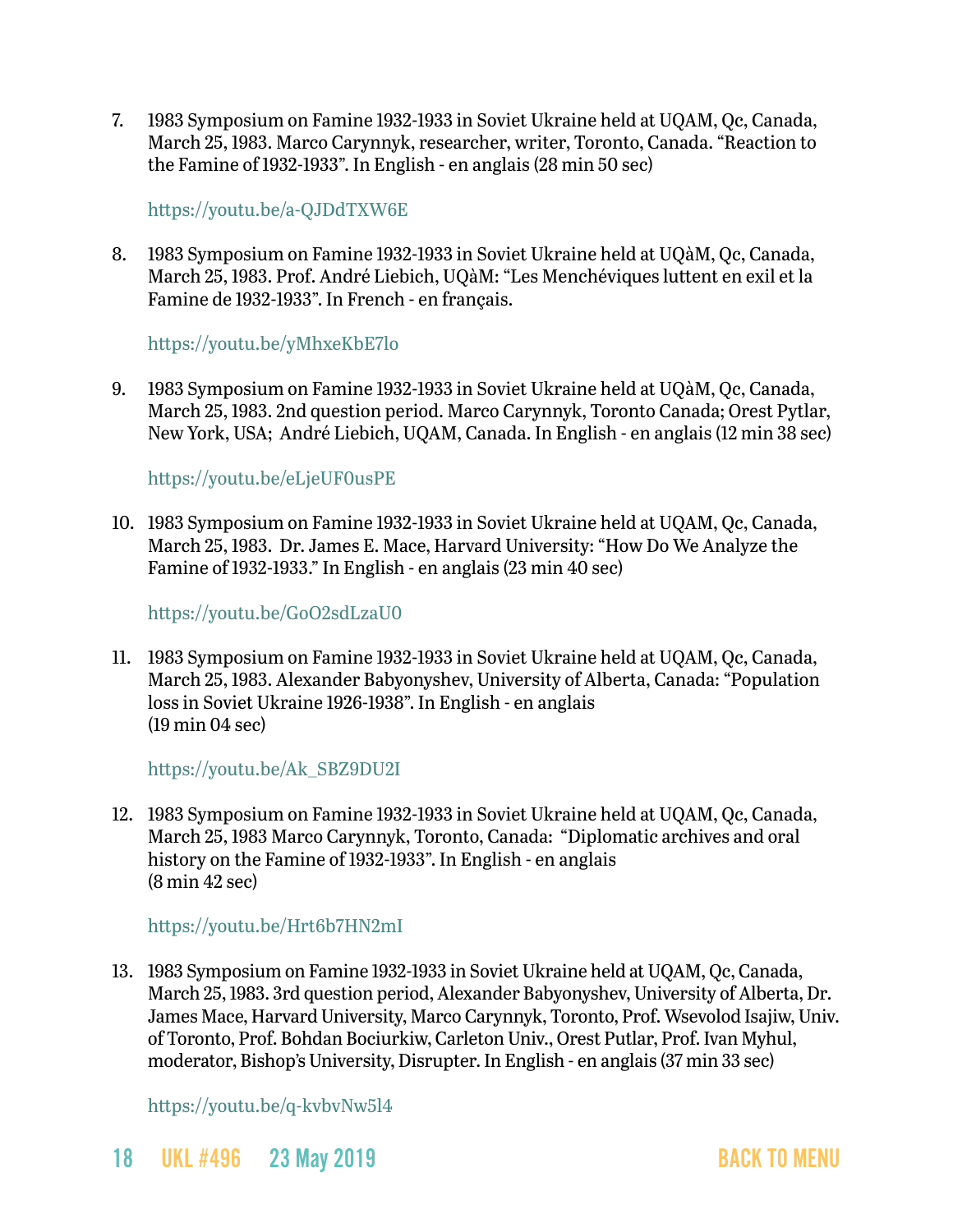7. 1983 Symposium on Famine 1932-1933 in Soviet Ukraine held at UQAM, Qc, Canada, March 25, 1983. Marco Carynnyk, researcher, writer, Toronto, Canada. "Reaction to the Famine of 1932-1933". In English - en anglais (28 min 50 sec)

   https://youtu.be/a-QJDdTXW6E

8. 1983 Symposium on Famine 1932-1933 in Soviet Ukraine held at UQàM, Qc, Canada, March 25, 1983. Prof. André Liebich, UQàM: "Les Menchéviques luttent en exil et la Famine de 1932-1933". In French - en français.

   https://youtu.be/yMhxeKbE7lo

9. 1983 Symposium on Famine 1932-1933 in Soviet Ukraine held at UQàM, Qc, Canada, March 25, 1983. 2nd question period. Marco Carynnyk, Toronto Canada; Orest Pytlar, New York, USA; André Liebich, UQAM, Canada. In English - en anglais (12 min 38 sec)

   https://youtu.be/eLjeUF0usPE

10. 1983 Symposium on Famine 1932-1933 in Soviet Ukraine held at UQAM, Qc, Canada, March 25, 1983. Dr. James E. Mace, Harvard University: "How Do We Analyze the Famine of 1932-1933." In English - en anglais (23 min 40 sec)

    https://youtu.be/GoO2sdLzaU0

11. 1983 Symposium on Famine 1932-1933 in Soviet Ukraine held at UQAM, Qc, Canada, March 25, 1983. Alexander Babyonyshev, University of Alberta, Canada: "Population loss in Soviet Ukraine 1926-1938". In English - en anglais
    (19 min 04 sec)

    https://youtu.be/Ak_SBZ9DU2I

12. 1983 Symposium on Famine 1932-1933 in Soviet Ukraine held at UQAM, Qc, Canada, March 25, 1983 Marco Carynnyk, Toronto, Canada: "Diplomatic archives and oral history on the Famine of 1932-1933". In English - en anglais
    (8 min 42 sec)

    https://youtu.be/Hrt6b7HN2mI

13. 1983 Symposium on Famine 1932-1933 in Soviet Ukraine held at UQAM, Qc, Canada, March 25, 1983. 3rd question period, Alexander Babyonyshev, University of Alberta, Dr. James Mace, Harvard University, Marco Carynnyk, Toronto, Prof. Wsevolod Isajiw, Univ. of Toronto, Prof. Bohdan Bociurkiw, Carleton Univ., Orest Putlar, Prof. Ivan Myhul, moderator, Bishop's University, Disrupter. In English - en anglais (37 min 33 sec)

    https://youtu.be/q-kvbvNw5l4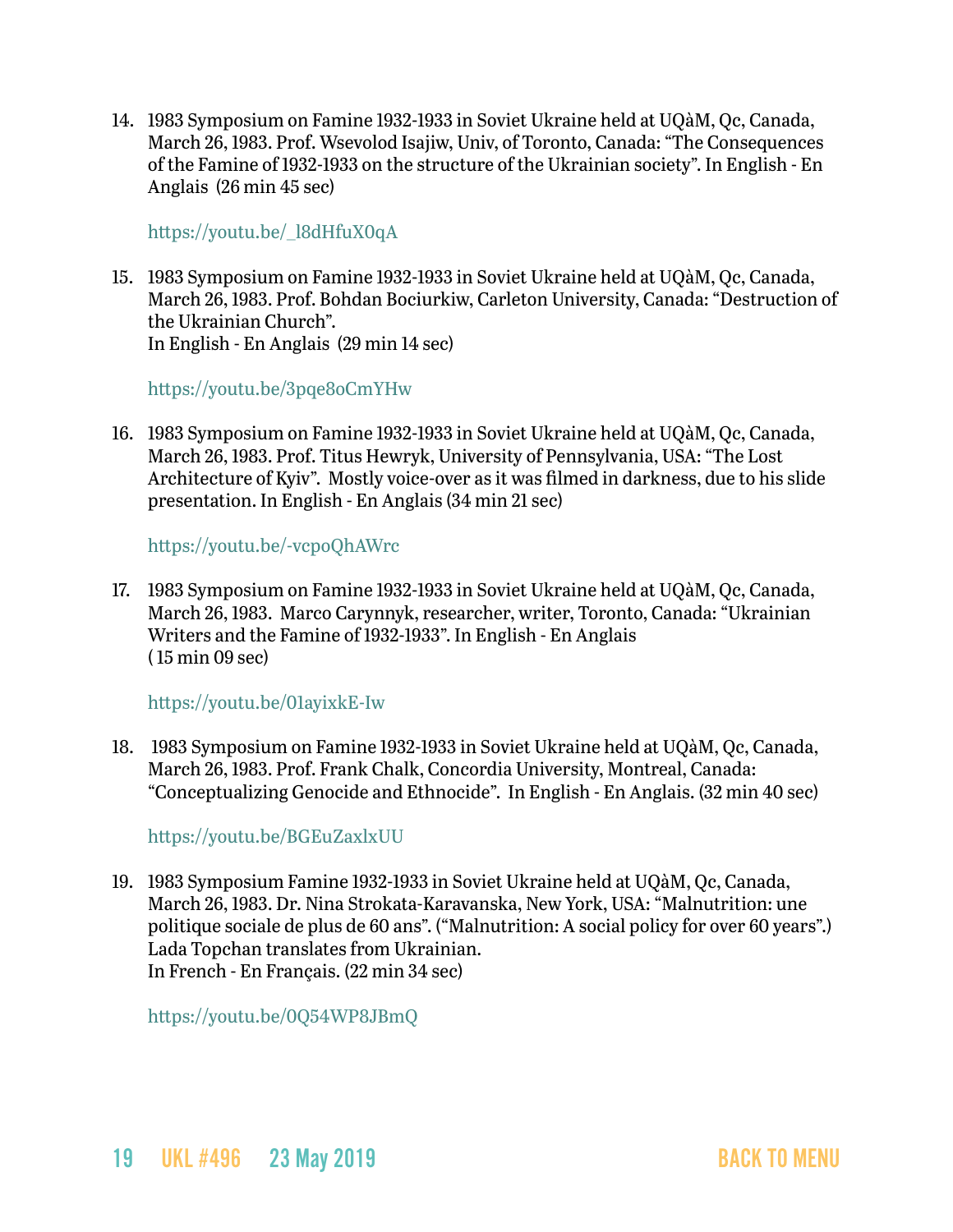14. 1983 Symposium on Famine 1932-1933 in Soviet Ukraine held at UQàM, Qc, Canada, March 26, 1983. Prof. Wsevolod Isajiw, Univ, of Toronto, Canada: “The Consequences of the Famine of 1932-1933 on the structure of the Ukrainian society”. In English - En Anglais (26 min 45 sec)

    https://youtu.be/_l8dHfuX0qA

15. 1983 Symposium on Famine 1932-1933 in Soviet Ukraine held at UQàM, Qc, Canada, March 26, 1983. Prof. Bohdan Bociurkiw, Carleton University, Canada: “Destruction of the Ukrainian Church”.
    In English - En Anglais (29 min 14 sec)

    https://youtu.be/3pqe8oCmYHw

16. 1983 Symposium on Famine 1932-1933 in Soviet Ukraine held at UQàM, Qc, Canada, March 26, 1983. Prof. Titus Hewryk, University of Pennsylvania, USA: “The Lost Architecture of Kyiv”. Mostly voice-over as it was filmed in darkness, due to his slide presentation. In English - En Anglais (34 min 21 sec)

    https://youtu.be/-vcpoQhAWrc

17. 1983 Symposium on Famine 1932-1933 in Soviet Ukraine held at UQàM, Qc, Canada, March 26, 1983. Marco Carynnyk, researcher, writer, Toronto, Canada: “Ukrainian Writers and the Famine of 1932-1933”. In English - En Anglais
    ( 15 min 09 sec)

    https://youtu.be/01ayixkE-Iw

18. 1983 Symposium on Famine 1932-1933 in Soviet Ukraine held at UQàM, Qc, Canada, March 26, 1983. Prof. Frank Chalk, Concordia University, Montreal, Canada: “Conceptualizing Genocide and Ethnocide”. In English - En Anglais. (32 min 40 sec)

    https://youtu.be/BGEuZaxlxUU

19. 1983 Symposium Famine 1932-1933 in Soviet Ukraine held at UQàM, Qc, Canada, March 26, 1983. Dr. Nina Strokata-Karavanska, New York, USA: “Malnutrition: une politique sociale de plus de 60 ans”. (“Malnutrition: A social policy for over 60 years”.) Lada Topchan translates from Ukrainian.
    In French - En Français. (22 min 34 sec)

    https://youtu.be/0Q54WP8JBmQ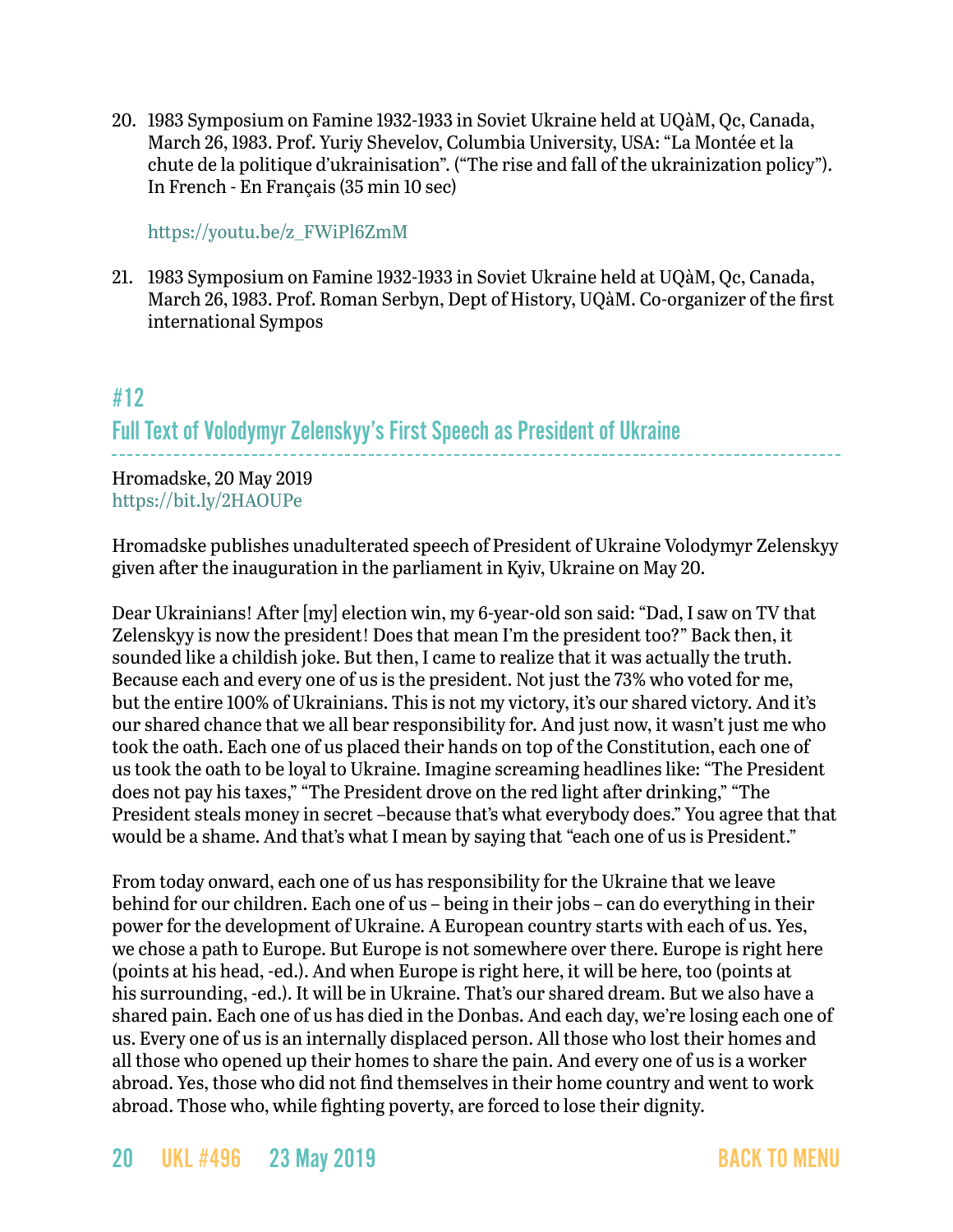20. 1983 Symposium on Famine 1932-1933 in Soviet Ukraine held at UQàM, Qc, Canada, March 26, 1983. Prof. Yuriy Shevelov, Columbia University, USA: "La Montée et la chute de la politique d'ukrainisation". ("The rise and fall of the ukrainization policy"). In French - En Français (35 min 10 sec)

    https://youtu.be/z_FWiPl6ZmM

21. 1983 Symposium on Famine 1932-1933 in Soviet Ukraine held at UQàM, Qc, Canada, March 26, 1983. Prof. Roman Serbyn, Dept of History, UQàM. Co-organizer of the first international Sympos

## #12

## Full Text of Volodymyr Zelenskyy's First Speech as President of Ukraine

Hromadske, 20 May 2019
https://bit.ly/2HAOUPe

Hromadske publishes unadulterated speech of President of Ukraine Volodymyr Zelenskyy given after the inauguration in the parliament in Kyiv, Ukraine on May 20.

Dear Ukrainians! After [my] election win, my 6-year-old son said: "Dad, I saw on TV that Zelenskyy is now the president! Does that mean I'm the president too?" Back then, it sounded like a childish joke. But then, I came to realize that it was actually the truth. Because each and every one of us is the president. Not just the 73% who voted for me, but the entire 100% of Ukrainians. This is not my victory, it's our shared victory. And it's our shared chance that we all bear responsibility for. And just now, it wasn't just me who took the oath. Each one of us placed their hands on top of the Constitution, each one of us took the oath to be loyal to Ukraine. Imagine screaming headlines like: "The President does not pay his taxes," "The President drove on the red light after drinking," "The President steals money in secret –because that's what everybody does." You agree that that would be a shame. And that's what I mean by saying that "each one of us is President."

From today onward, each one of us has responsibility for the Ukraine that we leave behind for our children. Each one of us – being in their jobs – can do everything in their power for the development of Ukraine. A European country starts with each of us. Yes, we chose a path to Europe. But Europe is not somewhere over there. Europe is right here (points at his head, -ed.). And when Europe is right here, it will be here, too (points at his surrounding, -ed.). It will be in Ukraine. That's our shared dream. But we also have a shared pain. Each one of us has died in the Donbas. And each day, we're losing each one of us. Every one of us is an internally displaced person. All those who lost their homes and all those who opened up their homes to share the pain. And every one of us is a worker abroad. Yes, those who did not find themselves in their home country and went to work abroad. Those who, while fighting poverty, are forced to lose their dignity.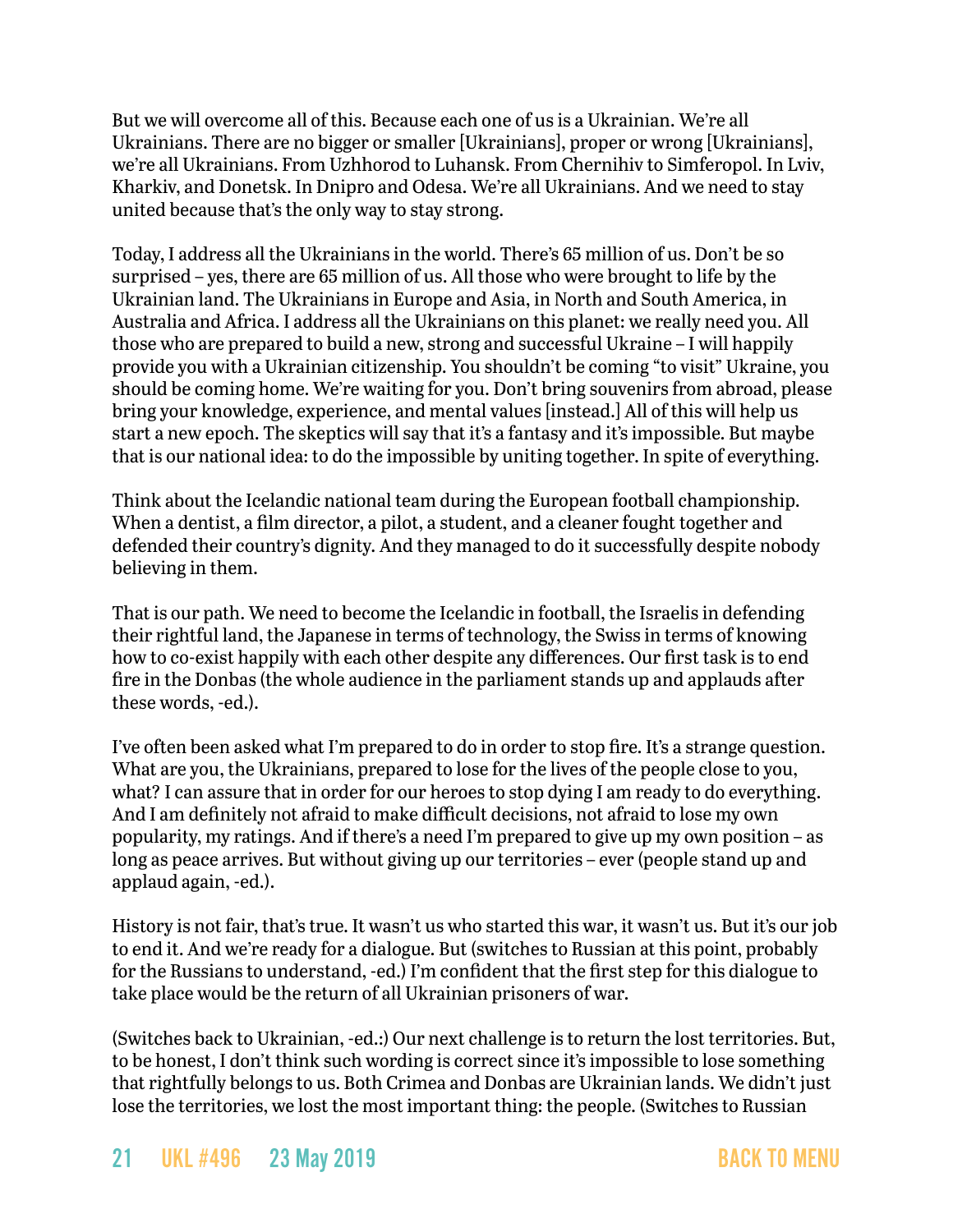But we will overcome all of this. Because each one of us is a Ukrainian. We're all Ukrainians. There are no bigger or smaller [Ukrainians], proper or wrong [Ukrainians], we're all Ukrainians. From Uzhhorod to Luhansk. From Chernihiv to Simferopol. In Lviv, Kharkiv, and Donetsk. In Dnipro and Odesa. We're all Ukrainians. And we need to stay united because that's the only way to stay strong.

Today, I address all the Ukrainians in the world. There's 65 million of us. Don't be so surprised – yes, there are 65 million of us. All those who were brought to life by the Ukrainian land. The Ukrainians in Europe and Asia, in North and South America, in Australia and Africa. I address all the Ukrainians on this planet: we really need you. All those who are prepared to build a new, strong and successful Ukraine – I will happily provide you with a Ukrainian citizenship. You shouldn't be coming "to visit" Ukraine, you should be coming home. We're waiting for you. Don't bring souvenirs from abroad, please bring your knowledge, experience, and mental values [instead.] All of this will help us start a new epoch. The skeptics will say that it's a fantasy and it's impossible. But maybe that is our national idea: to do the impossible by uniting together. In spite of everything.

Think about the Icelandic national team during the European football championship. When a dentist, a film director, a pilot, a student, and a cleaner fought together and defended their country's dignity. And they managed to do it successfully despite nobody believing in them.

That is our path. We need to become the Icelandic in football, the Israelis in defending their rightful land, the Japanese in terms of technology, the Swiss in terms of knowing how to co-exist happily with each other despite any differences. Our first task is to end fire in the Donbas (the whole audience in the parliament stands up and applauds after these words, -ed.).

I've often been asked what I'm prepared to do in order to stop fire. It's a strange question. What are you, the Ukrainians, prepared to lose for the lives of the people close to you, what? I can assure that in order for our heroes to stop dying I am ready to do everything. And I am definitely not afraid to make difficult decisions, not afraid to lose my own popularity, my ratings. And if there's a need I'm prepared to give up my own position – as long as peace arrives. But without giving up our territories – ever (people stand up and applaud again, -ed.).

History is not fair, that's true. It wasn't us who started this war, it wasn't us. But it's our job to end it. And we're ready for a dialogue. But (switches to Russian at this point, probably for the Russians to understand, -ed.) I'm confident that the first step for this dialogue to take place would be the return of all Ukrainian prisoners of war.

(Switches back to Ukrainian, -ed.:) Our next challenge is to return the lost territories. But, to be honest, I don't think such wording is correct since it's impossible to lose something that rightfully belongs to us. Both Crimea and Donbas are Ukrainian lands. We didn't just lose the territories, we lost the most important thing: the people. (Switches to Russian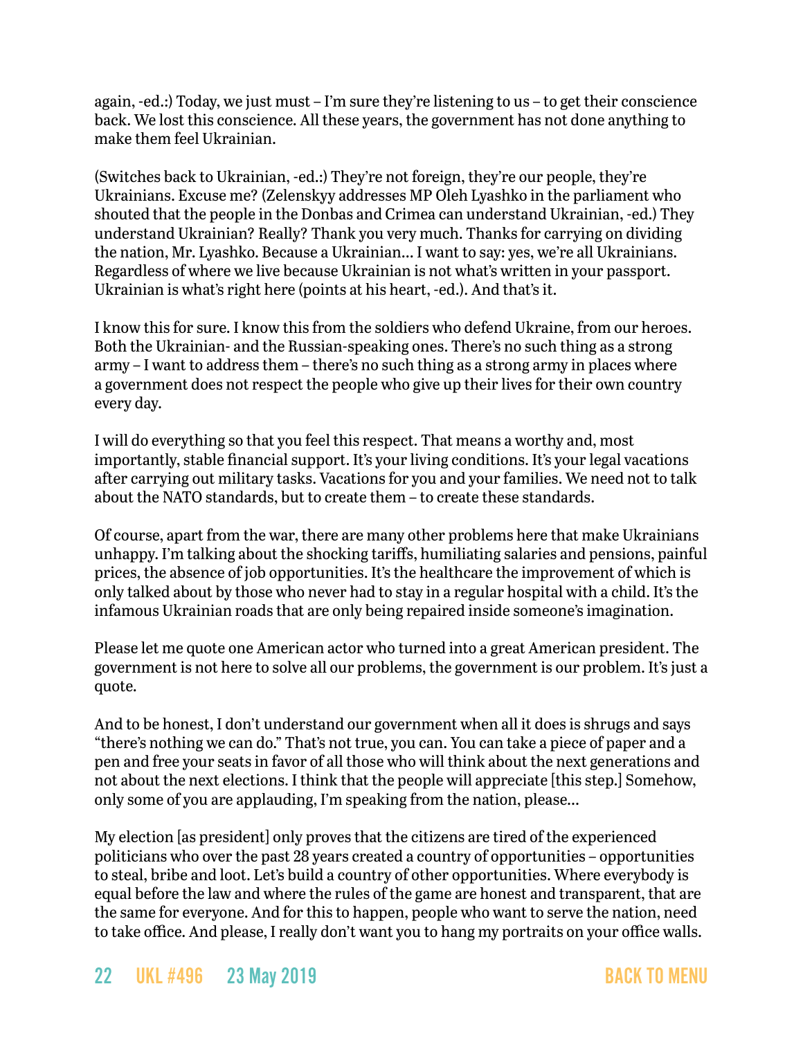again, -ed.:) Today, we just must – I'm sure they're listening to us – to get their conscience back. We lost this conscience. All these years, the government has not done anything to make them feel Ukrainian.

(Switches back to Ukrainian, -ed.:) They're not foreign, they're our people, they're Ukrainians. Excuse me? (Zelenskyy addresses MP Oleh Lyashko in the parliament who shouted that the people in the Donbas and Crimea can understand Ukrainian, -ed.) They understand Ukrainian? Really? Thank you very much. Thanks for carrying on dividing the nation, Mr. Lyashko. Because a Ukrainian… I want to say: yes, we're all Ukrainians. Regardless of where we live because Ukrainian is not what's written in your passport. Ukrainian is what's right here (points at his heart, -ed.). And that's it.

I know this for sure. I know this from the soldiers who defend Ukraine, from our heroes. Both the Ukrainian- and the Russian-speaking ones. There's no such thing as a strong army – I want to address them – there's no such thing as a strong army in places where a government does not respect the people who give up their lives for their own country every day.

I will do everything so that you feel this respect. That means a worthy and, most importantly, stable financial support. It's your living conditions. It's your legal vacations after carrying out military tasks. Vacations for you and your families. We need not to talk about the NATO standards, but to create them – to create these standards.

Of course, apart from the war, there are many other problems here that make Ukrainians unhappy. I'm talking about the shocking tariffs, humiliating salaries and pensions, painful prices, the absence of job opportunities. It's the healthcare the improvement of which is only talked about by those who never had to stay in a regular hospital with a child. It's the infamous Ukrainian roads that are only being repaired inside someone's imagination.

Please let me quote one American actor who turned into a great American president. The government is not here to solve all our problems, the government is our problem. It's just a quote.

And to be honest, I don't understand our government when all it does is shrugs and says "there's nothing we can do." That's not true, you can. You can take a piece of paper and a pen and free your seats in favor of all those who will think about the next generations and not about the next elections. I think that the people will appreciate [this step.] Somehow, only some of you are applauding, I'm speaking from the nation, please…

My election [as president] only proves that the citizens are tired of the experienced politicians who over the past 28 years created a country of opportunities – opportunities to steal, bribe and loot. Let's build a country of other opportunities. Where everybody is equal before the law and where the rules of the game are honest and transparent, that are the same for everyone. And for this to happen, people who want to serve the nation, need to take office. And please, I really don't want you to hang my portraits on your office walls.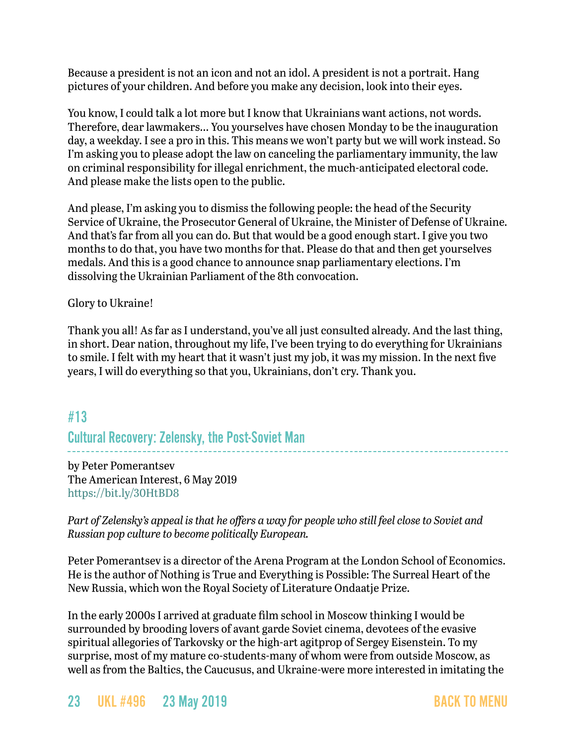Because a president is not an icon and not an idol. A president is not a portrait. Hang pictures of your children. And before you make any decision, look into their eyes.

You know, I could talk a lot more but I know that Ukrainians want actions, not words. Therefore, dear lawmakers… You yourselves have chosen Monday to be the inauguration day, a weekday. I see a pro in this. This means we won't party but we will work instead. So I'm asking you to please adopt the law on canceling the parliamentary immunity, the law on criminal responsibility for illegal enrichment, the much-anticipated electoral code. And please make the lists open to the public.

And please, I'm asking you to dismiss the following people: the head of the Security Service of Ukraine, the Prosecutor General of Ukraine, the Minister of Defense of Ukraine. And that's far from all you can do. But that would be a good enough start. I give you two months to do that, you have two months for that. Please do that and then get yourselves medals. And this is a good chance to announce snap parliamentary elections. I'm dissolving the Ukrainian Parliament of the 8th convocation.

Glory to Ukraine!

Thank you all! As far as I understand, you've all just consulted already. And the last thing, in short. Dear nation, throughout my life, I've been trying to do everything for Ukrainians to smile. I felt with my heart that it wasn't just my job, it was my mission. In the next five years, I will do everything so that you, Ukrainians, don't cry. Thank you.

## #13
## Cultural Recovery: Zelensky, the Post-Soviet Man

by Peter Pomerantsev
The American Interest, 6 May 2019
https://bit.ly/30HtBD8

*Part of Zelensky's appeal is that he offers a way for people who still feel close to Soviet and Russian pop culture to become politically European.*

Peter Pomerantsev is a director of the Arena Program at the London School of Economics. He is the author of Nothing is True and Everything is Possible: The Surreal Heart of the New Russia, which won the Royal Society of Literature Ondaatje Prize.

In the early 2000s I arrived at graduate film school in Moscow thinking I would be surrounded by brooding lovers of avant garde Soviet cinema, devotees of the evasive spiritual allegories of Tarkovsky or the high-art agitprop of Sergey Eisenstein. To my surprise, most of my mature co-students-many of whom were from outside Moscow, as well as from the Baltics, the Caucusus, and Ukraine-were more interested in imitating the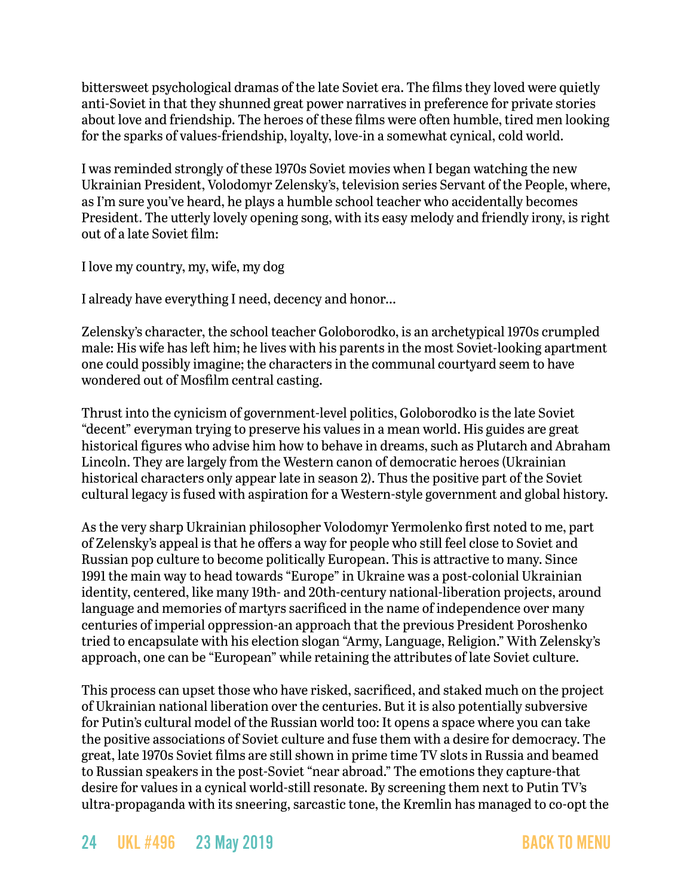bittersweet psychological dramas of the late Soviet era. The films they loved were quietly anti-Soviet in that they shunned great power narratives in preference for private stories about love and friendship. The heroes of these films were often humble, tired men looking for the sparks of values-friendship, loyalty, love-in a somewhat cynical, cold world.

I was reminded strongly of these 1970s Soviet movies when I began watching the new Ukrainian President, Volodymyr Zelensky's, television series Servant of the People, where, as I'm sure you've heard, he plays a humble school teacher who accidentally becomes President. The utterly lovely opening song, with its easy melody and friendly irony, is right out of a late Soviet film:

I love my country, my, wife, my dog

I already have everything I need, decency and honor…

Zelensky's character, the school teacher Goloborodko, is an archetypical 1970s crumpled male: His wife has left him; he lives with his parents in the most Soviet-looking apartment one could possibly imagine; the characters in the communal courtyard seem to have wondered out of Mosfilm central casting.

Thrust into the cynicism of government-level politics, Goloborodko is the late Soviet "decent" everyman trying to preserve his values in a mean world. His guides are great historical figures who advise him how to behave in dreams, such as Plutarch and Abraham Lincoln. They are largely from the Western canon of democratic heroes (Ukrainian historical characters only appear late in season 2). Thus the positive part of the Soviet cultural legacy is fused with aspiration for a Western-style government and global history.

As the very sharp Ukrainian philosopher Volodymyr Yermolenko first noted to me, part of Zelensky's appeal is that he offers a way for people who still feel close to Soviet and Russian pop culture to become politically European. This is attractive to many. Since 1991 the main way to head towards "Europe" in Ukraine was a post-colonial Ukrainian identity, centered, like many 19th- and 20th-century national-liberation projects, around language and memories of martyrs sacrificed in the name of independence over many centuries of imperial oppression-an approach that the previous President Poroshenko tried to encapsulate with his election slogan "Army, Language, Religion." With Zelensky's approach, one can be "European" while retaining the attributes of late Soviet culture.

This process can upset those who have risked, sacrificed, and staked much on the project of Ukrainian national liberation over the centuries. But it is also potentially subversive for Putin's cultural model of the Russian world too: It opens a space where you can take the positive associations of Soviet culture and fuse them with a desire for democracy. The great, late 1970s Soviet films are still shown in prime time TV slots in Russia and beamed to Russian speakers in the post-Soviet "near abroad." The emotions they capture-that desire for values in a cynical world-still resonate. By screening them next to Putin TV's ultra-propaganda with its sneering, sarcastic tone, the Kremlin has managed to co-opt the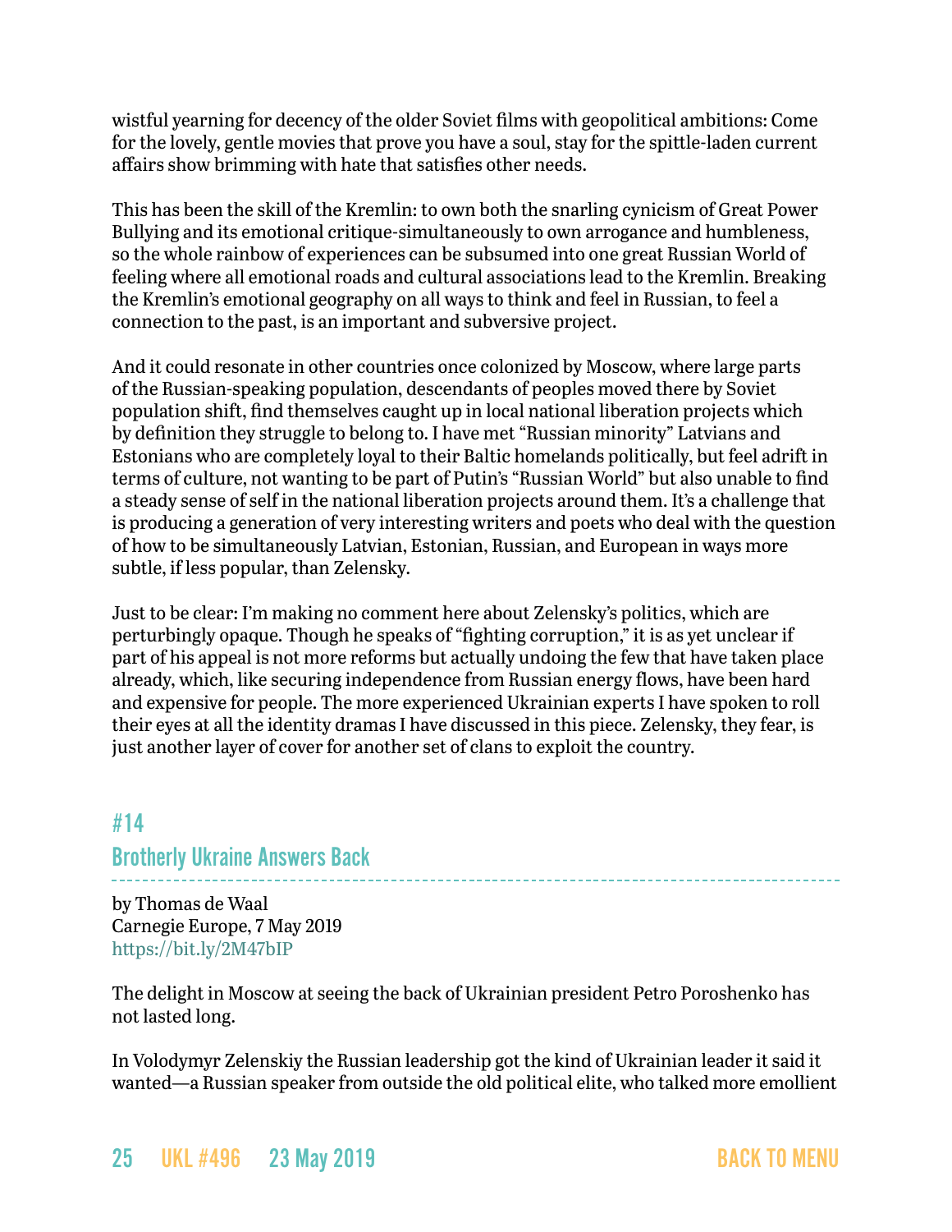wistful yearning for decency of the older Soviet films with geopolitical ambitions: Come for the lovely, gentle movies that prove you have a soul, stay for the spittle-laden current affairs show brimming with hate that satisfies other needs.

This has been the skill of the Kremlin: to own both the snarling cynicism of Great Power Bullying and its emotional critique-simultaneously to own arrogance and humbleness, so the whole rainbow of experiences can be subsumed into one great Russian World of feeling where all emotional roads and cultural associations lead to the Kremlin. Breaking the Kremlin's emotional geography on all ways to think and feel in Russian, to feel a connection to the past, is an important and subversive project.

And it could resonate in other countries once colonized by Moscow, where large parts of the Russian-speaking population, descendants of peoples moved there by Soviet population shift, find themselves caught up in local national liberation projects which by definition they struggle to belong to. I have met "Russian minority" Latvians and Estonians who are completely loyal to their Baltic homelands politically, but feel adrift in terms of culture, not wanting to be part of Putin's "Russian World" but also unable to find a steady sense of self in the national liberation projects around them. It's a challenge that is producing a generation of very interesting writers and poets who deal with the question of how to be simultaneously Latvian, Estonian, Russian, and European in ways more subtle, if less popular, than Zelensky.

Just to be clear: I'm making no comment here about Zelensky's politics, which are perturbingly opaque. Though he speaks of "fighting corruption," it is as yet unclear if part of his appeal is not more reforms but actually undoing the few that have taken place already, which, like securing independence from Russian energy flows, have been hard and expensive for people. The more experienced Ukrainian experts I have spoken to roll their eyes at all the identity dramas I have discussed in this piece. Zelensky, they fear, is just another layer of cover for another set of clans to exploit the country.

## #14
## Brotherly Ukraine Answers Back

by Thomas de Waal
Carnegie Europe, 7 May 2019
https://bit.ly/2M47bIP

The delight in Moscow at seeing the back of Ukrainian president Petro Poroshenko has not lasted long.

In Volodymyr Zelenskiy the Russian leadership got the kind of Ukrainian leader it said it wanted—a Russian speaker from outside the old political elite, who talked more emollient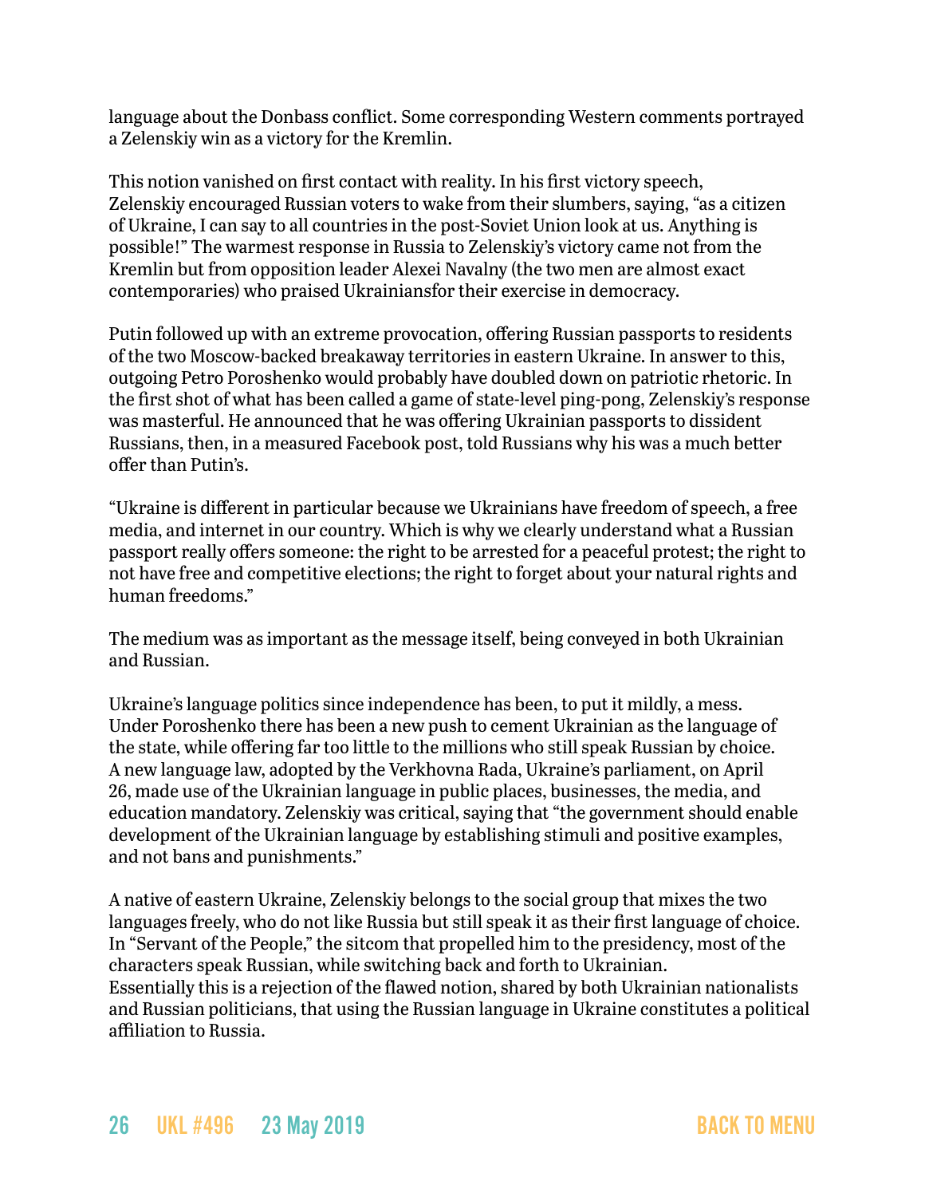language about the Donbass conflict. Some corresponding Western comments portrayed a Zelenskiy win as a victory for the Kremlin.

This notion vanished on first contact with reality. In his first victory speech, Zelenskiy encouraged Russian voters to wake from their slumbers, saying, "as a citizen of Ukraine, I can say to all countries in the post-Soviet Union look at us. Anything is possible!" The warmest response in Russia to Zelenskiy's victory came not from the Kremlin but from opposition leader Alexei Navalny (the two men are almost exact contemporaries) who praised Ukrainiansfor their exercise in democracy.

Putin followed up with an extreme provocation, offering Russian passports to residents of the two Moscow-backed breakaway territories in eastern Ukraine. In answer to this, outgoing Petro Poroshenko would probably have doubled down on patriotic rhetoric. In the first shot of what has been called a game of state-level ping-pong, Zelenskiy's response was masterful. He announced that he was offering Ukrainian passports to dissident Russians, then, in a measured Facebook post, told Russians why his was a much better offer than Putin's.

"Ukraine is different in particular because we Ukrainians have freedom of speech, a free media, and internet in our country. Which is why we clearly understand what a Russian passport really offers someone: the right to be arrested for a peaceful protest; the right to not have free and competitive elections; the right to forget about your natural rights and human freedoms."

The medium was as important as the message itself, being conveyed in both Ukrainian and Russian.

Ukraine's language politics since independence has been, to put it mildly, a mess. Under Poroshenko there has been a new push to cement Ukrainian as the language of the state, while offering far too little to the millions who still speak Russian by choice. A new language law, adopted by the Verkhovna Rada, Ukraine's parliament, on April 26, made use of the Ukrainian language in public places, businesses, the media, and education mandatory. Zelenskiy was critical, saying that "the government should enable development of the Ukrainian language by establishing stimuli and positive examples, and not bans and punishments."

A native of eastern Ukraine, Zelenskiy belongs to the social group that mixes the two languages freely, who do not like Russia but still speak it as their first language of choice. In "Servant of the People," the sitcom that propelled him to the presidency, most of the characters speak Russian, while switching back and forth to Ukrainian. Essentially this is a rejection of the flawed notion, shared by both Ukrainian nationalists and Russian politicians, that using the Russian language in Ukraine constitutes a political affiliation to Russia.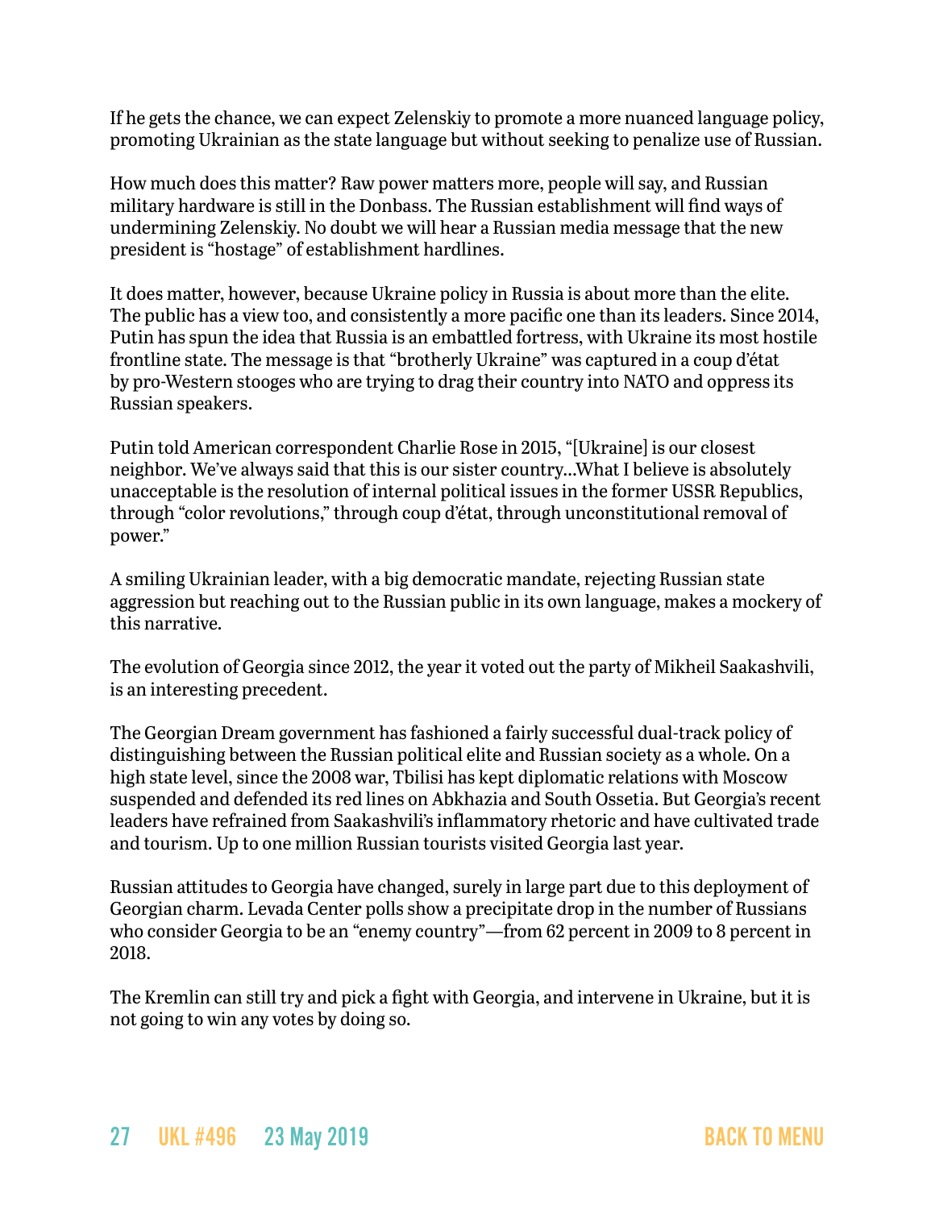If he gets the chance, we can expect Zelenskiy to promote a more nuanced language policy, promoting Ukrainian as the state language but without seeking to penalize use of Russian.

How much does this matter? Raw power matters more, people will say, and Russian military hardware is still in the Donbass. The Russian establishment will find ways of undermining Zelenskiy. No doubt we will hear a Russian media message that the new president is "hostage" of establishment hardlines.

It does matter, however, because Ukraine policy in Russia is about more than the elite. The public has a view too, and consistently a more pacific one than its leaders. Since 2014, Putin has spun the idea that Russia is an embattled fortress, with Ukraine its most hostile frontline state. The message is that "brotherly Ukraine" was captured in a coup d'état by pro-Western stooges who are trying to drag their country into NATO and oppress its Russian speakers.

Putin told American correspondent Charlie Rose in 2015, "[Ukraine] is our closest neighbor. We've always said that this is our sister country...What I believe is absolutely unacceptable is the resolution of internal political issues in the former USSR Republics, through "color revolutions," through coup d'état, through unconstitutional removal of power."

A smiling Ukrainian leader, with a big democratic mandate, rejecting Russian state aggression but reaching out to the Russian public in its own language, makes a mockery of this narrative.

The evolution of Georgia since 2012, the year it voted out the party of Mikheil Saakashvili, is an interesting precedent.

The Georgian Dream government has fashioned a fairly successful dual-track policy of distinguishing between the Russian political elite and Russian society as a whole. On a high state level, since the 2008 war, Tbilisi has kept diplomatic relations with Moscow suspended and defended its red lines on Abkhazia and South Ossetia. But Georgia's recent leaders have refrained from Saakashvili's inflammatory rhetoric and have cultivated trade and tourism. Up to one million Russian tourists visited Georgia last year.

Russian attitudes to Georgia have changed, surely in large part due to this deployment of Georgian charm. Levada Center polls show a precipitate drop in the number of Russians who consider Georgia to be an "enemy country"—from 62 percent in 2009 to 8 percent in 2018.

The Kremlin can still try and pick a fight with Georgia, and intervene in Ukraine, but it is not going to win any votes by doing so.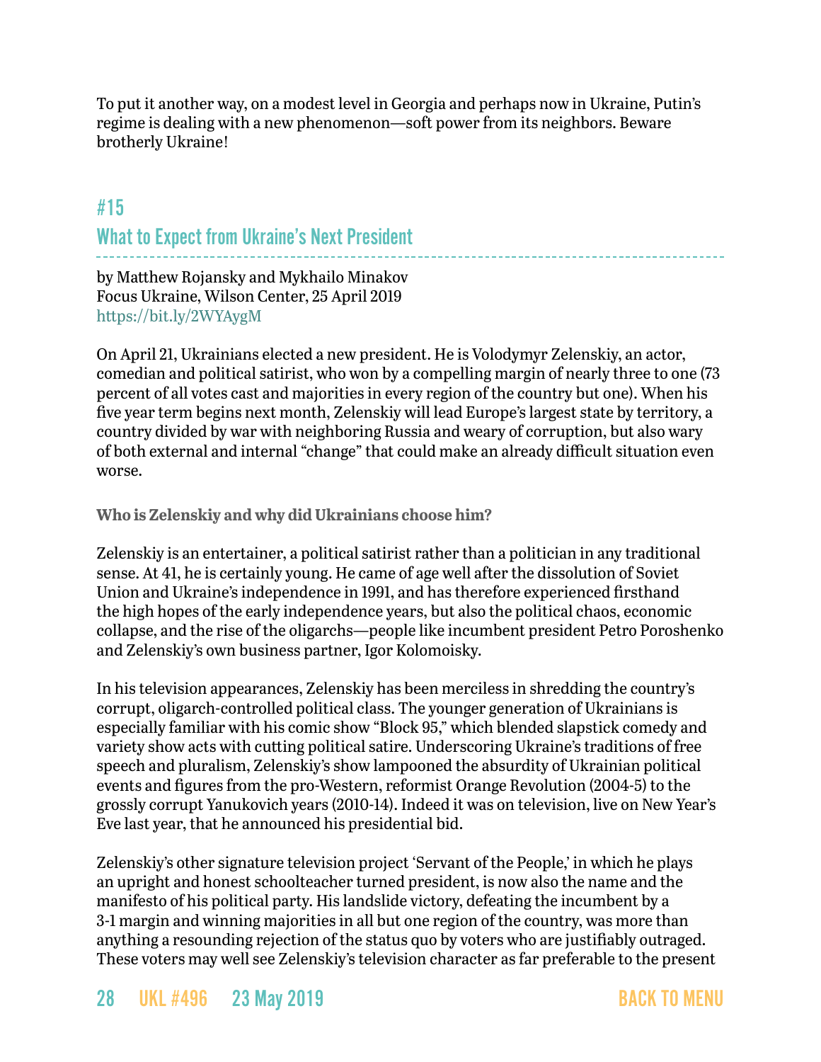To put it another way, on a modest level in Georgia and perhaps now in Ukraine, Putin's regime is dealing with a new phenomenon—soft power from its neighbors. Beware brotherly Ukraine!

## #15
## What to Expect from Ukraine's Next President

by Matthew Rojansky and Mykhailo Minakov
Focus Ukraine, Wilson Center, 25 April 2019
https://bit.ly/2WYAygM

On April 21, Ukrainians elected a new president. He is Volodymyr Zelenskiy, an actor, comedian and political satirist, who won by a compelling margin of nearly three to one (73 percent of all votes cast and majorities in every region of the country but one). When his five year term begins next month, Zelenskiy will lead Europe's largest state by territory, a country divided by war with neighboring Russia and weary of corruption, but also wary of both external and internal "change" that could make an already difficult situation even worse.

**Who is Zelenskiy and why did Ukrainians choose him?**

Zelenskiy is an entertainer, a political satirist rather than a politician in any traditional sense. At 41, he is certainly young. He came of age well after the dissolution of Soviet Union and Ukraine's independence in 1991, and has therefore experienced firsthand the high hopes of the early independence years, but also the political chaos, economic collapse, and the rise of the oligarchs—people like incumbent president Petro Poroshenko and Zelenskiy's own business partner, Igor Kolomoisky.

In his television appearances, Zelenskiy has been merciless in shredding the country's corrupt, oligarch-controlled political class. The younger generation of Ukrainians is especially familiar with his comic show "Block 95," which blended slapstick comedy and variety show acts with cutting political satire. Underscoring Ukraine's traditions of free speech and pluralism, Zelenskiy's show lampooned the absurdity of Ukrainian political events and figures from the pro-Western, reformist Orange Revolution (2004-5) to the grossly corrupt Yanukovich years (2010-14). Indeed it was on television, live on New Year's Eve last year, that he announced his presidential bid.

Zelenskiy's other signature television project 'Servant of the People,' in which he plays an upright and honest schoolteacher turned president, is now also the name and the manifesto of his political party. His landslide victory, defeating the incumbent by a 3-1 margin and winning majorities in all but one region of the country, was more than anything a resounding rejection of the status quo by voters who are justifiably outraged. These voters may well see Zelenskiy's television character as far preferable to the present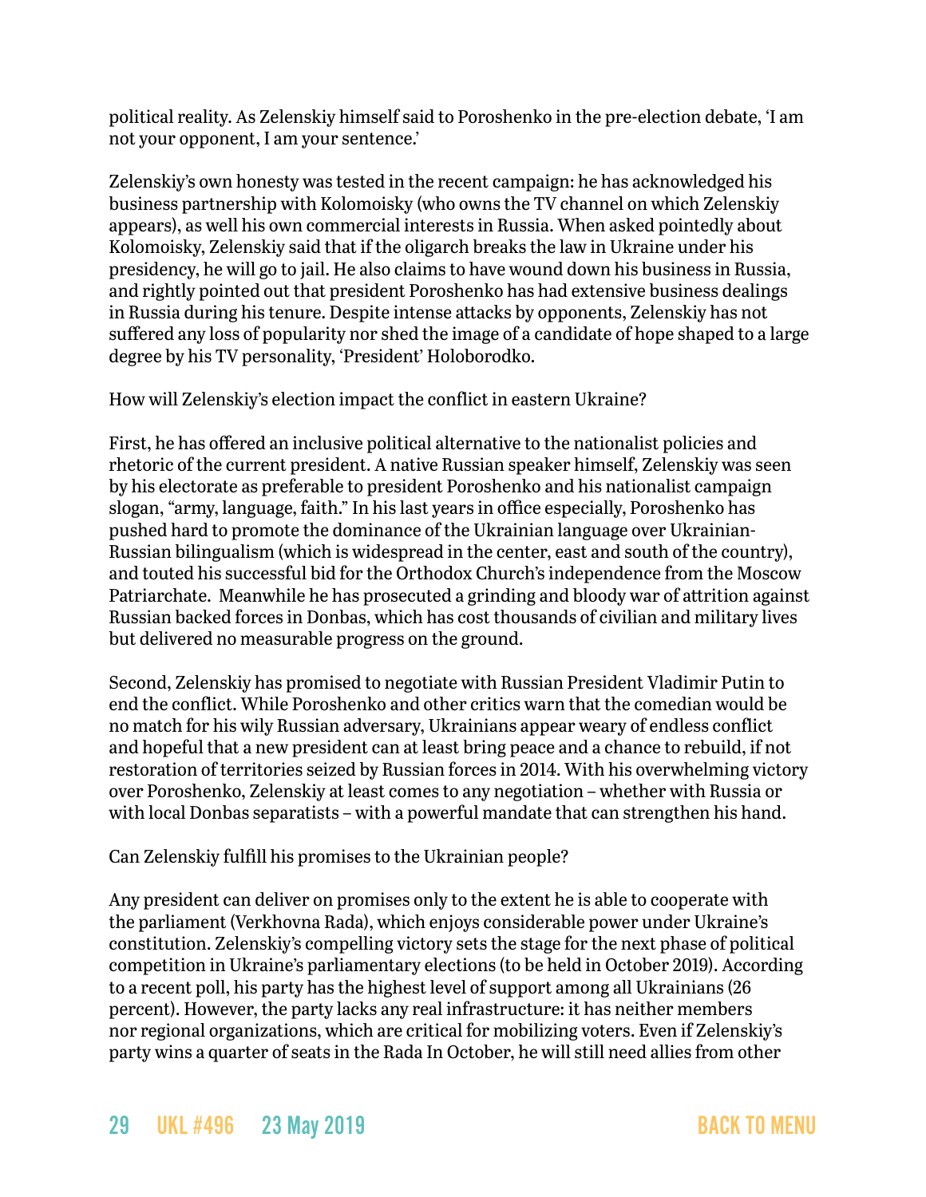political reality. As Zelenskiy himself said to Poroshenko in the pre-election debate, 'I am not your opponent, I am your sentence.'

Zelenskiy's own honesty was tested in the recent campaign: he has acknowledged his business partnership with Kolomoisky (who owns the TV channel on which Zelenskiy appears), as well his own commercial interests in Russia. When asked pointedly about Kolomoisky, Zelenskiy said that if the oligarch breaks the law in Ukraine under his presidency, he will go to jail. He also claims to have wound down his business in Russia, and rightly pointed out that president Poroshenko has had extensive business dealings in Russia during his tenure. Despite intense attacks by opponents, Zelenskiy has not suffered any loss of popularity nor shed the image of a candidate of hope shaped to a large degree by his TV personality, 'President' Holoborodko.

How will Zelenskiy's election impact the conflict in eastern Ukraine?

First, he has offered an inclusive political alternative to the nationalist policies and rhetoric of the current president. A native Russian speaker himself, Zelenskiy was seen by his electorate as preferable to president Poroshenko and his nationalist campaign slogan, "army, language, faith." In his last years in office especially, Poroshenko has pushed hard to promote the dominance of the Ukrainian language over Ukrainian-Russian bilingualism (which is widespread in the center, east and south of the country), and touted his successful bid for the Orthodox Church's independence from the Moscow Patriarchate. Meanwhile he has prosecuted a grinding and bloody war of attrition against Russian backed forces in Donbas, which has cost thousands of civilian and military lives but delivered no measurable progress on the ground.

Second, Zelenskiy has promised to negotiate with Russian President Vladimir Putin to end the conflict. While Poroshenko and other critics warn that the comedian would be no match for his wily Russian adversary, Ukrainians appear weary of endless conflict and hopeful that a new president can at least bring peace and a chance to rebuild, if not restoration of territories seized by Russian forces in 2014. With his overwhelming victory over Poroshenko, Zelenskiy at least comes to any negotiation – whether with Russia or with local Donbas separatists – with a powerful mandate that can strengthen his hand.

Can Zelenskiy fulfill his promises to the Ukrainian people?

Any president can deliver on promises only to the extent he is able to cooperate with the parliament (Verkhovna Rada), which enjoys considerable power under Ukraine's constitution. Zelenskiy's compelling victory sets the stage for the next phase of political competition in Ukraine's parliamentary elections (to be held in October 2019). According to a recent poll, his party has the highest level of support among all Ukrainians (26 percent). However, the party lacks any real infrastructure: it has neither members nor regional organizations, which are critical for mobilizing voters. Even if Zelenskiy's party wins a quarter of seats in the Rada In October, he will still need allies from other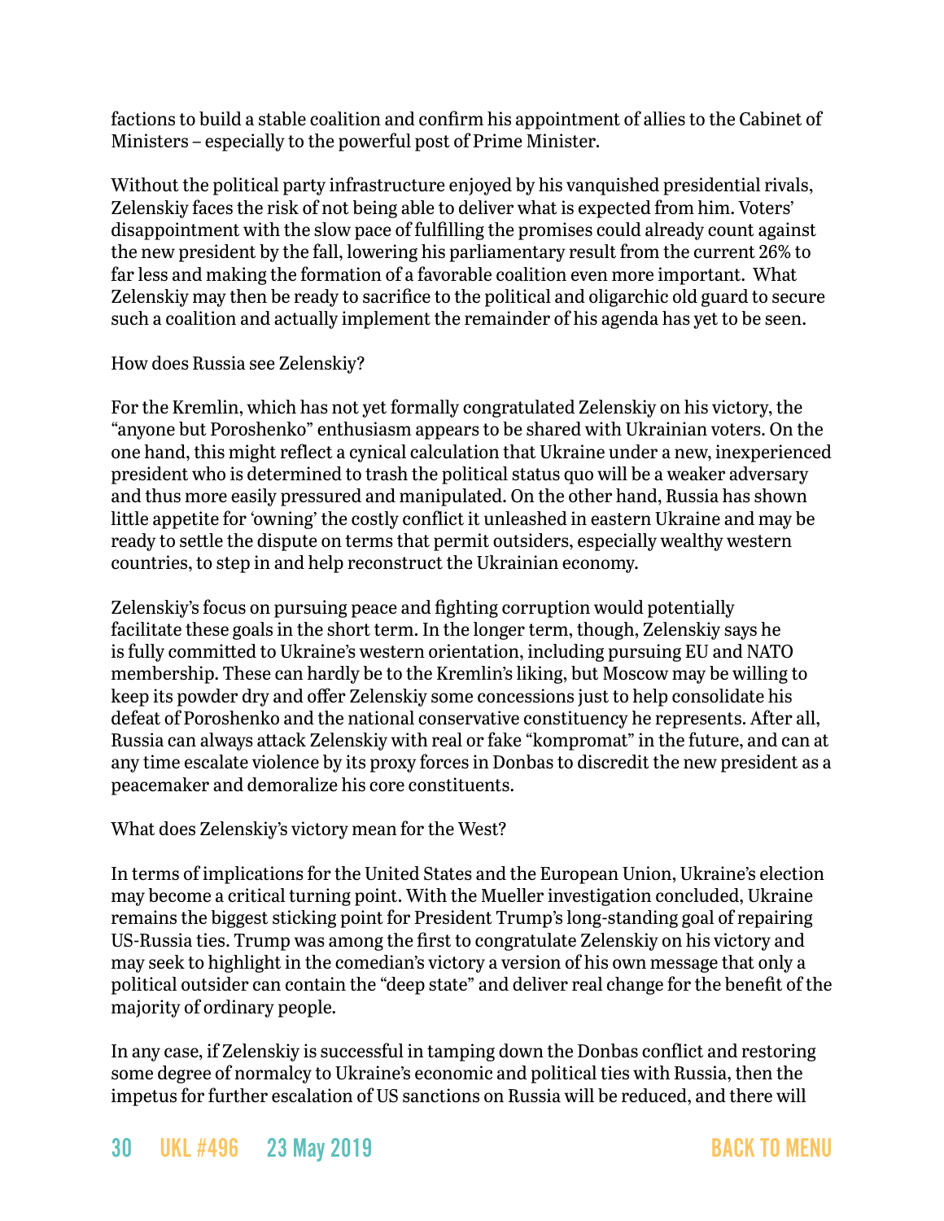factions to build a stable coalition and confirm his appointment of allies to the Cabinet of Ministers – especially to the powerful post of Prime Minister.

Without the political party infrastructure enjoyed by his vanquished presidential rivals, Zelenskiy faces the risk of not being able to deliver what is expected from him. Voters' disappointment with the slow pace of fulfilling the promises could already count against the new president by the fall, lowering his parliamentary result from the current 26% to far less and making the formation of a favorable coalition even more important. What Zelenskiy may then be ready to sacrifice to the political and oligarchic old guard to secure such a coalition and actually implement the remainder of his agenda has yet to be seen.

How does Russia see Zelenskiy?

For the Kremlin, which has not yet formally congratulated Zelenskiy on his victory, the "anyone but Poroshenko" enthusiasm appears to be shared with Ukrainian voters. On the one hand, this might reflect a cynical calculation that Ukraine under a new, inexperienced president who is determined to trash the political status quo will be a weaker adversary and thus more easily pressured and manipulated. On the other hand, Russia has shown little appetite for 'owning' the costly conflict it unleashed in eastern Ukraine and may be ready to settle the dispute on terms that permit outsiders, especially wealthy western countries, to step in and help reconstruct the Ukrainian economy.

Zelenskiy's focus on pursuing peace and fighting corruption would potentially facilitate these goals in the short term. In the longer term, though, Zelenskiy says he is fully committed to Ukraine's western orientation, including pursuing EU and NATO membership. These can hardly be to the Kremlin's liking, but Moscow may be willing to keep its powder dry and offer Zelenskiy some concessions just to help consolidate his defeat of Poroshenko and the national conservative constituency he represents. After all, Russia can always attack Zelenskiy with real or fake "kompromat" in the future, and can at any time escalate violence by its proxy forces in Donbas to discredit the new president as a peacemaker and demoralize his core constituents.

What does Zelenskiy's victory mean for the West?

In terms of implications for the United States and the European Union, Ukraine's election may become a critical turning point. With the Mueller investigation concluded, Ukraine remains the biggest sticking point for President Trump's long-standing goal of repairing US-Russia ties. Trump was among the first to congratulate Zelenskiy on his victory and may seek to highlight in the comedian's victory a version of his own message that only a political outsider can contain the "deep state" and deliver real change for the benefit of the majority of ordinary people.

In any case, if Zelenskiy is successful in tamping down the Donbas conflict and restoring some degree of normalcy to Ukraine's economic and political ties with Russia, then the impetus for further escalation of US sanctions on Russia will be reduced, and there will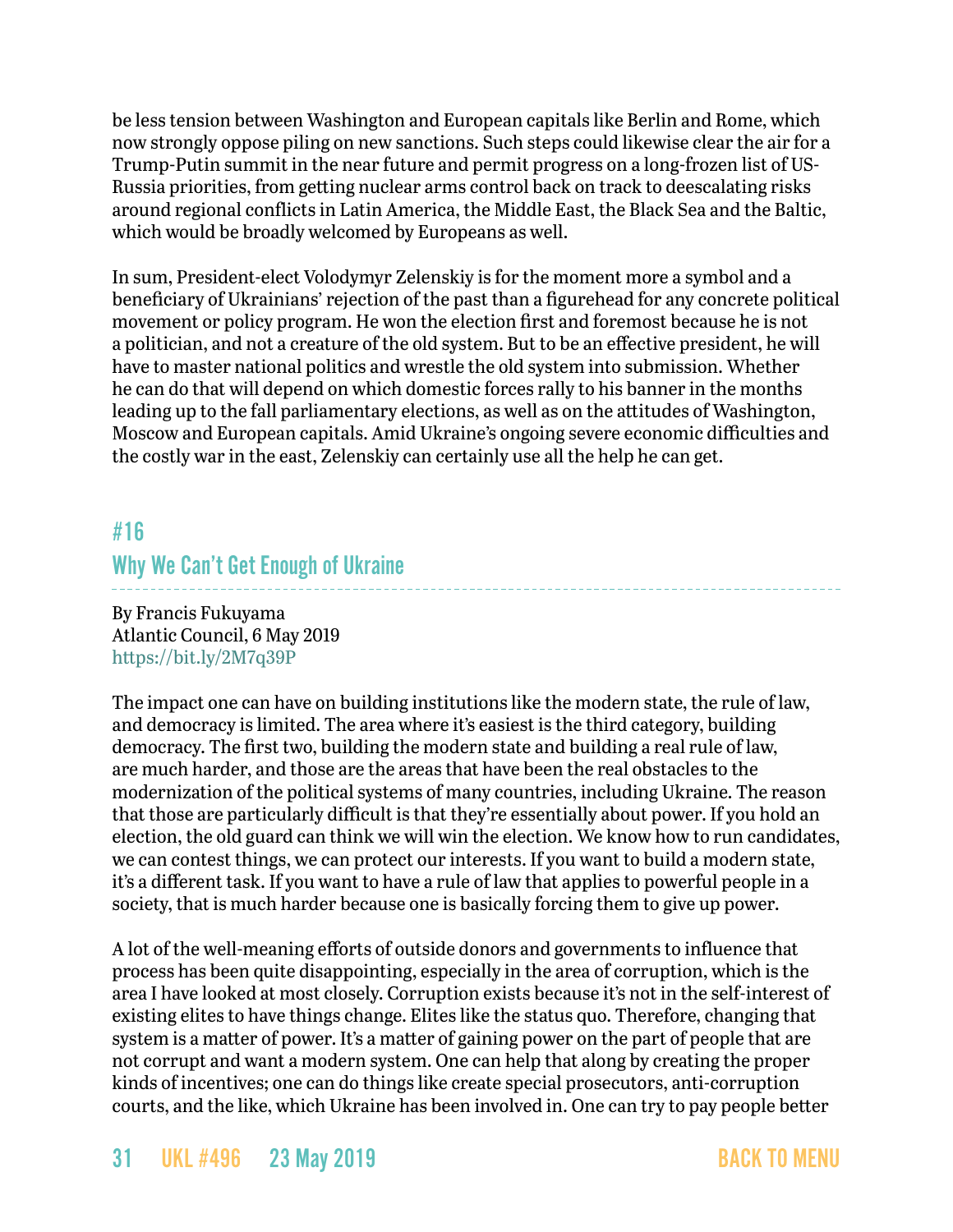be less tension between Washington and European capitals like Berlin and Rome, which now strongly oppose piling on new sanctions. Such steps could likewise clear the air for a Trump-Putin summit in the near future and permit progress on a long-frozen list of US-Russia priorities, from getting nuclear arms control back on track to deescalating risks around regional conflicts in Latin America, the Middle East, the Black Sea and the Baltic, which would be broadly welcomed by Europeans as well.

In sum, President-elect Volodymyr Zelenskiy is for the moment more a symbol and a beneficiary of Ukrainians' rejection of the past than a figurehead for any concrete political movement or policy program. He won the election first and foremost because he is not a politician, and not a creature of the old system. But to be an effective president, he will have to master national politics and wrestle the old system into submission. Whether he can do that will depend on which domestic forces rally to his banner in the months leading up to the fall parliamentary elections, as well as on the attitudes of Washington, Moscow and European capitals. Amid Ukraine's ongoing severe economic difficulties and the costly war in the east, Zelenskiy can certainly use all the help he can get.

## #16
## Why We Can't Get Enough of Ukraine

By Francis Fukuyama
Atlantic Council, 6 May 2019
https://bit.ly/2M7q39P

The impact one can have on building institutions like the modern state, the rule of law, and democracy is limited. The area where it's easiest is the third category, building democracy. The first two, building the modern state and building a real rule of law, are much harder, and those are the areas that have been the real obstacles to the modernization of the political systems of many countries, including Ukraine. The reason that those are particularly difficult is that they're essentially about power. If you hold an election, the old guard can think we will win the election. We know how to run candidates, we can contest things, we can protect our interests. If you want to build a modern state, it's a different task. If you want to have a rule of law that applies to powerful people in a society, that is much harder because one is basically forcing them to give up power.

A lot of the well-meaning efforts of outside donors and governments to influence that process has been quite disappointing, especially in the area of corruption, which is the area I have looked at most closely. Corruption exists because it's not in the self-interest of existing elites to have things change. Elites like the status quo. Therefore, changing that system is a matter of power. It's a matter of gaining power on the part of people that are not corrupt and want a modern system. One can help that along by creating the proper kinds of incentives; one can do things like create special prosecutors, anti-corruption courts, and the like, which Ukraine has been involved in. One can try to pay people better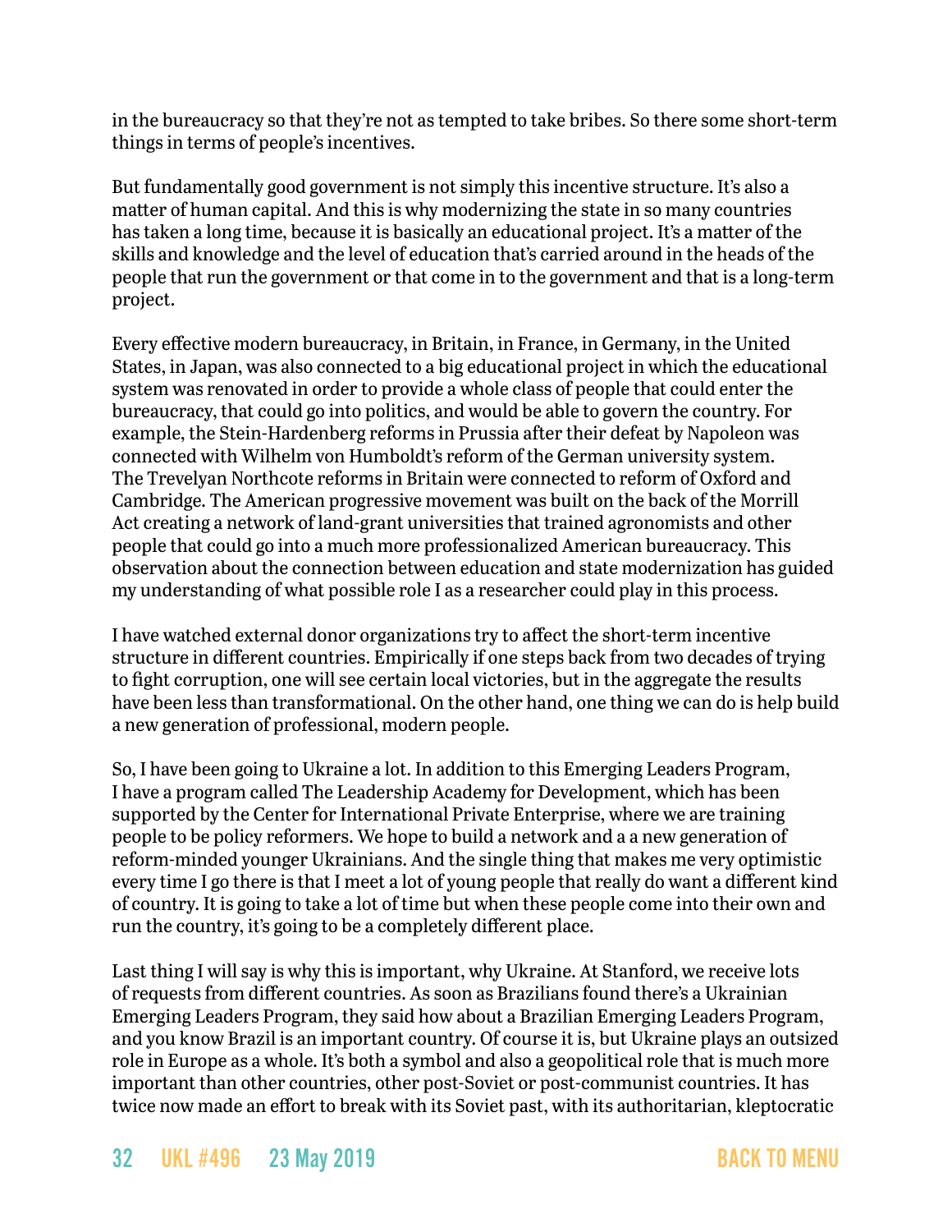in the bureaucracy so that they're not as tempted to take bribes. So there some short-term things in terms of people's incentives.

But fundamentally good government is not simply this incentive structure. It's also a matter of human capital. And this is why modernizing the state in so many countries has taken a long time, because it is basically an educational project. It's a matter of the skills and knowledge and the level of education that's carried around in the heads of the people that run the government or that come in to the government and that is a long-term project.

Every effective modern bureaucracy, in Britain, in France, in Germany, in the United States, in Japan, was also connected to a big educational project in which the educational system was renovated in order to provide a whole class of people that could enter the bureaucracy, that could go into politics, and would be able to govern the country. For example, the Stein-Hardenberg reforms in Prussia after their defeat by Napoleon was connected with Wilhelm von Humboldt's reform of the German university system. The Trevelyan Northcote reforms in Britain were connected to reform of Oxford and Cambridge. The American progressive movement was built on the back of the Morrill Act creating a network of land-grant universities that trained agronomists and other people that could go into a much more professionalized American bureaucracy. This observation about the connection between education and state modernization has guided my understanding of what possible role I as a researcher could play in this process.

I have watched external donor organizations try to affect the short-term incentive structure in different countries. Empirically if one steps back from two decades of trying to fight corruption, one will see certain local victories, but in the aggregate the results have been less than transformational. On the other hand, one thing we can do is help build a new generation of professional, modern people.

So, I have been going to Ukraine a lot. In addition to this Emerging Leaders Program, I have a program called The Leadership Academy for Development, which has been supported by the Center for International Private Enterprise, where we are training people to be policy reformers. We hope to build a network and a a new generation of reform-minded younger Ukrainians. And the single thing that makes me very optimistic every time I go there is that I meet a lot of young people that really do want a different kind of country. It is going to take a lot of time but when these people come into their own and run the country, it's going to be a completely different place.

Last thing I will say is why this is important, why Ukraine. At Stanford, we receive lots of requests from different countries. As soon as Brazilians found there's a Ukrainian Emerging Leaders Program, they said how about a Brazilian Emerging Leaders Program, and you know Brazil is an important country. Of course it is, but Ukraine plays an outsized role in Europe as a whole. It's both a symbol and also a geopolitical role that is much more important than other countries, other post-Soviet or post-communist countries. It has twice now made an effort to break with its Soviet past, with its authoritarian, kleptocratic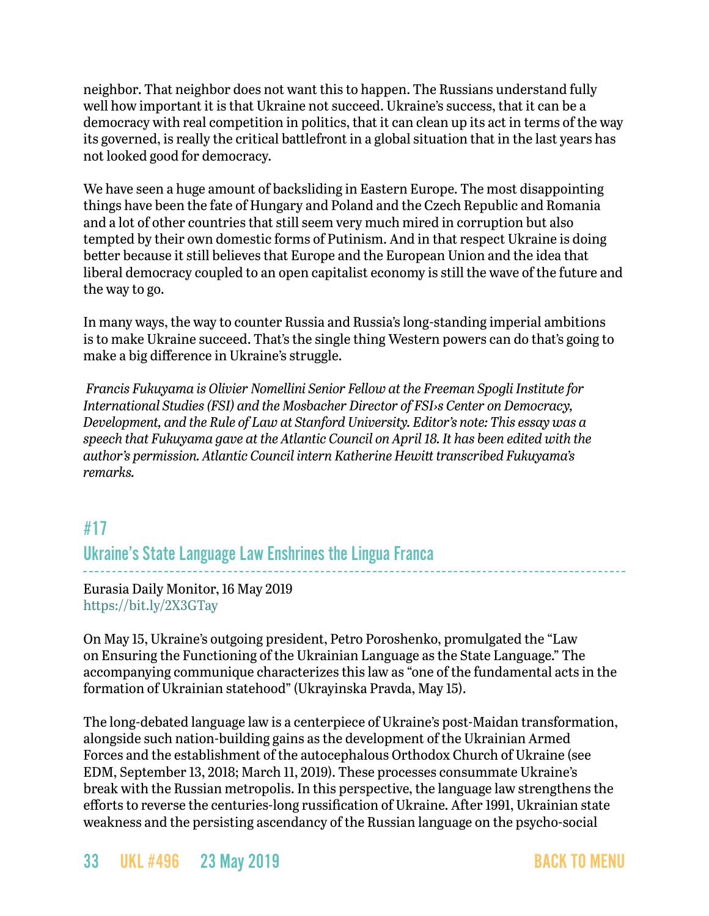neighbor. That neighbor does not want this to happen. The Russians understand fully well how important it is that Ukraine not succeed. Ukraine's success, that it can be a democracy with real competition in politics, that it can clean up its act in terms of the way its governed, is really the critical battlefront in a global situation that in the last years has not looked good for democracy.

We have seen a huge amount of backsliding in Eastern Europe. The most disappointing things have been the fate of Hungary and Poland and the Czech Republic and Romania and a lot of other countries that still seem very much mired in corruption but also tempted by their own domestic forms of Putinism. And in that respect Ukraine is doing better because it still believes that Europe and the European Union and the idea that liberal democracy coupled to an open capitalist economy is still the wave of the future and the way to go.

In many ways, the way to counter Russia and Russia's long-standing imperial ambitions is to make Ukraine succeed. That's the single thing Western powers can do that's going to make a big difference in Ukraine's struggle.

*Francis Fukuyama is Olivier Nomellini Senior Fellow at the Freeman Spogli Institute for International Studies (FSI) and the Mosbacher Director of FSI›s Center on Democracy, Development, and the Rule of Law at Stanford University. Editor's note: This essay was a speech that Fukuyama gave at the Atlantic Council on April 18. It has been edited with the author's permission. Atlantic Council intern Katherine Hewitt transcribed Fukuyama's remarks.*

## #17

## Ukraine's State Language Law Enshrines the Lingua Franca

Eurasia Daily Monitor, 16 May 2019
https://bit.ly/2X3GTay

On May 15, Ukraine's outgoing president, Petro Poroshenko, promulgated the "Law on Ensuring the Functioning of the Ukrainian Language as the State Language." The accompanying communique characterizes this law as "one of the fundamental acts in the formation of Ukrainian statehood" (Ukrayinska Pravda, May 15).

The long-debated language law is a centerpiece of Ukraine's post-Maidan transformation, alongside such nation-building gains as the development of the Ukrainian Armed Forces and the establishment of the autocephalous Orthodox Church of Ukraine (see EDM, September 13, 2018; March 11, 2019). These processes consummate Ukraine's break with the Russian metropolis. In this perspective, the language law strengthens the efforts to reverse the centuries-long russification of Ukraine. After 1991, Ukrainian state weakness and the persisting ascendancy of the Russian language on the psycho-social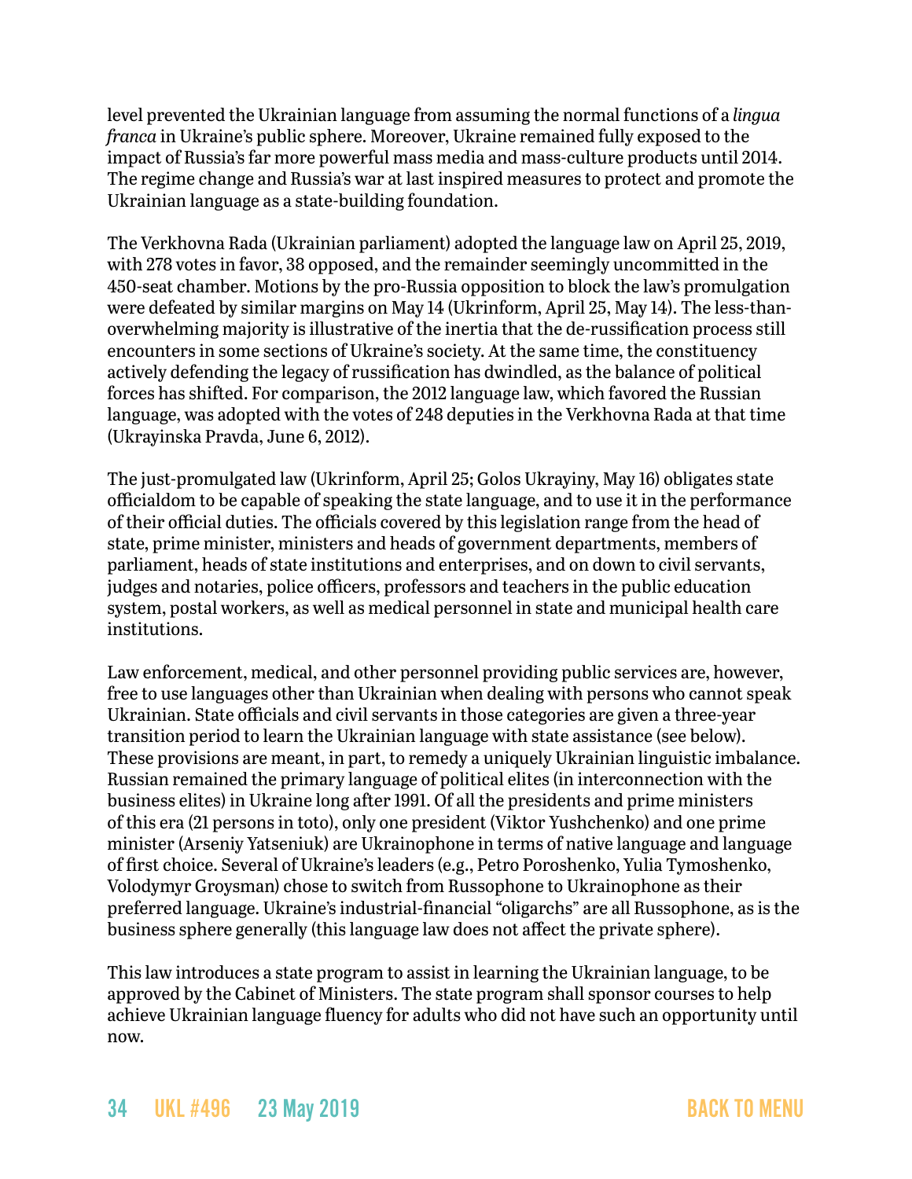level prevented the Ukrainian language from assuming the normal functions of a *lingua franca* in Ukraine's public sphere. Moreover, Ukraine remained fully exposed to the impact of Russia's far more powerful mass media and mass-culture products until 2014. The regime change and Russia's war at last inspired measures to protect and promote the Ukrainian language as a state-building foundation.

The Verkhovna Rada (Ukrainian parliament) adopted the language law on April 25, 2019, with 278 votes in favor, 38 opposed, and the remainder seemingly uncommitted in the 450-seat chamber. Motions by the pro-Russia opposition to block the law's promulgation were defeated by similar margins on May 14 (Ukrinform, April 25, May 14). The less-than-overwhelming majority is illustrative of the inertia that the de-russification process still encounters in some sections of Ukraine's society. At the same time, the constituency actively defending the legacy of russification has dwindled, as the balance of political forces has shifted. For comparison, the 2012 language law, which favored the Russian language, was adopted with the votes of 248 deputies in the Verkhovna Rada at that time (Ukrayinska Pravda, June 6, 2012).

The just-promulgated law (Ukrinform, April 25; Golos Ukrayiny, May 16) obligates state officialdom to be capable of speaking the state language, and to use it in the performance of their official duties. The officials covered by this legislation range from the head of state, prime minister, ministers and heads of government departments, members of parliament, heads of state institutions and enterprises, and on down to civil servants, judges and notaries, police officers, professors and teachers in the public education system, postal workers, as well as medical personnel in state and municipal health care institutions.

Law enforcement, medical, and other personnel providing public services are, however, free to use languages other than Ukrainian when dealing with persons who cannot speak Ukrainian. State officials and civil servants in those categories are given a three-year transition period to learn the Ukrainian language with state assistance (see below). These provisions are meant, in part, to remedy a uniquely Ukrainian linguistic imbalance. Russian remained the primary language of political elites (in interconnection with the business elites) in Ukraine long after 1991. Of all the presidents and prime ministers of this era (21 persons in toto), only one president (Viktor Yushchenko) and one prime minister (Arseniy Yatseniuk) are Ukrainophone in terms of native language and language of first choice. Several of Ukraine's leaders (e.g., Petro Poroshenko, Yulia Tymoshenko, Volodymyr Groysman) chose to switch from Russophone to Ukrainophone as their preferred language. Ukraine's industrial-financial "oligarchs" are all Russophone, as is the business sphere generally (this language law does not affect the private sphere).

This law introduces a state program to assist in learning the Ukrainian language, to be approved by the Cabinet of Ministers. The state program shall sponsor courses to help achieve Ukrainian language fluency for adults who did not have such an opportunity until now.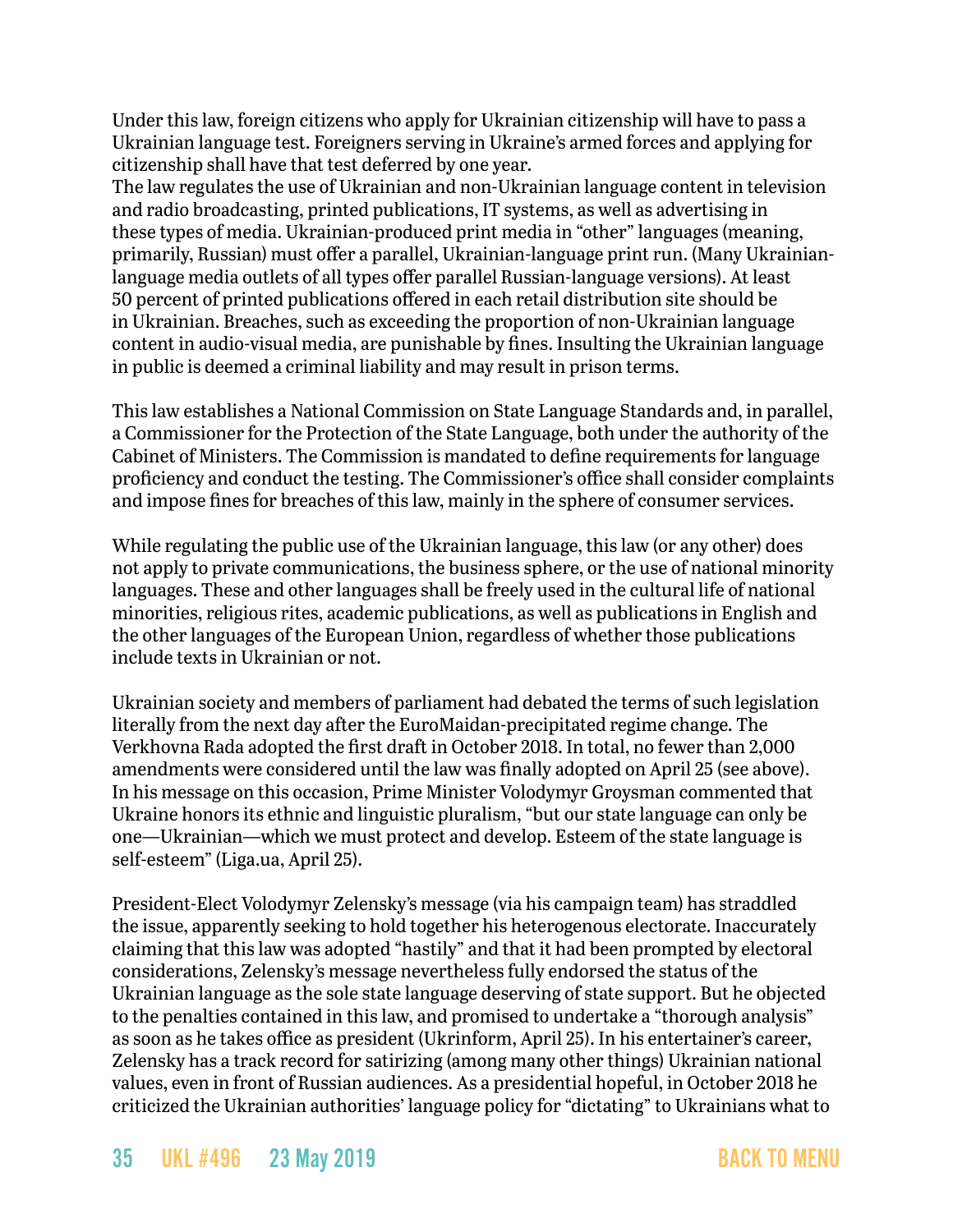Under this law, foreign citizens who apply for Ukrainian citizenship will have to pass a Ukrainian language test. Foreigners serving in Ukraine's armed forces and applying for citizenship shall have that test deferred by one year.
The law regulates the use of Ukrainian and non-Ukrainian language content in television and radio broadcasting, printed publications, IT systems, as well as advertising in these types of media. Ukrainian-produced print media in "other" languages (meaning, primarily, Russian) must offer a parallel, Ukrainian-language print run. (Many Ukrainian-language media outlets of all types offer parallel Russian-language versions). At least 50 percent of printed publications offered in each retail distribution site should be in Ukrainian. Breaches, such as exceeding the proportion of non-Ukrainian language content in audio-visual media, are punishable by fines. Insulting the Ukrainian language in public is deemed a criminal liability and may result in prison terms.

This law establishes a National Commission on State Language Standards and, in parallel, a Commissioner for the Protection of the State Language, both under the authority of the Cabinet of Ministers. The Commission is mandated to define requirements for language proficiency and conduct the testing. The Commissioner's office shall consider complaints and impose fines for breaches of this law, mainly in the sphere of consumer services.

While regulating the public use of the Ukrainian language, this law (or any other) does not apply to private communications, the business sphere, or the use of national minority languages. These and other languages shall be freely used in the cultural life of national minorities, religious rites, academic publications, as well as publications in English and the other languages of the European Union, regardless of whether those publications include texts in Ukrainian or not.

Ukrainian society and members of parliament had debated the terms of such legislation literally from the next day after the EuroMaidan-precipitated regime change. The Verkhovna Rada adopted the first draft in October 2018. In total, no fewer than 2,000 amendments were considered until the law was finally adopted on April 25 (see above). In his message on this occasion, Prime Minister Volodymyr Groysman commented that Ukraine honors its ethnic and linguistic pluralism, "but our state language can only be one—Ukrainian—which we must protect and develop. Esteem of the state language is self-esteem" (Liga.ua, April 25).

President-Elect Volodymyr Zelensky's message (via his campaign team) has straddled the issue, apparently seeking to hold together his heterogenous electorate. Inaccurately claiming that this law was adopted "hastily" and that it had been prompted by electoral considerations, Zelensky's message nevertheless fully endorsed the status of the Ukrainian language as the sole state language deserving of state support. But he objected to the penalties contained in this law, and promised to undertake a "thorough analysis" as soon as he takes office as president (Ukrinform, April 25). In his entertainer's career, Zelensky has a track record for satirizing (among many other things) Ukrainian national values, even in front of Russian audiences. As a presidential hopeful, in October 2018 he criticized the Ukrainian authorities' language policy for "dictating" to Ukrainians what to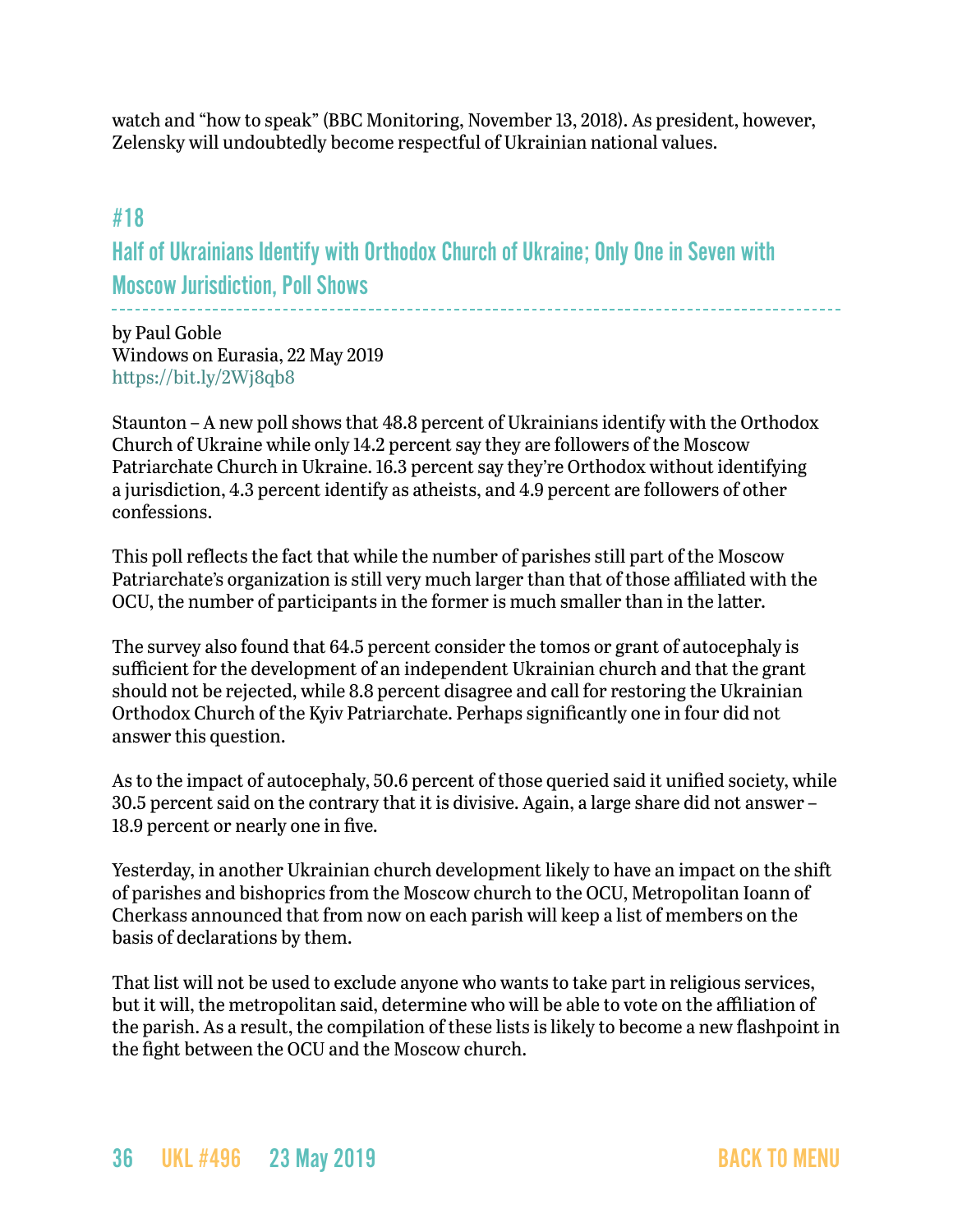watch and “how to speak” (BBC Monitoring, November 13, 2018). As president, however, Zelensky will undoubtedly become respectful of Ukrainian national values.

## #18

## Half of Ukrainians Identify with Orthodox Church of Ukraine; Only One in Seven with Moscow Jurisdiction, Poll Shows

by Paul Goble
Windows on Eurasia, 22 May 2019
https://bit.ly/2Wj8qb8

Staunton – A new poll shows that 48.8 percent of Ukrainians identify with the Orthodox Church of Ukraine while only 14.2 percent say they are followers of the Moscow Patriarchate Church in Ukraine. 16.3 percent say they’re Orthodox without identifying a jurisdiction, 4.3 percent identify as atheists, and 4.9 percent are followers of other confessions.

This poll reflects the fact that while the number of parishes still part of the Moscow Patriarchate’s organization is still very much larger than that of those affiliated with the OCU, the number of participants in the former is much smaller than in the latter.

The survey also found that 64.5 percent consider the tomos or grant of autocephaly is sufficient for the development of an independent Ukrainian church and that the grant should not be rejected, while 8.8 percent disagree and call for restoring the Ukrainian Orthodox Church of the Kyiv Patriarchate. Perhaps significantly one in four did not answer this question.

As to the impact of autocephaly, 50.6 percent of those queried said it unified society, while 30.5 percent said on the contrary that it is divisive. Again, a large share did not answer – 18.9 percent or nearly one in five.

Yesterday, in another Ukrainian church development likely to have an impact on the shift of parishes and bishoprics from the Moscow church to the OCU, Metropolitan Ioann of Cherkass announced that from now on each parish will keep a list of members on the basis of declarations by them.

That list will not be used to exclude anyone who wants to take part in religious services, but it will, the metropolitan said, determine who will be able to vote on the affiliation of the parish. As a result, the compilation of these lists is likely to become a new flashpoint in the fight between the OCU and the Moscow church.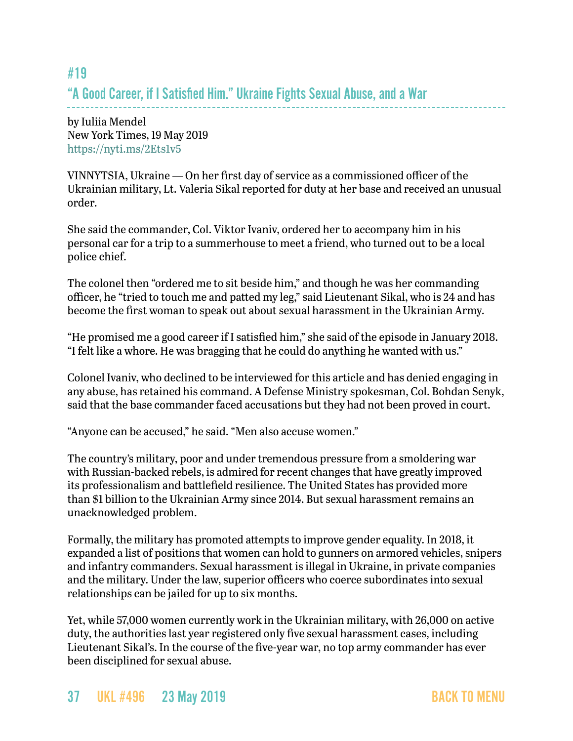## #19

## "A Good Career, if I Satisfied Him." Ukraine Fights Sexual Abuse, and a War

by Iuliia Mendel
New York Times, 19 May 2019
https://nyti.ms/2Ets1v5

VINNYTSIA, Ukraine — On her first day of service as a commissioned officer of the Ukrainian military, Lt. Valeria Sikal reported for duty at her base and received an unusual order.

She said the commander, Col. Viktor Ivaniv, ordered her to accompany him in his personal car for a trip to a summerhouse to meet a friend, who turned out to be a local police chief.

The colonel then "ordered me to sit beside him," and though he was her commanding officer, he "tried to touch me and patted my leg," said Lieutenant Sikal, who is 24 and has become the first woman to speak out about sexual harassment in the Ukrainian Army.

"He promised me a good career if I satisfied him," she said of the episode in January 2018. "I felt like a whore. He was bragging that he could do anything he wanted with us."

Colonel Ivaniv, who declined to be interviewed for this article and has denied engaging in any abuse, has retained his command. A Defense Ministry spokesman, Col. Bohdan Senyk, said that the base commander faced accusations but they had not been proved in court.

"Anyone can be accused," he said. "Men also accuse women."

The country's military, poor and under tremendous pressure from a smoldering war with Russian-backed rebels, is admired for recent changes that have greatly improved its professionalism and battlefield resilience. The United States has provided more than $1 billion to the Ukrainian Army since 2014. But sexual harassment remains an unacknowledged problem.

Formally, the military has promoted attempts to improve gender equality. In 2018, it expanded a list of positions that women can hold to gunners on armored vehicles, snipers and infantry commanders. Sexual harassment is illegal in Ukraine, in private companies and the military. Under the law, superior officers who coerce subordinates into sexual relationships can be jailed for up to six months.

Yet, while 57,000 women currently work in the Ukrainian military, with 26,000 on active duty, the authorities last year registered only five sexual harassment cases, including Lieutenant Sikal's. In the course of the five-year war, no top army commander has ever been disciplined for sexual abuse.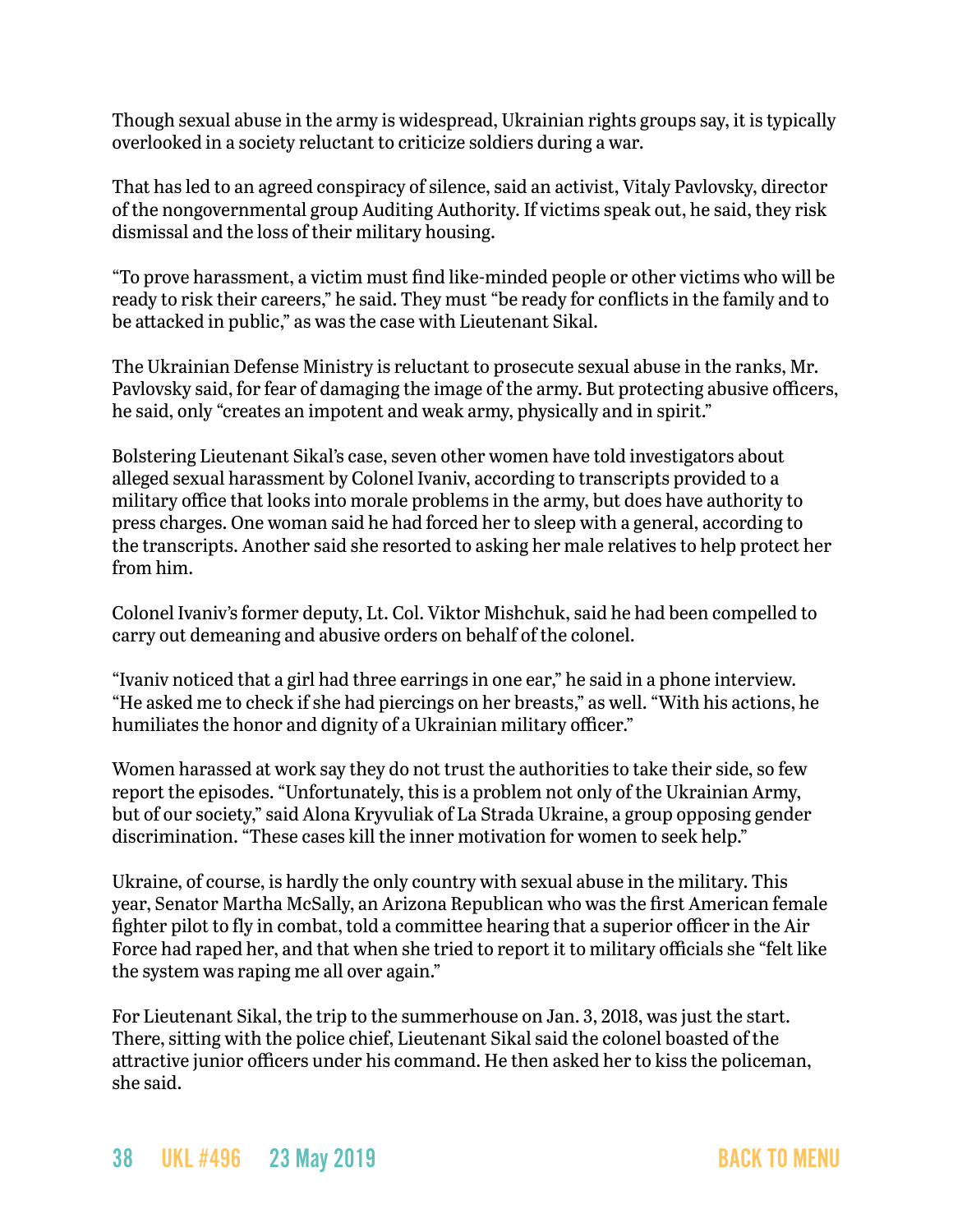Though sexual abuse in the army is widespread, Ukrainian rights groups say, it is typically overlooked in a society reluctant to criticize soldiers during a war.

That has led to an agreed conspiracy of silence, said an activist, Vitaly Pavlovsky, director of the nongovernmental group Auditing Authority. If victims speak out, he said, they risk dismissal and the loss of their military housing.

"To prove harassment, a victim must find like-minded people or other victims who will be ready to risk their careers," he said. They must "be ready for conflicts in the family and to be attacked in public," as was the case with Lieutenant Sikal.

The Ukrainian Defense Ministry is reluctant to prosecute sexual abuse in the ranks, Mr. Pavlovsky said, for fear of damaging the image of the army. But protecting abusive officers, he said, only "creates an impotent and weak army, physically and in spirit."

Bolstering Lieutenant Sikal's case, seven other women have told investigators about alleged sexual harassment by Colonel Ivaniv, according to transcripts provided to a military office that looks into morale problems in the army, but does have authority to press charges. One woman said he had forced her to sleep with a general, according to the transcripts. Another said she resorted to asking her male relatives to help protect her from him.

Colonel Ivaniv's former deputy, Lt. Col. Viktor Mishchuk, said he had been compelled to carry out demeaning and abusive orders on behalf of the colonel.

"Ivaniv noticed that a girl had three earrings in one ear," he said in a phone interview. "He asked me to check if she had piercings on her breasts," as well. "With his actions, he humiliates the honor and dignity of a Ukrainian military officer."

Women harassed at work say they do not trust the authorities to take their side, so few report the episodes. "Unfortunately, this is a problem not only of the Ukrainian Army, but of our society," said Alona Kryvuliak of La Strada Ukraine, a group opposing gender discrimination. "These cases kill the inner motivation for women to seek help."

Ukraine, of course, is hardly the only country with sexual abuse in the military. This year, Senator Martha McSally, an Arizona Republican who was the first American female fighter pilot to fly in combat, told a committee hearing that a superior officer in the Air Force had raped her, and that when she tried to report it to military officials she "felt like the system was raping me all over again."

For Lieutenant Sikal, the trip to the summerhouse on Jan. 3, 2018, was just the start. There, sitting with the police chief, Lieutenant Sikal said the colonel boasted of the attractive junior officers under his command. He then asked her to kiss the policeman, she said.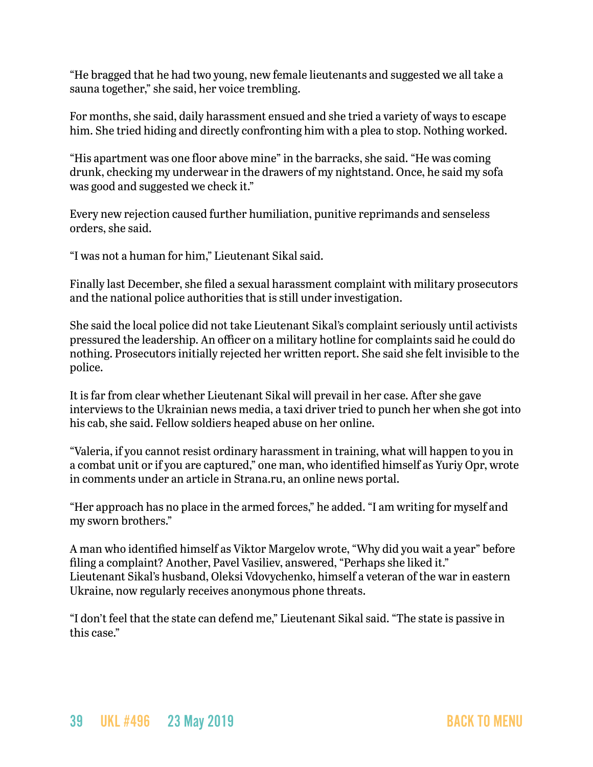"He bragged that he had two young, new female lieutenants and suggested we all take a sauna together," she said, her voice trembling.

For months, she said, daily harassment ensued and she tried a variety of ways to escape him. She tried hiding and directly confronting him with a plea to stop. Nothing worked.

"His apartment was one floor above mine" in the barracks, she said. "He was coming drunk, checking my underwear in the drawers of my nightstand. Once, he said my sofa was good and suggested we check it."

Every new rejection caused further humiliation, punitive reprimands and senseless orders, she said.

"I was not a human for him," Lieutenant Sikal said.

Finally last December, she filed a sexual harassment complaint with military prosecutors and the national police authorities that is still under investigation.

She said the local police did not take Lieutenant Sikal's complaint seriously until activists pressured the leadership. An officer on a military hotline for complaints said he could do nothing. Prosecutors initially rejected her written report. She said she felt invisible to the police.

It is far from clear whether Lieutenant Sikal will prevail in her case. After she gave interviews to the Ukrainian news media, a taxi driver tried to punch her when she got into his cab, she said. Fellow soldiers heaped abuse on her online.

"Valeria, if you cannot resist ordinary harassment in training, what will happen to you in a combat unit or if you are captured," one man, who identified himself as Yuriy Opr, wrote in comments under an article in Strana.ru, an online news portal.

"Her approach has no place in the armed forces," he added. "I am writing for myself and my sworn brothers."

A man who identified himself as Viktor Margelov wrote, "Why did you wait a year" before filing a complaint? Another, Pavel Vasiliev, answered, "Perhaps she liked it." Lieutenant Sikal's husband, Oleksi Vdovychenko, himself a veteran of the war in eastern Ukraine, now regularly receives anonymous phone threats.

"I don't feel that the state can defend me," Lieutenant Sikal said. "The state is passive in this case."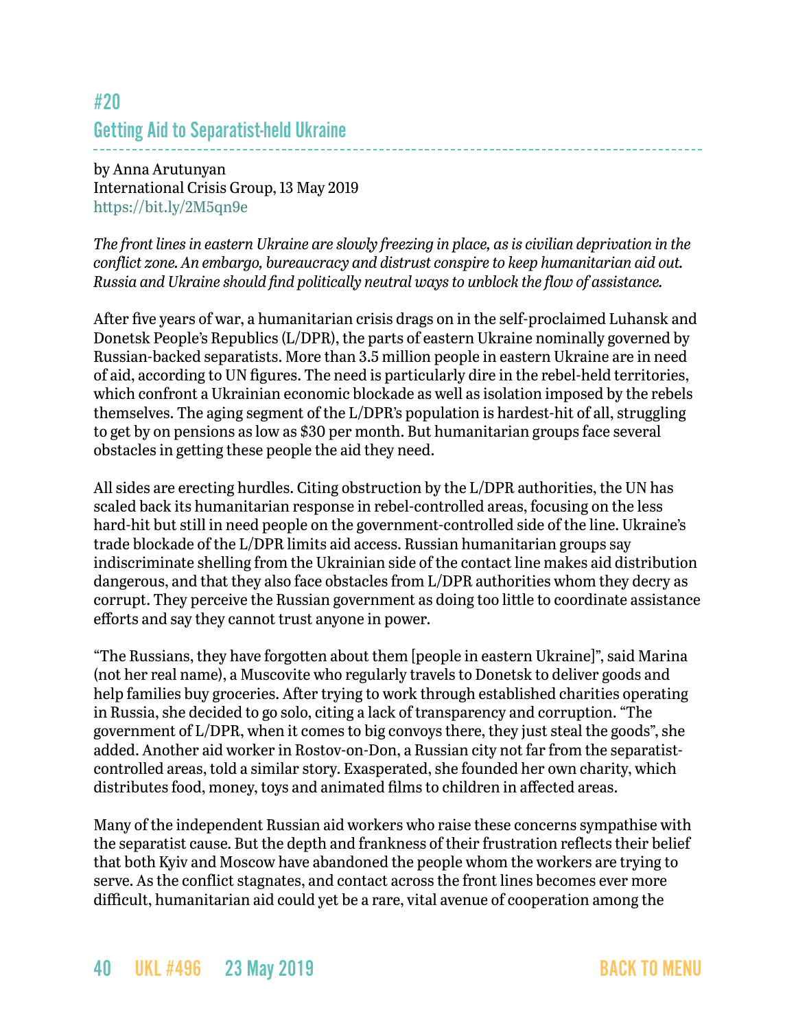## #20
## Getting Aid to Separatist-held Ukraine

by Anna Arutunyan
International Crisis Group, 13 May 2019
https://bit.ly/2M5qn9e

*The front lines in eastern Ukraine are slowly freezing in place, as is civilian deprivation in the conflict zone. An embargo, bureaucracy and distrust conspire to keep humanitarian aid out. Russia and Ukraine should find politically neutral ways to unblock the flow of assistance.*

After five years of war, a humanitarian crisis drags on in the self-proclaimed Luhansk and Donetsk People's Republics (L/DPR), the parts of eastern Ukraine nominally governed by Russian-backed separatists. More than 3.5 million people in eastern Ukraine are in need of aid, according to UN figures. The need is particularly dire in the rebel-held territories, which confront a Ukrainian economic blockade as well as isolation imposed by the rebels themselves. The aging segment of the L/DPR's population is hardest-hit of all, struggling to get by on pensions as low as $30 per month. But humanitarian groups face several obstacles in getting these people the aid they need.

All sides are erecting hurdles. Citing obstruction by the L/DPR authorities, the UN has scaled back its humanitarian response in rebel-controlled areas, focusing on the less hard-hit but still in need people on the government-controlled side of the line. Ukraine's trade blockade of the L/DPR limits aid access. Russian humanitarian groups say indiscriminate shelling from the Ukrainian side of the contact line makes aid distribution dangerous, and that they also face obstacles from L/DPR authorities whom they decry as corrupt. They perceive the Russian government as doing too little to coordinate assistance efforts and say they cannot trust anyone in power.

"The Russians, they have forgotten about them [people in eastern Ukraine]", said Marina (not her real name), a Muscovite who regularly travels to Donetsk to deliver goods and help families buy groceries. After trying to work through established charities operating in Russia, she decided to go solo, citing a lack of transparency and corruption. "The government of L/DPR, when it comes to big convoys there, they just steal the goods", she added. Another aid worker in Rostov-on-Don, a Russian city not far from the separatist-controlled areas, told a similar story. Exasperated, she founded her own charity, which distributes food, money, toys and animated films to children in affected areas.

Many of the independent Russian aid workers who raise these concerns sympathise with the separatist cause. But the depth and frankness of their frustration reflects their belief that both Kyiv and Moscow have abandoned the people whom the workers are trying to serve. As the conflict stagnates, and contact across the front lines becomes ever more difficult, humanitarian aid could yet be a rare, vital avenue of cooperation among the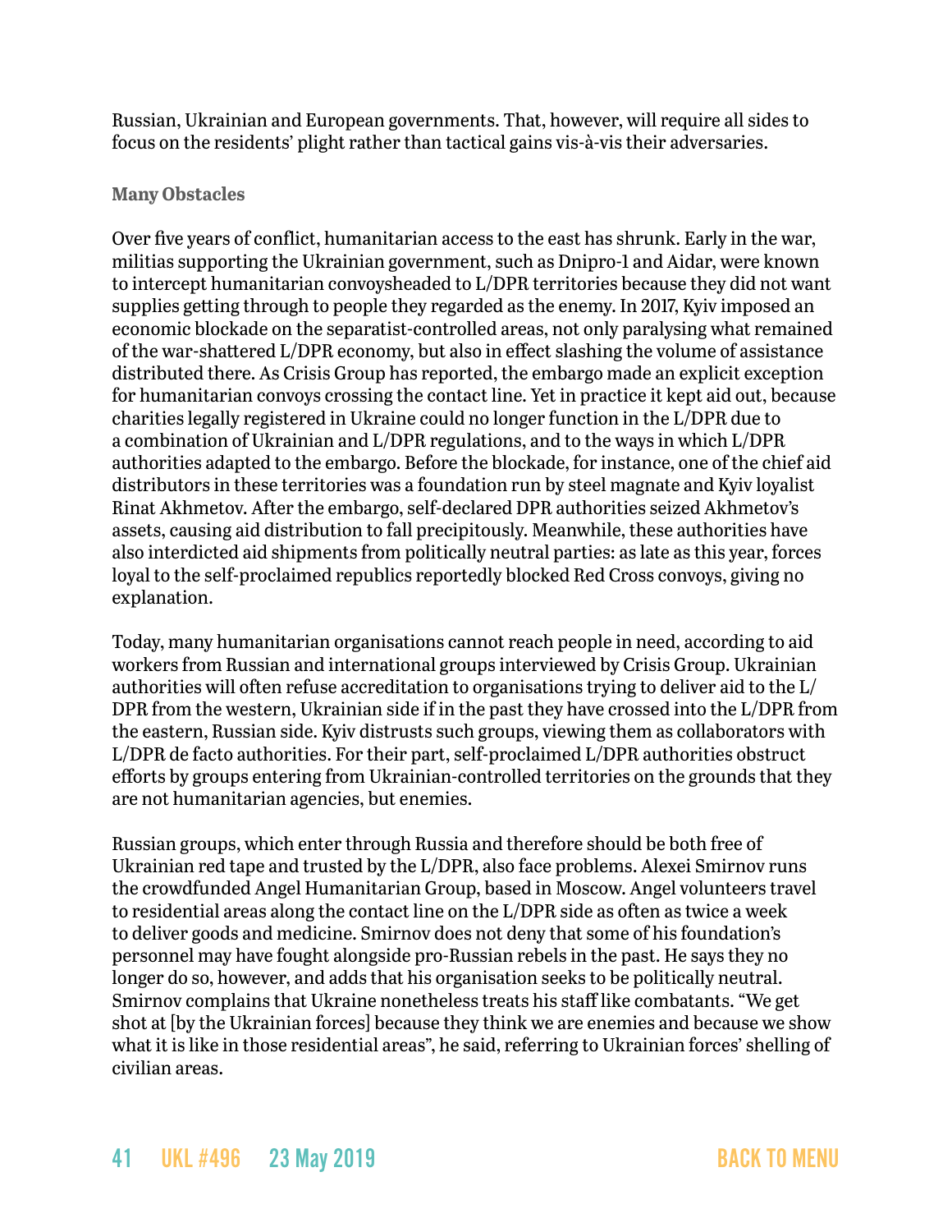Russian, Ukrainian and European governments. That, however, will require all sides to focus on the residents' plight rather than tactical gains vis-à-vis their adversaries.

### Many Obstacles

Over five years of conflict, humanitarian access to the east has shrunk. Early in the war, militias supporting the Ukrainian government, such as Dnipro-1 and Aidar, were known to intercept humanitarian convoysheaded to L/DPR territories because they did not want supplies getting through to people they regarded as the enemy. In 2017, Kyiv imposed an economic blockade on the separatist-controlled areas, not only paralysing what remained of the war-shattered L/DPR economy, but also in effect slashing the volume of assistance distributed there. As Crisis Group has reported, the embargo made an explicit exception for humanitarian convoys crossing the contact line. Yet in practice it kept aid out, because charities legally registered in Ukraine could no longer function in the L/DPR due to a combination of Ukrainian and L/DPR regulations, and to the ways in which L/DPR authorities adapted to the embargo. Before the blockade, for instance, one of the chief aid distributors in these territories was a foundation run by steel magnate and Kyiv loyalist Rinat Akhmetov. After the embargo, self-declared DPR authorities seized Akhmetov's assets, causing aid distribution to fall precipitously. Meanwhile, these authorities have also interdicted aid shipments from politically neutral parties: as late as this year, forces loyal to the self-proclaimed republics reportedly blocked Red Cross convoys, giving no explanation.

Today, many humanitarian organisations cannot reach people in need, according to aid workers from Russian and international groups interviewed by Crisis Group. Ukrainian authorities will often refuse accreditation to organisations trying to deliver aid to the L/DPR from the western, Ukrainian side if in the past they have crossed into the L/DPR from the eastern, Russian side. Kyiv distrusts such groups, viewing them as collaborators with L/DPR de facto authorities. For their part, self-proclaimed L/DPR authorities obstruct efforts by groups entering from Ukrainian-controlled territories on the grounds that they are not humanitarian agencies, but enemies.

Russian groups, which enter through Russia and therefore should be both free of Ukrainian red tape and trusted by the L/DPR, also face problems. Alexei Smirnov runs the crowdfunded Angel Humanitarian Group, based in Moscow. Angel volunteers travel to residential areas along the contact line on the L/DPR side as often as twice a week to deliver goods and medicine. Smirnov does not deny that some of his foundation's personnel may have fought alongside pro-Russian rebels in the past. He says they no longer do so, however, and adds that his organisation seeks to be politically neutral. Smirnov complains that Ukraine nonetheless treats his staff like combatants. "We get shot at [by the Ukrainian forces] because they think we are enemies and because we show what it is like in those residential areas", he said, referring to Ukrainian forces' shelling of civilian areas.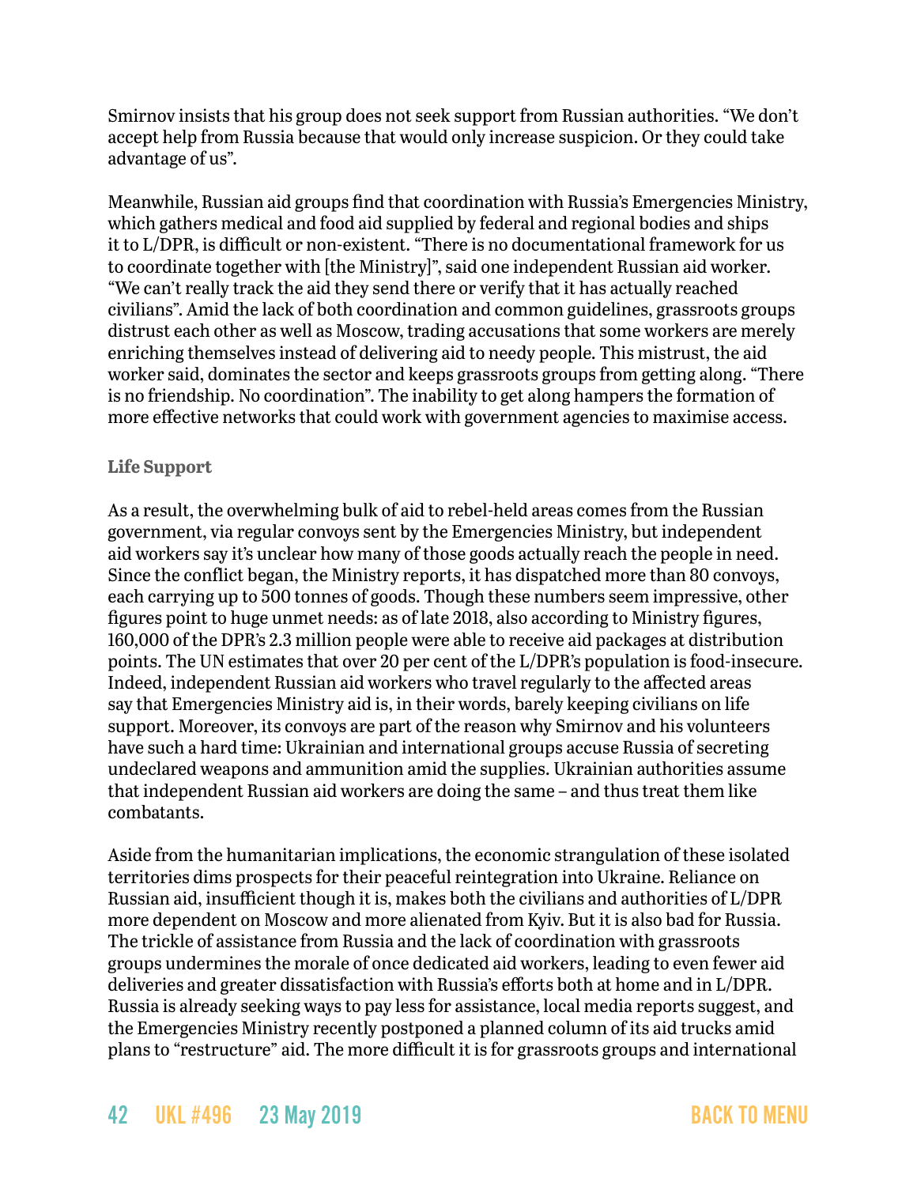Smirnov insists that his group does not seek support from Russian authorities. "We don't accept help from Russia because that would only increase suspicion. Or they could take advantage of us".

Meanwhile, Russian aid groups find that coordination with Russia's Emergencies Ministry, which gathers medical and food aid supplied by federal and regional bodies and ships it to L/DPR, is difficult or non-existent. "There is no documentational framework for us to coordinate together with [the Ministry]", said one independent Russian aid worker. "We can't really track the aid they send there or verify that it has actually reached civilians". Amid the lack of both coordination and common guidelines, grassroots groups distrust each other as well as Moscow, trading accusations that some workers are merely enriching themselves instead of delivering aid to needy people. This mistrust, the aid worker said, dominates the sector and keeps grassroots groups from getting along. "There is no friendship. No coordination". The inability to get along hampers the formation of more effective networks that could work with government agencies to maximise access.

### Life Support

As a result, the overwhelming bulk of aid to rebel-held areas comes from the Russian government, via regular convoys sent by the Emergencies Ministry, but independent aid workers say it's unclear how many of those goods actually reach the people in need. Since the conflict began, the Ministry reports, it has dispatched more than 80 convoys, each carrying up to 500 tonnes of goods. Though these numbers seem impressive, other figures point to huge unmet needs: as of late 2018, also according to Ministry figures, 160,000 of the DPR's 2.3 million people were able to receive aid packages at distribution points. The UN estimates that over 20 per cent of the L/DPR's population is food-insecure. Indeed, independent Russian aid workers who travel regularly to the affected areas say that Emergencies Ministry aid is, in their words, barely keeping civilians on life support. Moreover, its convoys are part of the reason why Smirnov and his volunteers have such a hard time: Ukrainian and international groups accuse Russia of secreting undeclared weapons and ammunition amid the supplies. Ukrainian authorities assume that independent Russian aid workers are doing the same – and thus treat them like combatants.

Aside from the humanitarian implications, the economic strangulation of these isolated territories dims prospects for their peaceful reintegration into Ukraine. Reliance on Russian aid, insufficient though it is, makes both the civilians and authorities of L/DPR more dependent on Moscow and more alienated from Kyiv. But it is also bad for Russia. The trickle of assistance from Russia and the lack of coordination with grassroots groups undermines the morale of once dedicated aid workers, leading to even fewer aid deliveries and greater dissatisfaction with Russia's efforts both at home and in L/DPR. Russia is already seeking ways to pay less for assistance, local media reports suggest, and the Emergencies Ministry recently postponed a planned column of its aid trucks amid plans to "restructure" aid. The more difficult it is for grassroots groups and international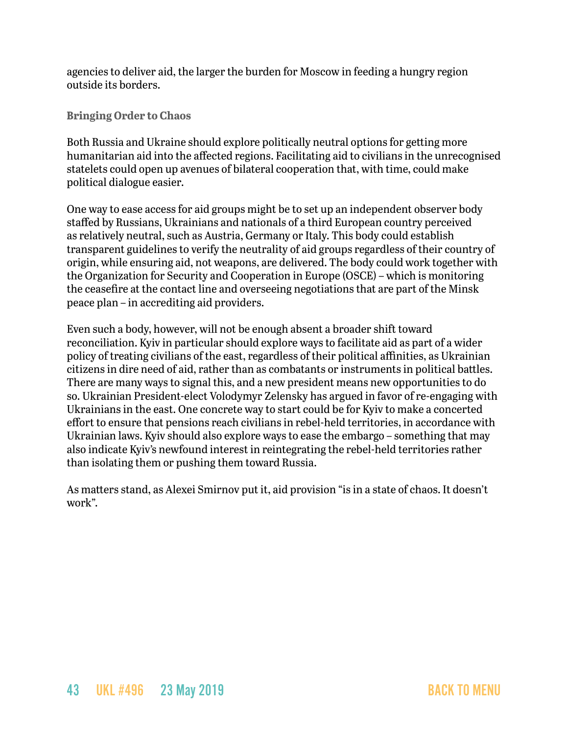agencies to deliver aid, the larger the burden for Moscow in feeding a hungry region outside its borders.

### Bringing Order to Chaos

Both Russia and Ukraine should explore politically neutral options for getting more humanitarian aid into the affected regions. Facilitating aid to civilians in the unrecognised statelets could open up avenues of bilateral cooperation that, with time, could make political dialogue easier.

One way to ease access for aid groups might be to set up an independent observer body staffed by Russians, Ukrainians and nationals of a third European country perceived as relatively neutral, such as Austria, Germany or Italy. This body could establish transparent guidelines to verify the neutrality of aid groups regardless of their country of origin, while ensuring aid, not weapons, are delivered. The body could work together with the Organization for Security and Cooperation in Europe (OSCE) – which is monitoring the ceasefire at the contact line and overseeing negotiations that are part of the Minsk peace plan – in accrediting aid providers.

Even such a body, however, will not be enough absent a broader shift toward reconciliation. Kyiv in particular should explore ways to facilitate aid as part of a wider policy of treating civilians of the east, regardless of their political affinities, as Ukrainian citizens in dire need of aid, rather than as combatants or instruments in political battles. There are many ways to signal this, and a new president means new opportunities to do so. Ukrainian President-elect Volodymyr Zelensky has argued in favor of re-engaging with Ukrainians in the east. One concrete way to start could be for Kyiv to make a concerted effort to ensure that pensions reach civilians in rebel-held territories, in accordance with Ukrainian laws. Kyiv should also explore ways to ease the embargo – something that may also indicate Kyiv's newfound interest in reintegrating the rebel-held territories rather than isolating them or pushing them toward Russia.

As matters stand, as Alexei Smirnov put it, aid provision "is in a state of chaos. It doesn't work".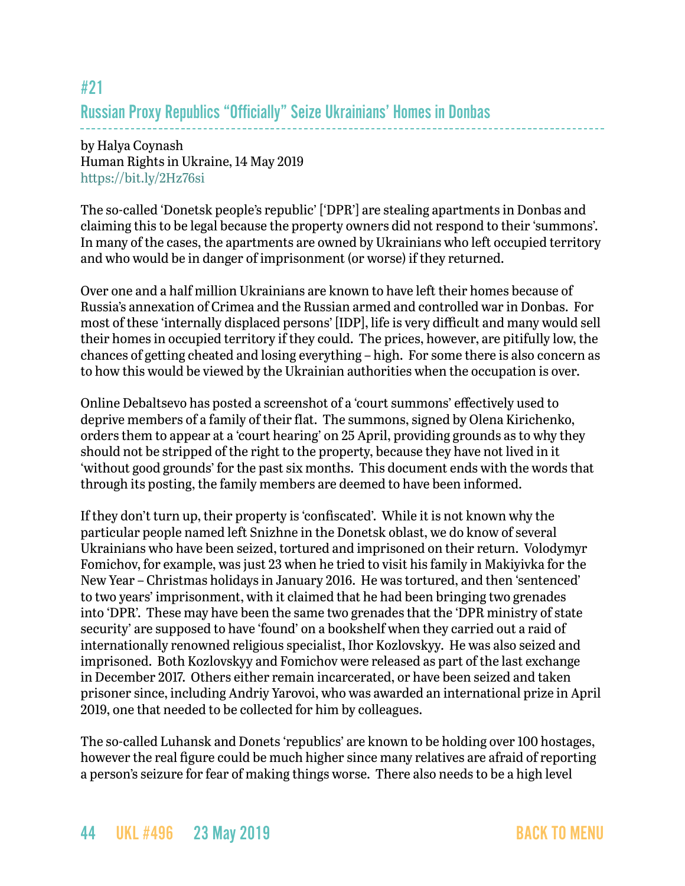## #21
## Russian Proxy Republics "Officially" Seize Ukrainians' Homes in Donbas

by Halya Coynash
Human Rights in Ukraine, 14 May 2019
https://bit.ly/2Hz76si

The so-called 'Donetsk people's republic' ['DPR'] are stealing apartments in Donbas and claiming this to be legal because the property owners did not respond to their 'summons'. In many of the cases, the apartments are owned by Ukrainians who left occupied territory and who would be in danger of imprisonment (or worse) if they returned.

Over one and a half million Ukrainians are known to have left their homes because of Russia's annexation of Crimea and the Russian armed and controlled war in Donbas. For most of these 'internally displaced persons' [IDP], life is very difficult and many would sell their homes in occupied territory if they could. The prices, however, are pitifully low, the chances of getting cheated and losing everything – high. For some there is also concern as to how this would be viewed by the Ukrainian authorities when the occupation is over.

Online Debaltsevo has posted a screenshot of a 'court summons' effectively used to deprive members of a family of their flat. The summons, signed by Olena Kirichenko, orders them to appear at a 'court hearing' on 25 April, providing grounds as to why they should not be stripped of the right to the property, because they have not lived in it 'without good grounds' for the past six months. This document ends with the words that through its posting, the family members are deemed to have been informed.

If they don't turn up, their property is 'confiscated'. While it is not known why the particular people named left Snizhne in the Donetsk oblast, we do know of several Ukrainians who have been seized, tortured and imprisoned on their return. Volodymyr Fomichov, for example, was just 23 when he tried to visit his family in Makiyivka for the New Year – Christmas holidays in January 2016. He was tortured, and then 'sentenced' to two years' imprisonment, with it claimed that he had been bringing two grenades into 'DPR'. These may have been the same two grenades that the 'DPR ministry of state security' are supposed to have 'found' on a bookshelf when they carried out a raid of internationally renowned religious specialist, Ihor Kozlovskyy. He was also seized and imprisoned. Both Kozlovskyy and Fomichov were released as part of the last exchange in December 2017. Others either remain incarcerated, or have been seized and taken prisoner since, including Andriy Yarovoi, who was awarded an international prize in April 2019, one that needed to be collected for him by colleagues.

The so-called Luhansk and Donets 'republics' are known to be holding over 100 hostages, however the real figure could be much higher since many relatives are afraid of reporting a person's seizure for fear of making things worse. There also needs to be a high level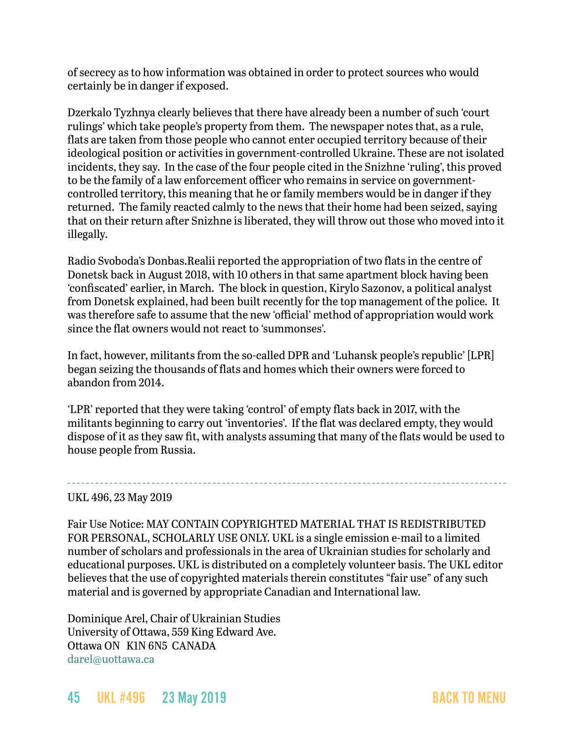of secrecy as to how information was obtained in order to protect sources who would certainly be in danger if exposed.

Dzerkalo Tyzhnya clearly believes that there have already been a number of such 'court rulings' which take people's property from them. The newspaper notes that, as a rule, flats are taken from those people who cannot enter occupied territory because of their ideological position or activities in government-controlled Ukraine. These are not isolated incidents, they say. In the case of the four people cited in the Snizhne 'ruling', this proved to be the family of a law enforcement officer who remains in service on government-controlled territory, this meaning that he or family members would be in danger if they returned. The family reacted calmly to the news that their home had been seized, saying that on their return after Snizhne is liberated, they will throw out those who moved into it illegally.

Radio Svoboda's Donbas.Realii reported the appropriation of two flats in the centre of Donetsk back in August 2018, with 10 others in that same apartment block having been 'confiscated' earlier, in March. The block in question, Kirylo Sazonov, a political analyst from Donetsk explained, had been built recently for the top management of the police. It was therefore safe to assume that the new 'official' method of appropriation would work since the flat owners would not react to 'summonses'.

In fact, however, militants from the so-called DPR and 'Luhansk people's republic' [LPR] began seizing the thousands of flats and homes which their owners were forced to abandon from 2014.

'LPR' reported that they were taking 'control' of empty flats back in 2017, with the militants beginning to carry out 'inventories'. If the flat was declared empty, they would dispose of it as they saw fit, with analysts assuming that many of the flats would be used to house people from Russia.

---

UKL 496, 23 May 2019

Fair Use Notice: MAY CONTAIN COPYRIGHTED MATERIAL THAT IS REDISTRIBUTED FOR PERSONAL, SCHOLARLY USE ONLY. UKL is a single emission e-mail to a limited number of scholars and professionals in the area of Ukrainian studies for scholarly and educational purposes. UKL is distributed on a completely volunteer basis. The UKL editor believes that the use of copyrighted materials therein constitutes "fair use" of any such material and is governed by appropriate Canadian and International law.

Dominique Arel, Chair of Ukrainian Studies
University of Ottawa, 559 King Edward Ave.
Ottawa ON K1N 6N5 CANADA
darel@uottawa.ca